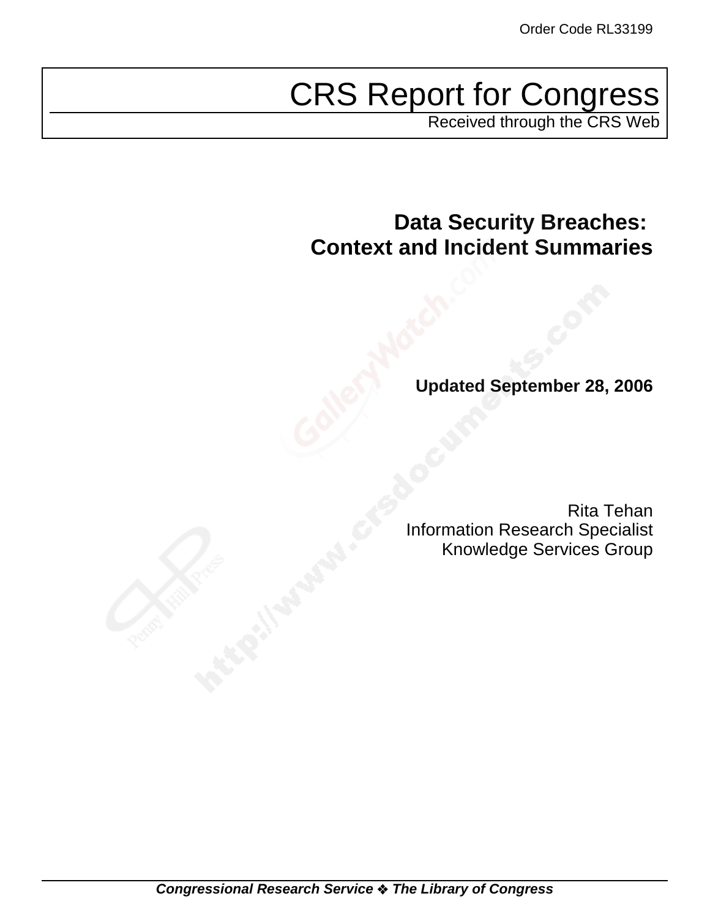Order Code RL33199

# CRS Report for Congress

Received through the CRS Web

## Data Security Breaches: Context and Incident Summaries

**Updated September 28, 2006**

Rita Tehan
Information Research Specialist
Knowledge Services Group

***Congressional Research Service ❖ The Library of Congress***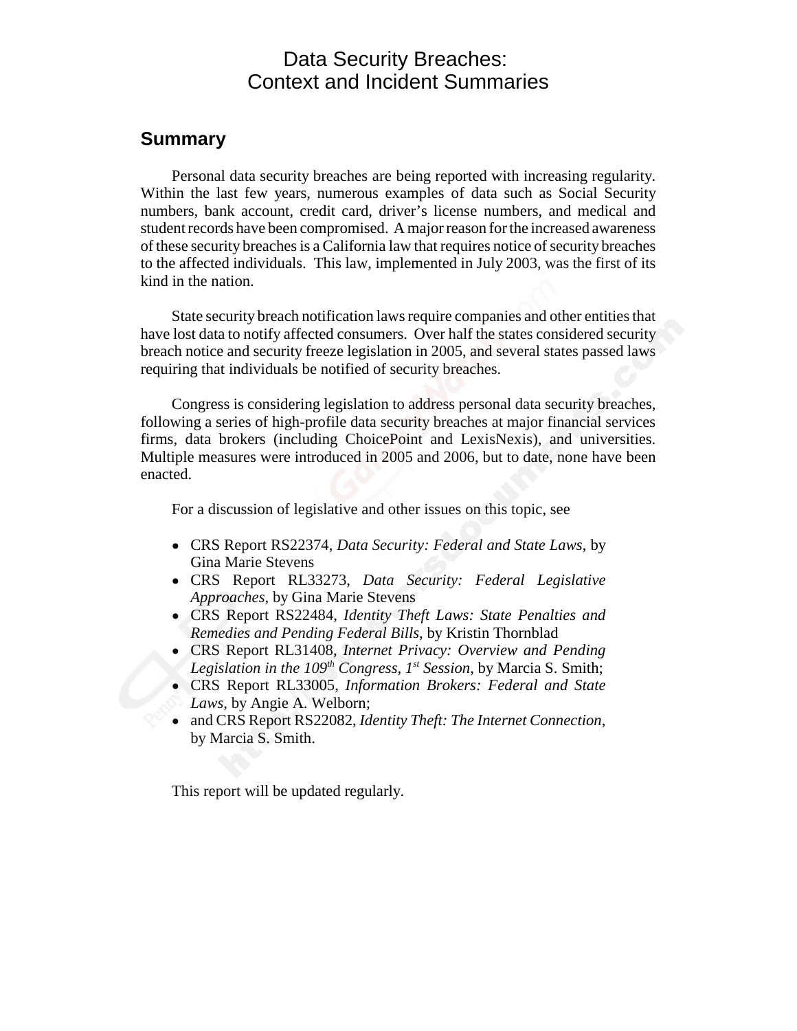# Data Security Breaches: Context and Incident Summaries

## Summary

Personal data security breaches are being reported with increasing regularity. Within the last few years, numerous examples of data such as Social Security numbers, bank account, credit card, driver's license numbers, and medical and student records have been compromised. A major reason for the increased awareness of these security breaches is a California law that requires notice of security breaches to the affected individuals. This law, implemented in July 2003, was the first of its kind in the nation.

State security breach notification laws require companies and other entities that have lost data to notify affected consumers. Over half the states considered security breach notice and security freeze legislation in 2005, and several states passed laws requiring that individuals be notified of security breaches.

Congress is considering legislation to address personal data security breaches, following a series of high-profile data security breaches at major financial services firms, data brokers (including ChoicePoint and LexisNexis), and universities. Multiple measures were introduced in 2005 and 2006, but to date, none have been enacted.

For a discussion of legislative and other issues on this topic, see

- CRS Report RS22374, *Data Security: Federal and State Laws*, by Gina Marie Stevens
- CRS Report RL33273, *Data Security: Federal Legislative Approaches*, by Gina Marie Stevens
- CRS Report RS22484, *Identity Theft Laws: State Penalties and Remedies and Pending Federal Bills*, by Kristin Thornblad
- CRS Report RL31408, *Internet Privacy: Overview and Pending Legislation in the 109th Congress, 1st Session*, by Marcia S. Smith;
- CRS Report RL33005, *Information Brokers: Federal and State Laws*, by Angie A. Welborn;
- and CRS Report RS22082, *Identity Theft: The Internet Connection*, by Marcia S. Smith.

This report will be updated regularly.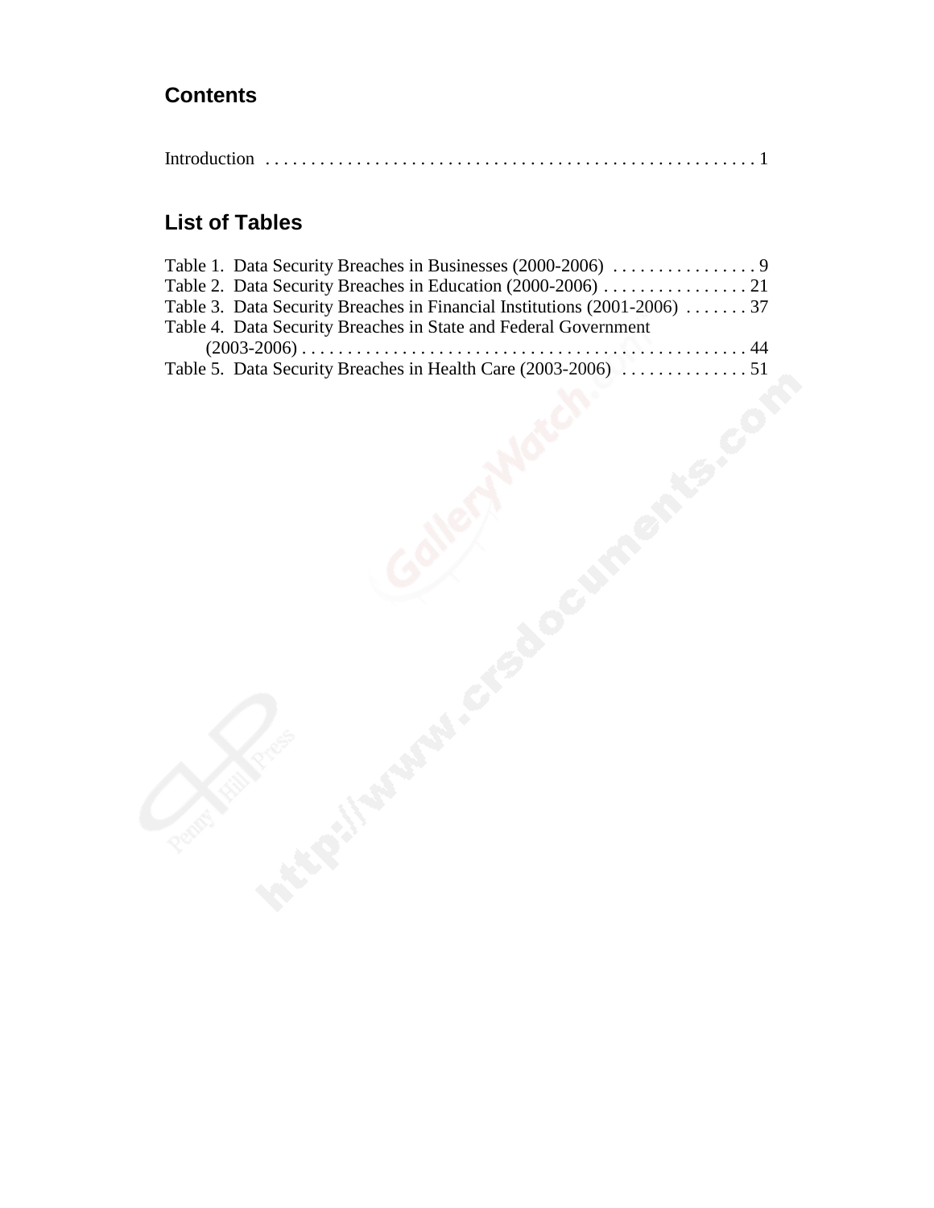## Contents

Introduction . . . . . . . . . . . . . . . . . . . . . . . . . . . . . . . . . . . . . . . . . . . . . . . . . . . . . 1

## List of Tables

Table 1. Data Security Breaches in Businesses (2000-2006) . . . . . . . . . . . . . . . . 9
Table 2. Data Security Breaches in Education (2000-2006) . . . . . . . . . . . . . . . . 21
Table 3. Data Security Breaches in Financial Institutions (2001-2006) . . . . . . . 37
Table 4. Data Security Breaches in State and Federal Government (2003-2006) . . . . . . . . . . . . . . . . . . . . . . . . . . . . . . . . . . . . . . . . . . . . . . . . 44
Table 5. Data Security Breaches in Health Care (2003-2006) . . . . . . . . . . . . . . 51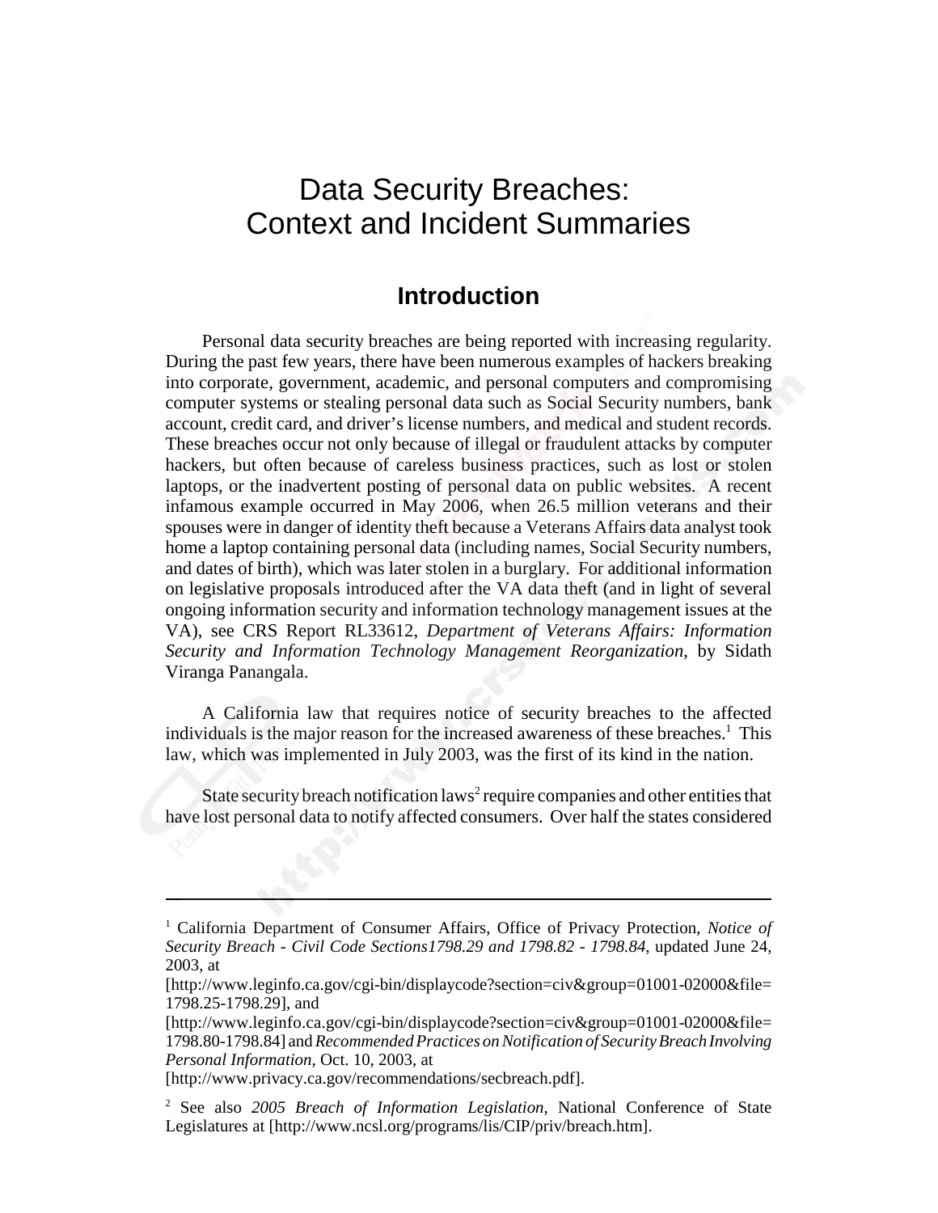# Data Security Breaches: Context and Incident Summaries

## Introduction

Personal data security breaches are being reported with increasing regularity. During the past few years, there have been numerous examples of hackers breaking into corporate, government, academic, and personal computers and compromising computer systems or stealing personal data such as Social Security numbers, bank account, credit card, and driver's license numbers, and medical and student records. These breaches occur not only because of illegal or fraudulent attacks by computer hackers, but often because of careless business practices, such as lost or stolen laptops, or the inadvertent posting of personal data on public websites. A recent infamous example occurred in May 2006, when 26.5 million veterans and their spouses were in danger of identity theft because a Veterans Affairs data analyst took home a laptop containing personal data (including names, Social Security numbers, and dates of birth), which was later stolen in a burglary. For additional information on legislative proposals introduced after the VA data theft (and in light of several ongoing information security and information technology management issues at the VA), see CRS Report RL33612, *Department of Veterans Affairs: Information Security and Information Technology Management Reorganization*, by Sidath Viranga Panangala.

A California law that requires notice of security breaches to the affected individuals is the major reason for the increased awareness of these breaches.[1] This law, which was implemented in July 2003, was the first of its kind in the nation.

State security breach notification laws[2] require companies and other entities that have lost personal data to notify affected consumers. Over half the states considered

---

[1] California Department of Consumer Affairs, Office of Privacy Protection, *Notice of Security Breach - Civil Code Sections1798.29 and 1798.82 - 1798.84*, updated June 24, 2003, at [http://www.leginfo.ca.gov/cgi-bin/displaycode?section=civ&group=01001-02000&file=1798.25-1798.29], and [http://www.leginfo.ca.gov/cgi-bin/displaycode?section=civ&group=01001-02000&file=1798.80-1798.84] and *Recommended Practices on Notification of Security Breach Involving Personal Information*, Oct. 10, 2003, at [http://www.privacy.ca.gov/recommendations/secbreach.pdf].

[2] See also *2005 Breach of Information Legislation*, National Conference of State Legislatures at [http://www.ncsl.org/programs/lis/CIP/priv/breach.htm].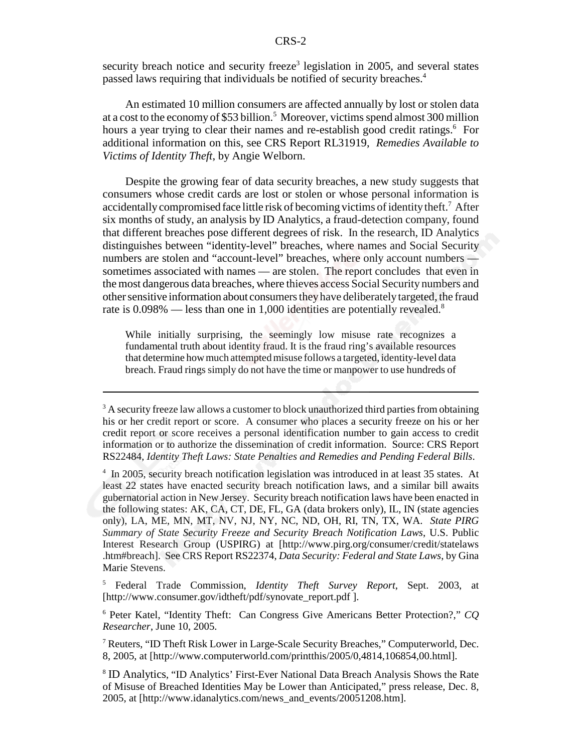security breach notice and security freeze[3] legislation in 2005, and several states passed laws requiring that individuals be notified of security breaches.[4]

An estimated 10 million consumers are affected annually by lost or stolen data at a cost to the economy of $53 billion.[5] Moreover, victims spend almost 300 million hours a year trying to clear their names and re-establish good credit ratings.[6] For additional information on this, see CRS Report RL31919, *Remedies Available to Victims of Identity Theft*, by Angie Welborn.

Despite the growing fear of data security breaches, a new study suggests that consumers whose credit cards are lost or stolen or whose personal information is accidentally compromised face little risk of becoming victims of identity theft.[7] After six months of study, an analysis by ID Analytics, a fraud-detection company, found that different breaches pose different degrees of risk. In the research, ID Analytics distinguishes between "identity-level" breaches, where names and Social Security numbers are stolen and "account-level" breaches, where only account numbers — sometimes associated with names — are stolen. The report concludes that even in the most dangerous data breaches, where thieves access Social Security numbers and other sensitive information about consumers they have deliberately targeted, the fraud rate is 0.098% — less than one in 1,000 identities are potentially revealed.[8]

> While initially surprising, the seemingly low misuse rate recognizes a fundamental truth about identity fraud. It is the fraud ring's available resources that determine how much attempted misuse follows a targeted, identity-level data breach. Fraud rings simply do not have the time or manpower to use hundreds of

---

[3] A security freeze law allows a customer to block unauthorized third parties from obtaining his or her credit report or score. A consumer who places a security freeze on his or her credit report or score receives a personal identification number to gain access to credit information or to authorize the dissemination of credit information. Source: CRS Report RS22484, *Identity Theft Laws: State Penalties and Remedies and Pending Federal Bills*.

[4] In 2005, security breach notification legislation was introduced in at least 35 states. At least 22 states have enacted security breach notification laws, and a similar bill awaits gubernatorial action in New Jersey. Security breach notification laws have been enacted in the following states: AK, CA, CT, DE, FL, GA (data brokers only), IL, IN (state agencies only), LA, ME, MN, MT, NV, NJ, NY, NC, ND, OH, RI, TN, TX, WA. *State PIRG Summary of State Security Freeze and Security Breach Notification Laws*, U.S. Public Interest Research Group (USPIRG) at [http://www.pirg.org/consumer/credit/statelaws.htm#breach]. See CRS Report RS22374, *Data Security: Federal and State Laws*, by Gina Marie Stevens.

[5] Federal Trade Commission, *Identity Theft Survey Report*, Sept. 2003, at [http://www.consumer.gov/idtheft/pdf/synovate_report.pdf ].

[6] Peter Katel, "Identity Theft: Can Congress Give Americans Better Protection?," *CQ Researcher*, June 10, 2005.

[7] Reuters, "ID Theft Risk Lower in Large-Scale Security Breaches," Computerworld, Dec. 8, 2005, at [http://www.computerworld.com/printthis/2005/0,4814,106854,00.html].

[8] ID Analytics, "ID Analytics' First-Ever National Data Breach Analysis Shows the Rate of Misuse of Breached Identities May be Lower than Anticipated," press release, Dec. 8, 2005, at [http://www.idanalytics.com/news_and_events/20051208.htm].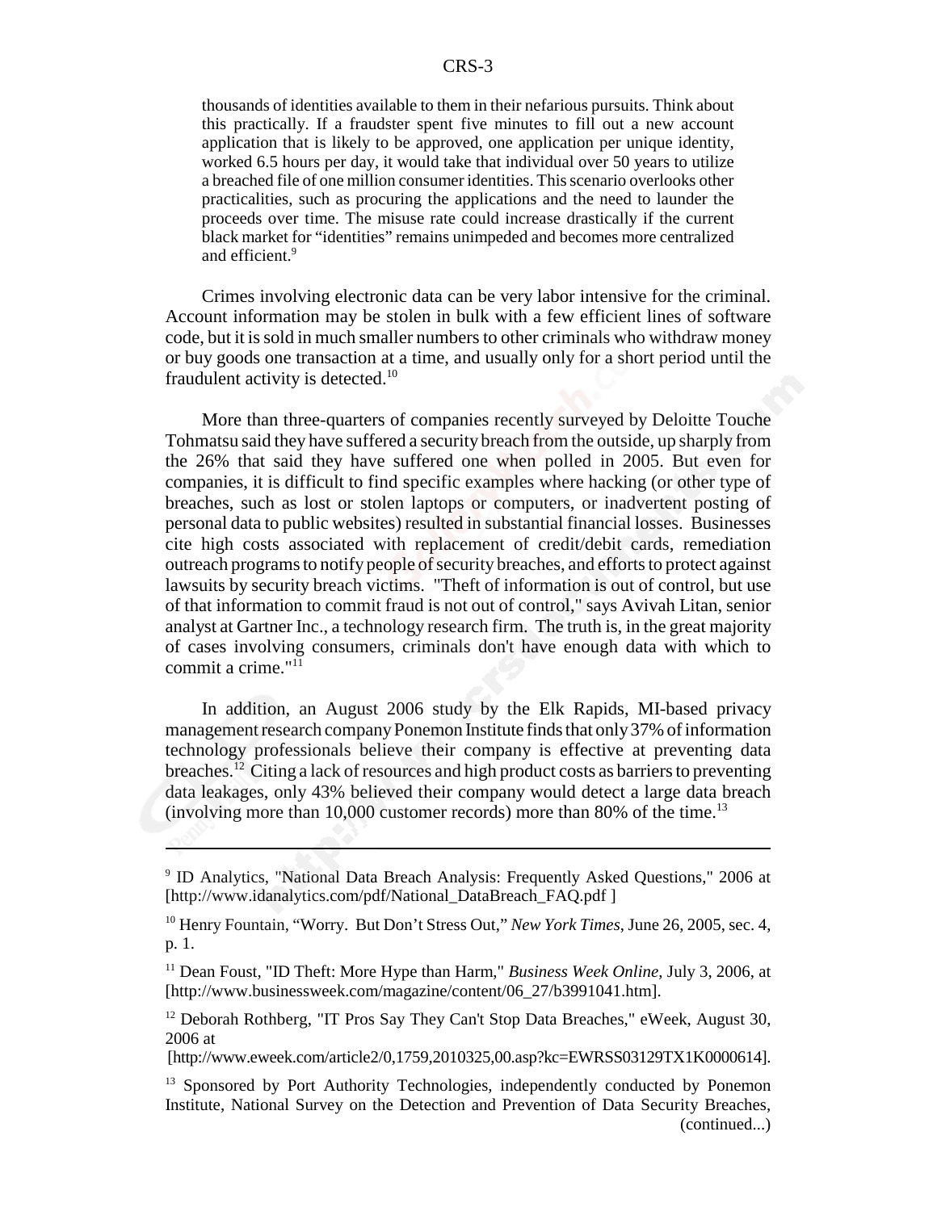> thousands of identities available to them in their nefarious pursuits. Think about this practically. If a fraudster spent five minutes to fill out a new account application that is likely to be approved, one application per unique identity, worked 6.5 hours per day, it would take that individual over 50 years to utilize a breached file of one million consumer identities. This scenario overlooks other practicalities, such as procuring the applications and the need to launder the proceeds over time. The misuse rate could increase drastically if the current black market for "identities" remains unimpeded and becomes more centralized and efficient.[9]

Crimes involving electronic data can be very labor intensive for the criminal. Account information may be stolen in bulk with a few efficient lines of software code, but it is sold in much smaller numbers to other criminals who withdraw money or buy goods one transaction at a time, and usually only for a short period until the fraudulent activity is detected.[10]

More than three-quarters of companies recently surveyed by Deloitte Touche Tohmatsu said they have suffered a security breach from the outside, up sharply from the 26% that said they have suffered one when polled in 2005. But even for companies, it is difficult to find specific examples where hacking (or other type of breaches, such as lost or stolen laptops or computers, or inadvertent posting of personal data to public websites) resulted in substantial financial losses. Businesses cite high costs associated with replacement of credit/debit cards, remediation outreach programs to notify people of security breaches, and efforts to protect against lawsuits by security breach victims. "Theft of information is out of control, but use of that information to commit fraud is not out of control," says Avivah Litan, senior analyst at Gartner Inc., a technology research firm. The truth is, in the great majority of cases involving consumers, criminals don't have enough data with which to commit a crime."[11]

In addition, an August 2006 study by the Elk Rapids, MI-based privacy management research company Ponemon Institute finds that only 37% of information technology professionals believe their company is effective at preventing data breaches.[12] Citing a lack of resources and high product costs as barriers to preventing data leakages, only 43% believed their company would detect a large data breach (involving more than 10,000 customer records) more than 80% of the time.[13]

---

[9] ID Analytics, "National Data Breach Analysis: Frequently Asked Questions," 2006 at [http://www.idanalytics.com/pdf/National_DataBreach_FAQ.pdf ]

[10] Henry Fountain, "Worry. But Don't Stress Out," *New York Times*, June 26, 2005, sec. 4, p. 1.

[11] Dean Foust, "ID Theft: More Hype than Harm," *Business Week Online*, July 3, 2006, at [http://www.businessweek.com/magazine/content/06_27/b3991041.htm].

[12] Deborah Rothberg, "IT Pros Say They Can't Stop Data Breaches," eWeek, August 30, 2006 at [http://www.eweek.com/article2/0,1759,2010325,00.asp?kc=EWRSS03129TX1K0000614].

[13] Sponsored by Port Authority Technologies, independently conducted by Ponemon Institute, National Survey on the Detection and Prevention of Data Security Breaches, (continued...)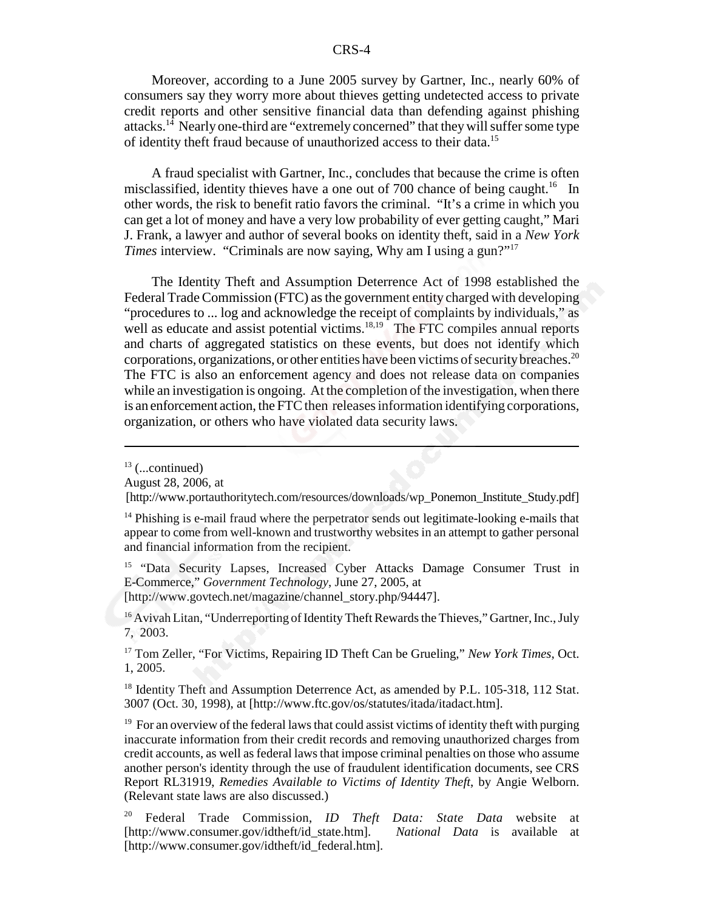Moreover, according to a June 2005 survey by Gartner, Inc., nearly 60% of consumers say they worry more about thieves getting undetected access to private credit reports and other sensitive financial data than defending against phishing attacks.[14] Nearly one-third are "extremely concerned" that they will suffer some type of identity theft fraud because of unauthorized access to their data.[15]

A fraud specialist with Gartner, Inc., concludes that because the crime is often misclassified, identity thieves have a one out of 700 chance of being caught.[16] In other words, the risk to benefit ratio favors the criminal. "It's a crime in which you can get a lot of money and have a very low probability of ever getting caught," Mari J. Frank, a lawyer and author of several books on identity theft, said in a *New York Times* interview. "Criminals are now saying, Why am I using a gun?"[17]

The Identity Theft and Assumption Deterrence Act of 1998 established the Federal Trade Commission (FTC) as the government entity charged with developing "procedures to ... log and acknowledge the receipt of complaints by individuals," as well as educate and assist potential victims.[18,19] The FTC compiles annual reports and charts of aggregated statistics on these events, but does not identify which corporations, organizations, or other entities have been victims of security breaches.[20] The FTC is also an enforcement agency and does not release data on companies while an investigation is ongoing. At the completion of the investigation, when there is an enforcement action, the FTC then releases information identifying corporations, organization, or others who have violated data security laws.

---

[13] (...continued)
August 28, 2006, at
[http://www.portauthoritytech.com/resources/downloads/wp_Ponemon_Institute_Study.pdf]

[14] Phishing is e-mail fraud where the perpetrator sends out legitimate-looking e-mails that appear to come from well-known and trustworthy websites in an attempt to gather personal and financial information from the recipient.

[15] "Data Security Lapses, Increased Cyber Attacks Damage Consumer Trust in E-Commerce," *Government Technology*, June 27, 2005, at [http://www.govtech.net/magazine/channel_story.php/94447].

[16] Avivah Litan, "Underreporting of Identity Theft Rewards the Thieves," Gartner, Inc., July 7, 2003.

[17] Tom Zeller, "For Victims, Repairing ID Theft Can be Grueling," *New York Times*, Oct. 1, 2005.

[18] Identity Theft and Assumption Deterrence Act, as amended by P.L. 105-318, 112 Stat. 3007 (Oct. 30, 1998), at [http://www.ftc.gov/os/statutes/itada/itadact.htm].

[19] For an overview of the federal laws that could assist victims of identity theft with purging inaccurate information from their credit records and removing unauthorized charges from credit accounts, as well as federal laws that impose criminal penalties on those who assume another person's identity through the use of fraudulent identification documents, see CRS Report RL31919, *Remedies Available to Victims of Identity Theft*, by Angie Welborn. (Relevant state laws are also discussed.)

[20] Federal Trade Commission, *ID Theft Data: State Data* website at [http://www.consumer.gov/idtheft/id_state.htm]. *National Data* is available at [http://www.consumer.gov/idtheft/id_federal.htm].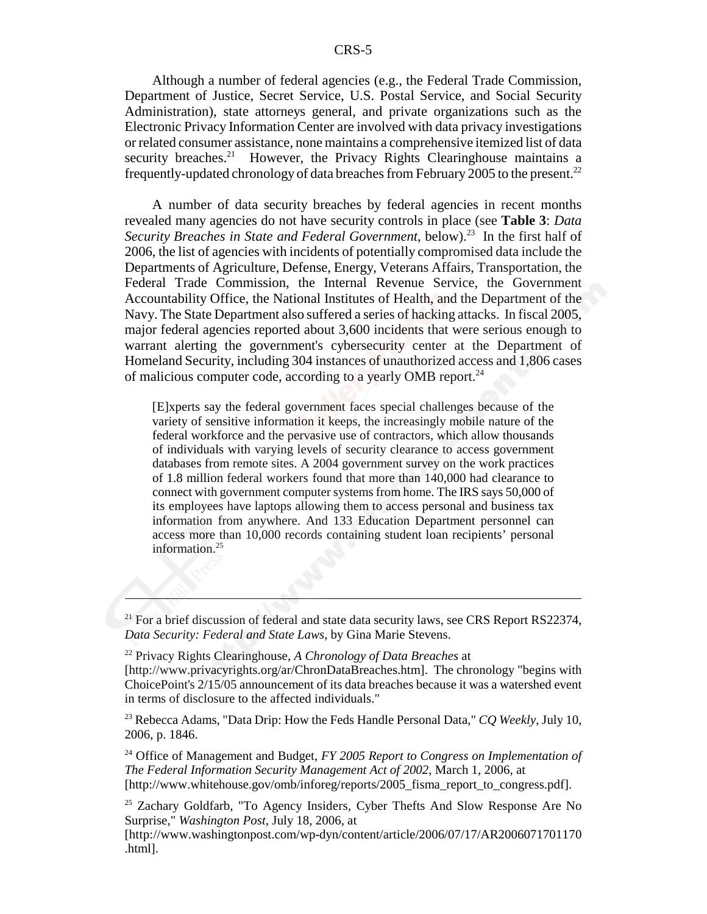Although a number of federal agencies (e.g., the Federal Trade Commission, Department of Justice, Secret Service, U.S. Postal Service, and Social Security Administration), state attorneys general, and private organizations such as the Electronic Privacy Information Center are involved with data privacy investigations or related consumer assistance, none maintains a comprehensive itemized list of data security breaches.[21] However, the Privacy Rights Clearinghouse maintains a frequently-updated chronology of data breaches from February 2005 to the present.[22]

A number of data security breaches by federal agencies in recent months revealed many agencies do not have security controls in place (see **Table 3**: *Data Security Breaches in State and Federal Government*, below).[23] In the first half of 2006, the list of agencies with incidents of potentially compromised data include the Departments of Agriculture, Defense, Energy, Veterans Affairs, Transportation, the Federal Trade Commission, the Internal Revenue Service, the Government Accountability Office, the National Institutes of Health, and the Department of the Navy. The State Department also suffered a series of hacking attacks. In fiscal 2005, major federal agencies reported about 3,600 incidents that were serious enough to warrant alerting the government's cybersecurity center at the Department of Homeland Security, including 304 instances of unauthorized access and 1,806 cases of malicious computer code, according to a yearly OMB report.[24]

> [E]xperts say the federal government faces special challenges because of the variety of sensitive information it keeps, the increasingly mobile nature of the federal workforce and the pervasive use of contractors, which allow thousands of individuals with varying levels of security clearance to access government databases from remote sites. A 2004 government survey on the work practices of 1.8 million federal workers found that more than 140,000 had clearance to connect with government computer systems from home. The IRS says 50,000 of its employees have laptops allowing them to access personal and business tax information from anywhere. And 133 Education Department personnel can access more than 10,000 records containing student loan recipients' personal information.[25]

---

[21] For a brief discussion of federal and state data security laws, see CRS Report RS22374, *Data Security: Federal and State Laws*, by Gina Marie Stevens.

[22] Privacy Rights Clearinghouse, *A Chronology of Data Breaches* at [http://www.privacyrights.org/ar/ChronDataBreaches.htm]. The chronology "begins with ChoicePoint's 2/15/05 announcement of its data breaches because it was a watershed event in terms of disclosure to the affected individuals."

[23] Rebecca Adams, "Data Drip: How the Feds Handle Personal Data," *CQ Weekly*, July 10, 2006, p. 1846.

[24] Office of Management and Budget, *FY 2005 Report to Congress on Implementation of The Federal Information Security Management Act of 2002*, March 1, 2006, at [http://www.whitehouse.gov/omb/inforeg/reports/2005_fisma_report_to_congress.pdf].

[25] Zachary Goldfarb, "To Agency Insiders, Cyber Thefts And Slow Response Are No Surprise," *Washington Post*, July 18, 2006, at [http://www.washingtonpost.com/wp-dyn/content/article/2006/07/17/AR2006071701170.html].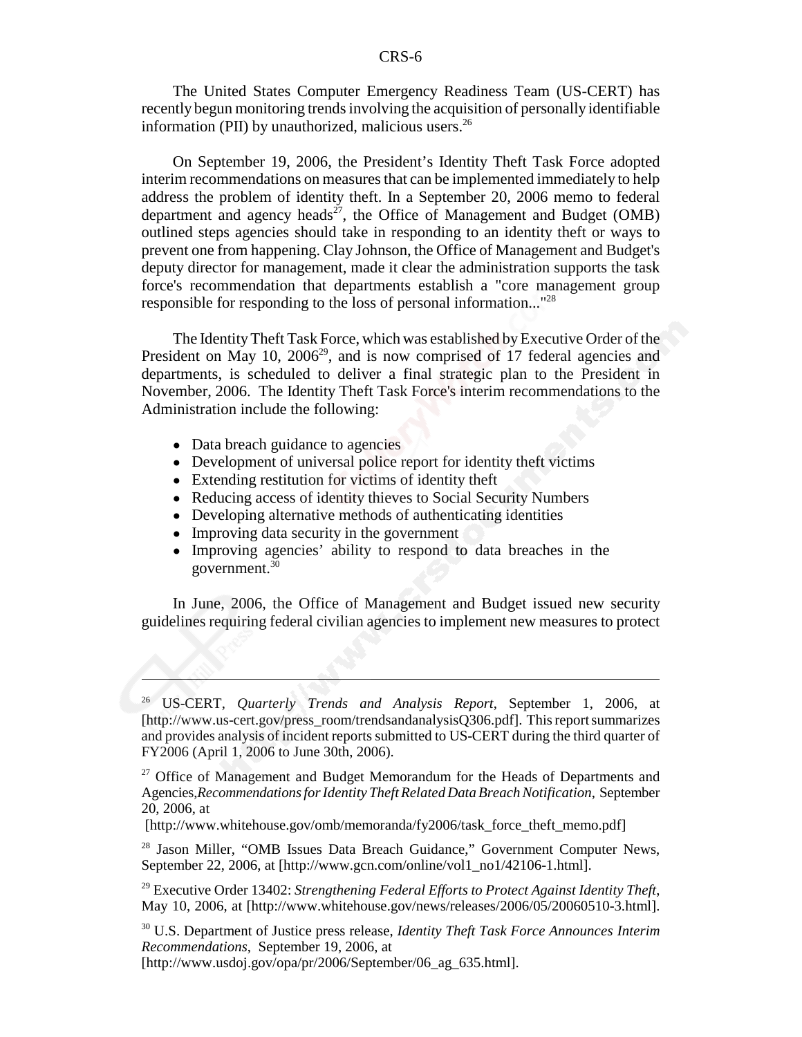The United States Computer Emergency Readiness Team (US-CERT) has recently begun monitoring trends involving the acquisition of personally identifiable information (PII) by unauthorized, malicious users.[26]

On September 19, 2006, the President's Identity Theft Task Force adopted interim recommendations on measures that can be implemented immediately to help address the problem of identity theft. In a September 20, 2006 memo to federal department and agency heads[27], the Office of Management and Budget (OMB) outlined steps agencies should take in responding to an identity theft or ways to prevent one from happening. Clay Johnson, the Office of Management and Budget's deputy director for management, made it clear the administration supports the task force's recommendation that departments establish a "core management group responsible for responding to the loss of personal information..."[28]

The Identity Theft Task Force, which was established by Executive Order of the President on May 10, 2006[29], and is now comprised of 17 federal agencies and departments, is scheduled to deliver a final strategic plan to the President in November, 2006. The Identity Theft Task Force's interim recommendations to the Administration include the following:

- Data breach guidance to agencies
- Development of universal police report for identity theft victims
- Extending restitution for victims of identity theft
- Reducing access of identity thieves to Social Security Numbers
- Developing alternative methods of authenticating identities
- Improving data security in the government
- Improving agencies' ability to respond to data breaches in the government.[30]

In June, 2006, the Office of Management and Budget issued new security guidelines requiring federal civilian agencies to implement new measures to protect

---

[26] US-CERT, *Quarterly Trends and Analysis Report*, September 1, 2006, at [http://www.us-cert.gov/press_room/trendsandanalysisQ306.pdf]. This report summarizes and provides analysis of incident reports submitted to US-CERT during the third quarter of FY2006 (April 1, 2006 to June 30th, 2006).

[27] Office of Management and Budget Memorandum for the Heads of Departments and Agencies,*Recommendations for Identity Theft Related Data Breach Notification*, September 20, 2006, at [http://www.whitehouse.gov/omb/memoranda/fy2006/task_force_theft_memo.pdf]

[28] Jason Miller, "OMB Issues Data Breach Guidance," Government Computer News, September 22, 2006, at [http://www.gcn.com/online/vol1_no1/42106-1.html].

[29] Executive Order 13402: *Strengthening Federal Efforts to Protect Against Identity Theft*, May 10, 2006, at [http://www.whitehouse.gov/news/releases/2006/05/20060510-3.html].

[30] U.S. Department of Justice press release, *Identity Theft Task Force Announces Interim Recommendations*, September 19, 2006, at [http://www.usdoj.gov/opa/pr/2006/September/06_ag_635.html].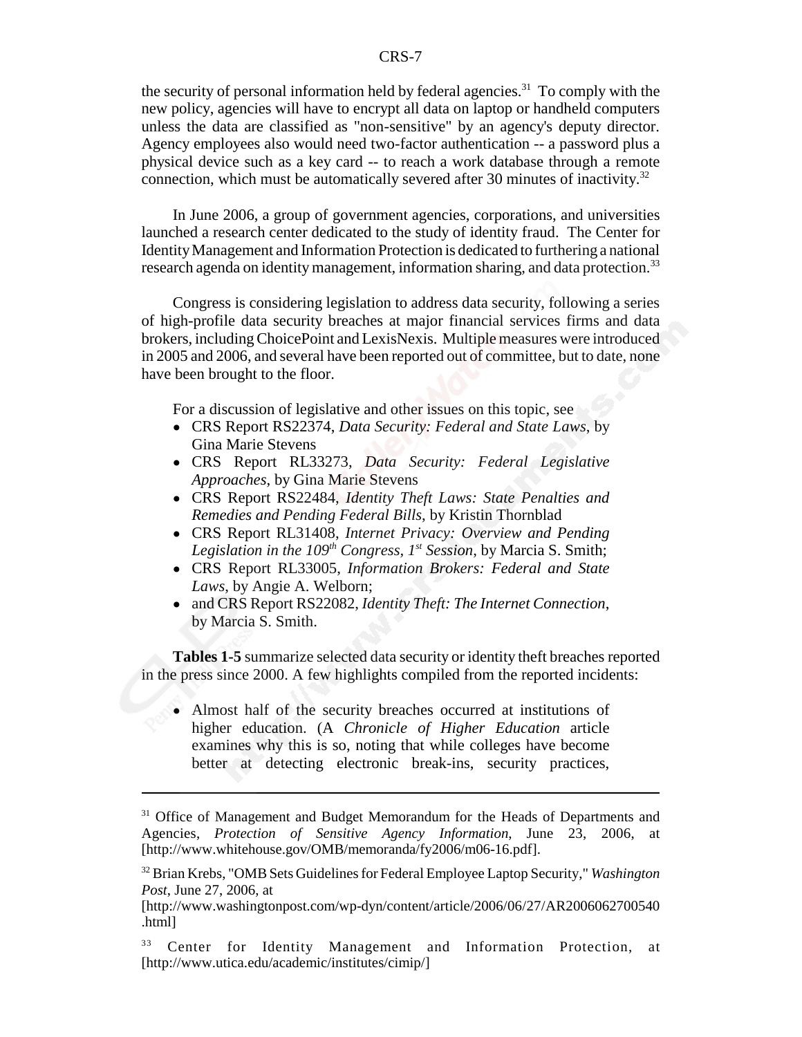the security of personal information held by federal agencies.[31] To comply with the new policy, agencies will have to encrypt all data on laptop or handheld computers unless the data are classified as "non-sensitive" by an agency's deputy director. Agency employees also would need two-factor authentication -- a password plus a physical device such as a key card -- to reach a work database through a remote connection, which must be automatically severed after 30 minutes of inactivity.[32]

In June 2006, a group of government agencies, corporations, and universities launched a research center dedicated to the study of identity fraud. The Center for Identity Management and Information Protection is dedicated to furthering a national research agenda on identity management, information sharing, and data protection.[33]

Congress is considering legislation to address data security, following a series of high-profile data security breaches at major financial services firms and data brokers, including ChoicePoint and LexisNexis. Multiple measures were introduced in 2005 and 2006, and several have been reported out of committee, but to date, none have been brought to the floor.

For a discussion of legislative and other issues on this topic, see

- CRS Report RS22374, *Data Security: Federal and State Laws*, by Gina Marie Stevens
- CRS Report RL33273, *Data Security: Federal Legislative Approaches*, by Gina Marie Stevens
- CRS Report RS22484, *Identity Theft Laws: State Penalties and Remedies and Pending Federal Bills*, by Kristin Thornblad
- CRS Report RL31408, *Internet Privacy: Overview and Pending Legislation in the 109th Congress, 1st Session*, by Marcia S. Smith;
- CRS Report RL33005, *Information Brokers: Federal and State Laws*, by Angie A. Welborn;
- and CRS Report RS22082, *Identity Theft: The Internet Connection*, by Marcia S. Smith.

**Tables 1-5** summarize selected data security or identity theft breaches reported in the press since 2000. A few highlights compiled from the reported incidents:

- Almost half of the security breaches occurred at institutions of higher education. (A *Chronicle of Higher Education* article examines why this is so, noting that while colleges have become better at detecting electronic break-ins, security practices,

---

[31] Office of Management and Budget Memorandum for the Heads of Departments and Agencies, *Protection of Sensitive Agency Information*, June 23, 2006, at [http://www.whitehouse.gov/OMB/memoranda/fy2006/m06-16.pdf].

[32] Brian Krebs, "OMB Sets Guidelines for Federal Employee Laptop Security," *Washington Post*, June 27, 2006, at [http://www.washingtonpost.com/wp-dyn/content/article/2006/06/27/AR2006062700540.html]

[33] Center for Identity Management and Information Protection, at [http://www.utica.edu/academic/institutes/cimip/]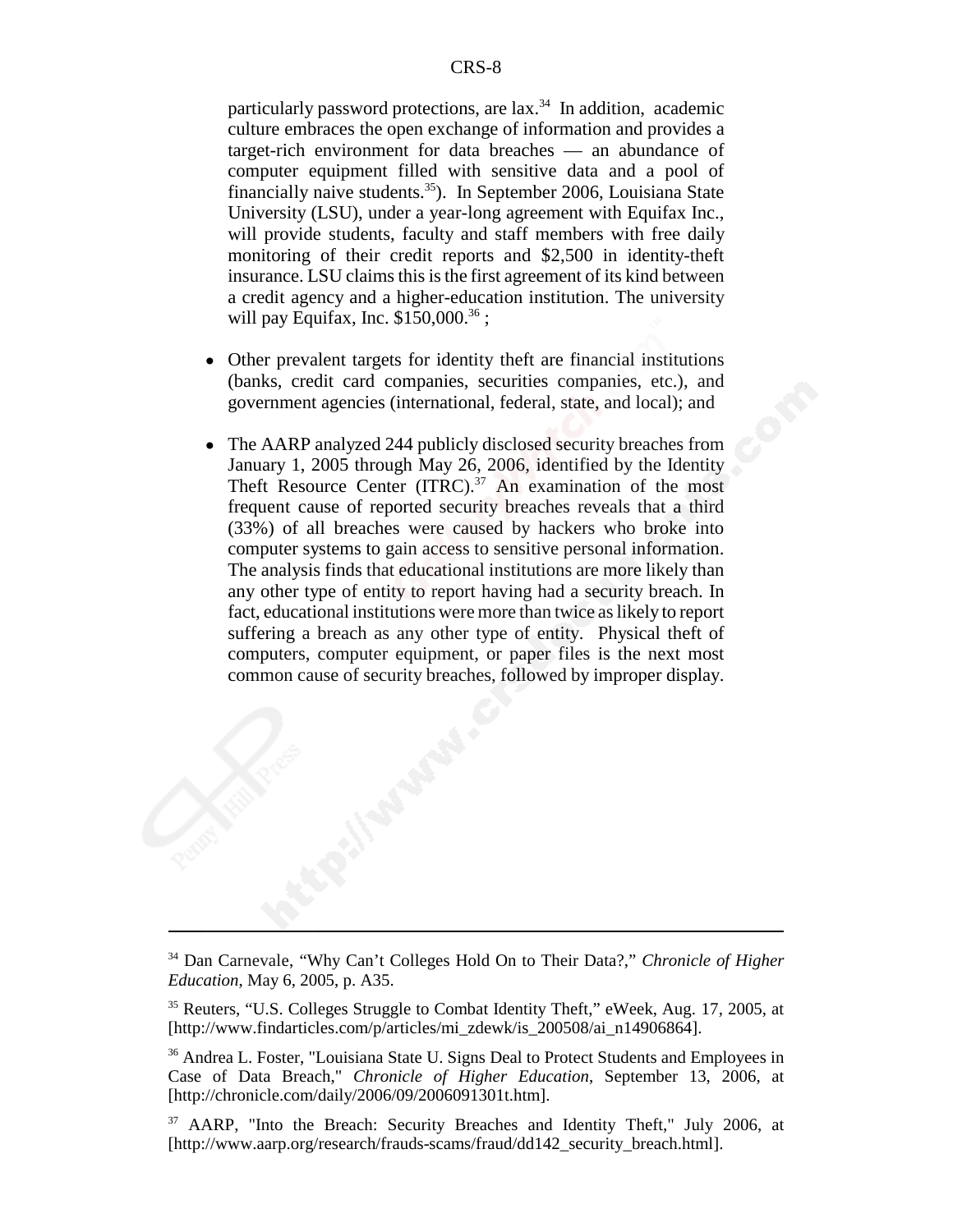particularly password protections, are lax.[34] In addition, academic culture embraces the open exchange of information and provides a target-rich environment for data breaches — an abundance of computer equipment filled with sensitive data and a pool of financially naive students.[35]). In September 2006, Louisiana State University (LSU), under a year-long agreement with Equifax Inc., will provide students, faculty and staff members with free daily monitoring of their credit reports and $2,500 in identity-theft insurance. LSU claims this is the first agreement of its kind between a credit agency and a higher-education institution. The university will pay Equifax, Inc. $150,000.[36] ;

- Other prevalent targets for identity theft are financial institutions (banks, credit card companies, securities companies, etc.), and government agencies (international, federal, state, and local); and
- The AARP analyzed 244 publicly disclosed security breaches from January 1, 2005 through May 26, 2006, identified by the Identity Theft Resource Center (ITRC).[37] An examination of the most frequent cause of reported security breaches reveals that a third (33%) of all breaches were caused by hackers who broke into computer systems to gain access to sensitive personal information. The analysis finds that educational institutions are more likely than any other type of entity to report having had a security breach. In fact, educational institutions were more than twice as likely to report suffering a breach as any other type of entity. Physical theft of computers, computer equipment, or paper files is the next most common cause of security breaches, followed by improper display.

---

[34] Dan Carnevale, "Why Can't Colleges Hold On to Their Data?," *Chronicle of Higher Education*, May 6, 2005, p. A35.

[35] Reuters, "U.S. Colleges Struggle to Combat Identity Theft," eWeek, Aug. 17, 2005, at [http://www.findarticles.com/p/articles/mi_zdewk/is_200508/ai_n14906864].

[36] Andrea L. Foster, "Louisiana State U. Signs Deal to Protect Students and Employees in Case of Data Breach," *Chronicle of Higher Education*, September 13, 2006, at [http://chronicle.com/daily/2006/09/2006091301t.htm].

[37] AARP, "Into the Breach: Security Breaches and Identity Theft," July 2006, at [http://www.aarp.org/research/frauds-scams/fraud/dd142_security_breach.html].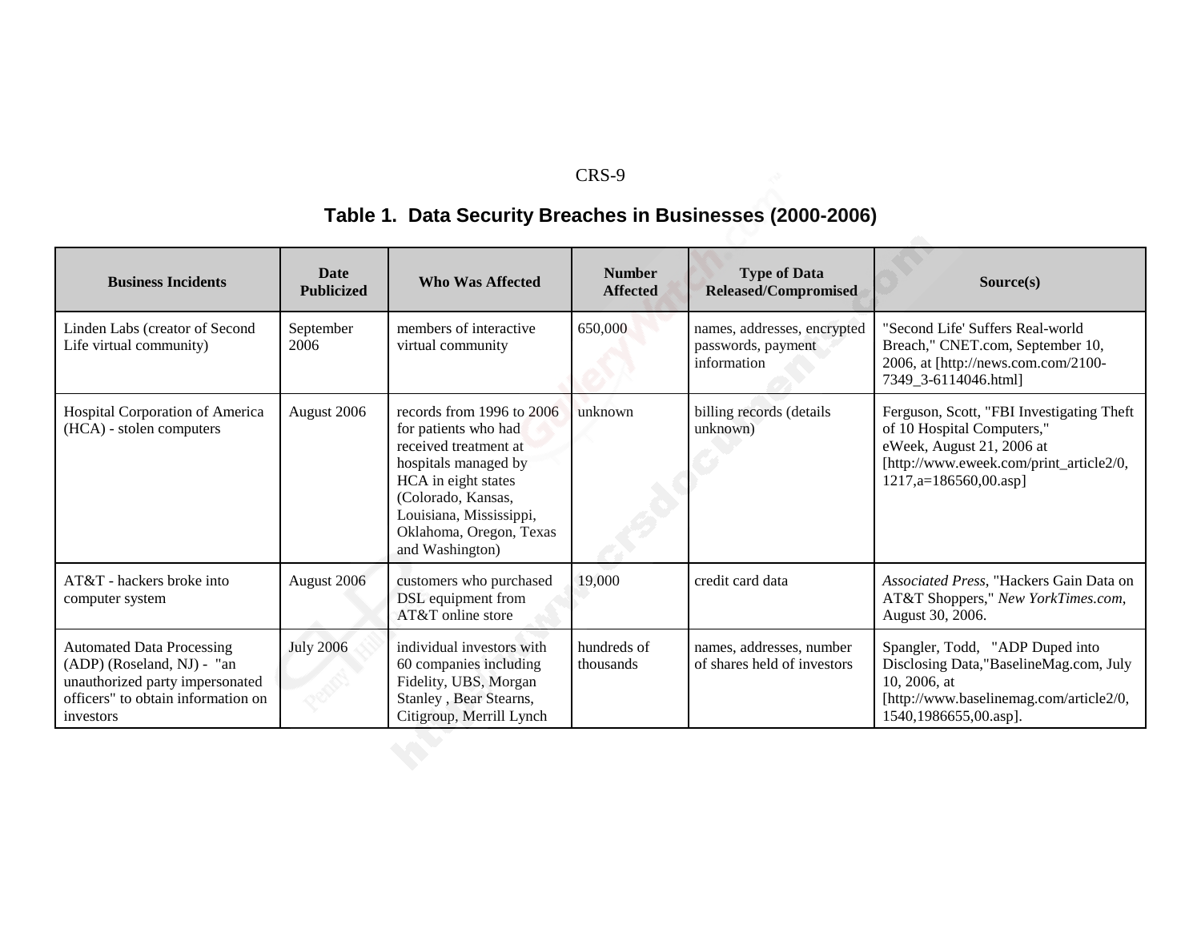**Table 1. Data Security Breaches in Businesses (2000-2006)**

| Business Incidents | Date Publicized | Who Was Affected | Number Affected | Type of Data Released/Compromised | Source(s) |
|---|---|---|---|---|---|
| Linden Labs (creator of Second Life virtual community) | September 2006 | members of interactive virtual community | 650,000 | names, addresses, encrypted passwords, payment information | "Second Life' Suffers Real-world Breach," CNET.com, September 10, 2006, at [http://news.com.com/2100-7349_3-6114046.html] |
| Hospital Corporation of America (HCA) - stolen computers | August 2006 | records from 1996 to 2006 for patients who had received treatment at hospitals managed by HCA in eight states (Colorado, Kansas, Louisiana, Mississippi, Oklahoma, Oregon, Texas and Washington) | unknown | billing records (details unknown) | Ferguson, Scott, "FBI Investigating Theft of 10 Hospital Computers," eWeek, August 21, 2006 at [http://www.eweek.com/print_article2/0,1217,a=186560,00.asp] |
| AT&T - hackers broke into computer system | August 2006 | customers who purchased DSL equipment from AT&T online store | 19,000 | credit card data | *Associated Press*, "Hackers Gain Data on AT&T Shoppers," *New YorkTimes.com*, August 30, 2006. |
| Automated Data Processing (ADP) (Roseland, NJ) - "an unauthorized party impersonated officers" to obtain information on investors | July 2006 | individual investors with 60 companies including Fidelity, UBS, Morgan Stanley , Bear Stearns, Citigroup, Merrill Lynch | hundreds of thousands | names, addresses, number of shares held of investors | Spangler, Todd, "ADP Duped into Disclosing Data,"BaselineMag.com, July 10, 2006, at [http://www.baselinemag.com/article2/0,1540,1986655,00.asp]. |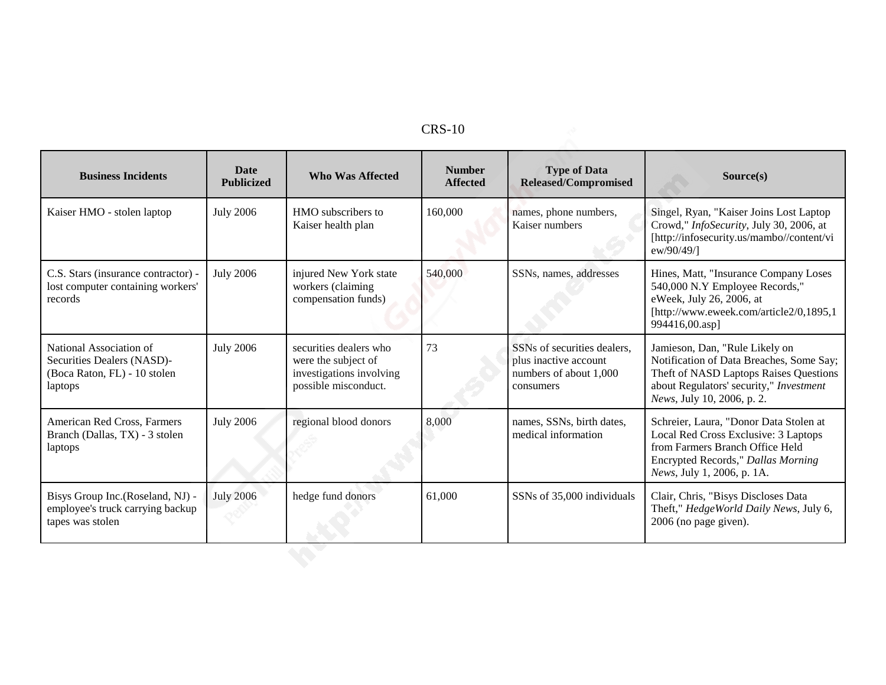| Business Incidents | Date Publicized | Who Was Affected | Number Affected | Type of Data Released/Compromised | Source(s) |
|---|---|---|---|---|---|
| Kaiser HMO - stolen laptop | July 2006 | HMO subscribers to Kaiser health plan | 160,000 | names, phone numbers, Kaiser numbers | Singel, Ryan, "Kaiser Joins Lost Laptop Crowd," *InfoSecurity*, July 30, 2006, at [http://infosecurity.us/mambo//content/view/90/49/] |
| C.S. Stars (insurance contractor) - lost computer containing workers' records | July 2006 | injured New York state workers (claiming compensation funds) | 540,000 | SSNs, names, addresses | Hines, Matt, "Insurance Company Loses 540,000 N.Y Employee Records," eWeek, July 26, 2006, at [http://www.eweek.com/article2/0,1895,1994416,00.asp] |
| National Association of Securities Dealers (NASD)- (Boca Raton, FL) - 10 stolen laptops | July 2006 | securities dealers who were the subject of investigations involving possible misconduct. | 73 | SSNs of securities dealers, plus inactive account numbers of about 1,000 consumers | Jamieson, Dan, "Rule Likely on Notification of Data Breaches, Some Say; Theft of NASD Laptops Raises Questions about Regulators' security," *Investment News*, July 10, 2006, p. 2. |
| American Red Cross, Farmers Branch (Dallas, TX) - 3 stolen laptops | July 2006 | regional blood donors | 8,000 | names, SSNs, birth dates, medical information | Schreier, Laura, "Donor Data Stolen at Local Red Cross Exclusive: 3 Laptops from Farmers Branch Office Held Encrypted Records," *Dallas Morning News*, July 1, 2006, p. 1A. |
| Bisys Group Inc.(Roseland, NJ) - employee's truck carrying backup tapes was stolen | July 2006 | hedge fund donors | 61,000 | SSNs of 35,000 individuals | Clair, Chris, "Bisys Discloses Data Theft," *HedgeWorld Daily News*, July 6, 2006 (no page given). |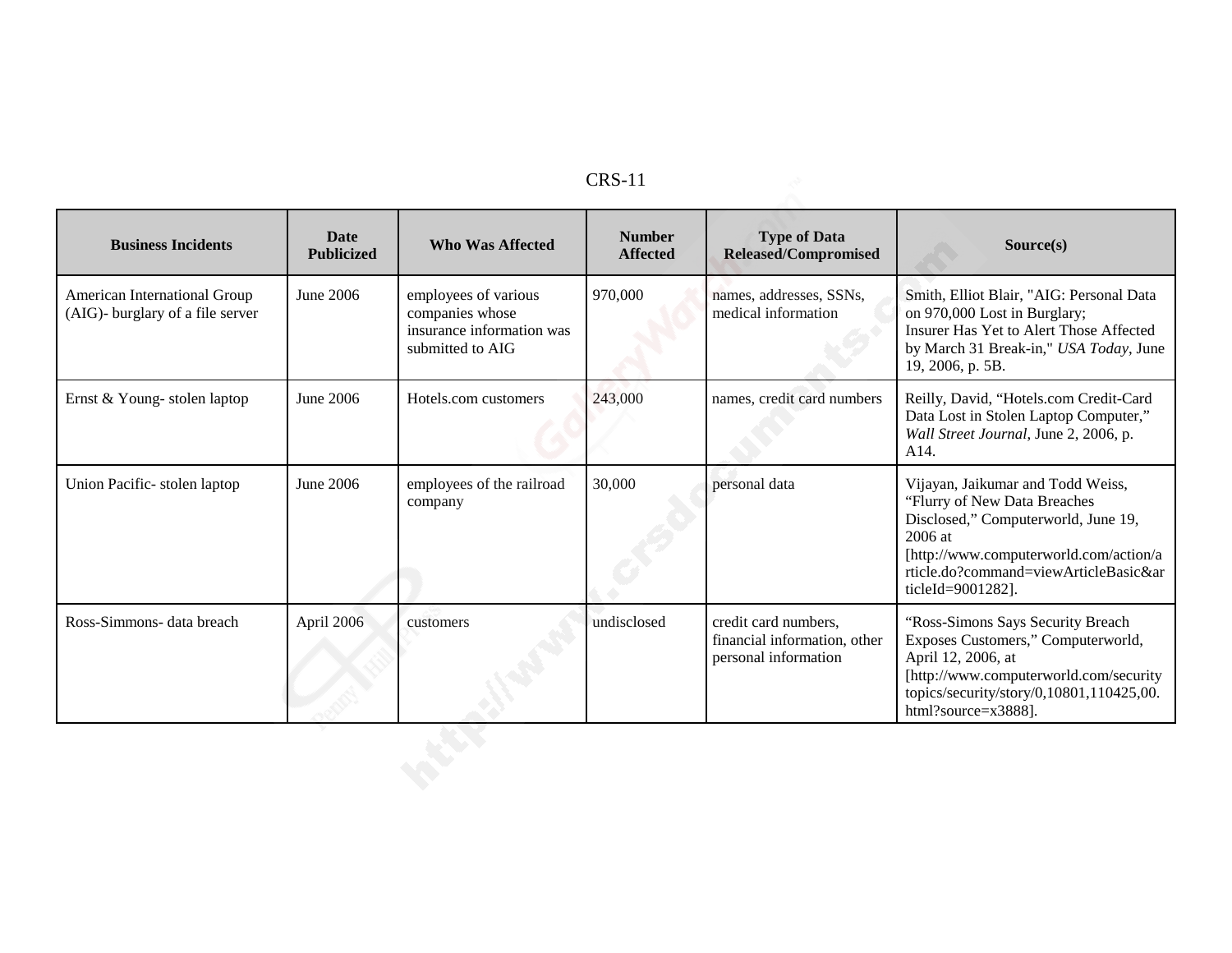| Business Incidents | Date Publicized | Who Was Affected | Number Affected | Type of Data Released/Compromised | Source(s) |
|---|---|---|---|---|---|
| American International Group (AIG)- burglary of a file server | June 2006 | employees of various companies whose insurance information was submitted to AIG | 970,000 | names, addresses, SSNs, medical information | Smith, Elliot Blair, "AIG: Personal Data on 970,000 Lost in Burglary; Insurer Has Yet to Alert Those Affected by March 31 Break-in," *USA Today*, June 19, 2006, p. 5B. |
| Ernst & Young- stolen laptop | June 2006 | Hotels.com customers | 243,000 | names, credit card numbers | Reilly, David, "Hotels.com Credit-Card Data Lost in Stolen Laptop Computer," *Wall Street Journal*, June 2, 2006, p. A14. |
| Union Pacific- stolen laptop | June 2006 | employees of the railroad company | 30,000 | personal data | Vijayan, Jaikumar and Todd Weiss, "Flurry of New Data Breaches Disclosed," Computerworld, June 19, 2006 at [http://www.computerworld.com/action/article.do?command=viewArticleBasic&articleId=9001282]. |
| Ross-Simmons- data breach | April 2006 | customers | undisclosed | credit card numbers, financial information, other personal information | "Ross-Simons Says Security Breach Exposes Customers," Computerworld, April 12, 2006, at [http://www.computerworld.com/securitytopics/security/story/0,10801,110425,00.html?source=x3888]. |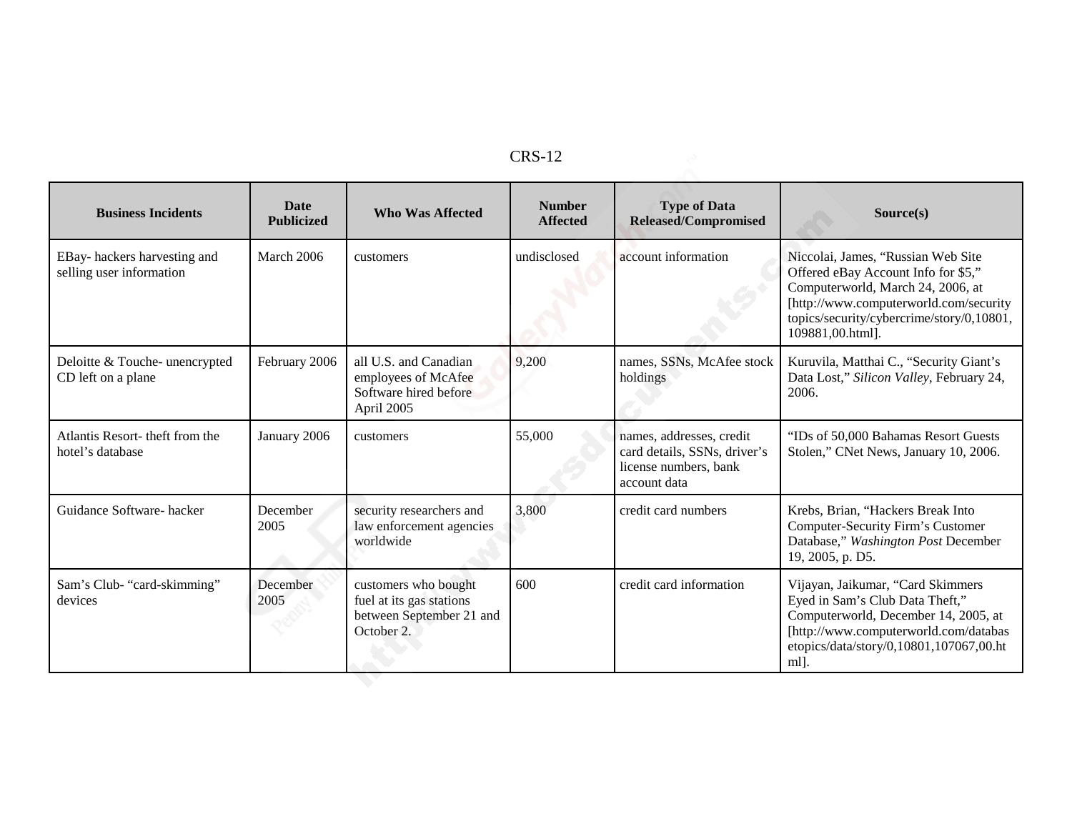| Business Incidents | Date Publicized | Who Was Affected | Number Affected | Type of Data Released/Compromised | Source(s) |
|---|---|---|---|---|---|
| EBay- hackers harvesting and selling user information | March 2006 | customers | undisclosed | account information | Niccolai, James, "Russian Web Site Offered eBay Account Info for $5," Computerworld, March 24, 2006, at [http://www.computerworld.com/securitytopics/security/cybercrime/story/0,10801,109881,00.html]. |
| Deloitte & Touche- unencrypted CD left on a plane | February 2006 | all U.S. and Canadian employees of McAfee Software hired before April 2005 | 9,200 | names, SSNs, McAfee stock holdings | Kuruvila, Matthai C., "Security Giant's Data Lost," *Silicon Valley*, February 24, 2006. |
| Atlantis Resort- theft from the hotel's database | January 2006 | customers | 55,000 | names, addresses, credit card details, SSNs, driver's license numbers, bank account data | "IDs of 50,000 Bahamas Resort Guests Stolen," CNet News, January 10, 2006. |
| Guidance Software- hacker | December 2005 | security researchers and law enforcement agencies worldwide | 3,800 | credit card numbers | Krebs, Brian, "Hackers Break Into Computer-Security Firm's Customer Database," *Washington Post* December 19, 2005, p. D5. |
| Sam's Club- "card-skimming" devices | December 2005 | customers who bought fuel at its gas stations between September 21 and October 2. | 600 | credit card information | Vijayan, Jaikumar, "Card Skimmers Eyed in Sam's Club Data Theft," Computerworld, December 14, 2005, at [http://www.computerworld.com/databasetopics/data/story/0,10801,107067,00.html]. |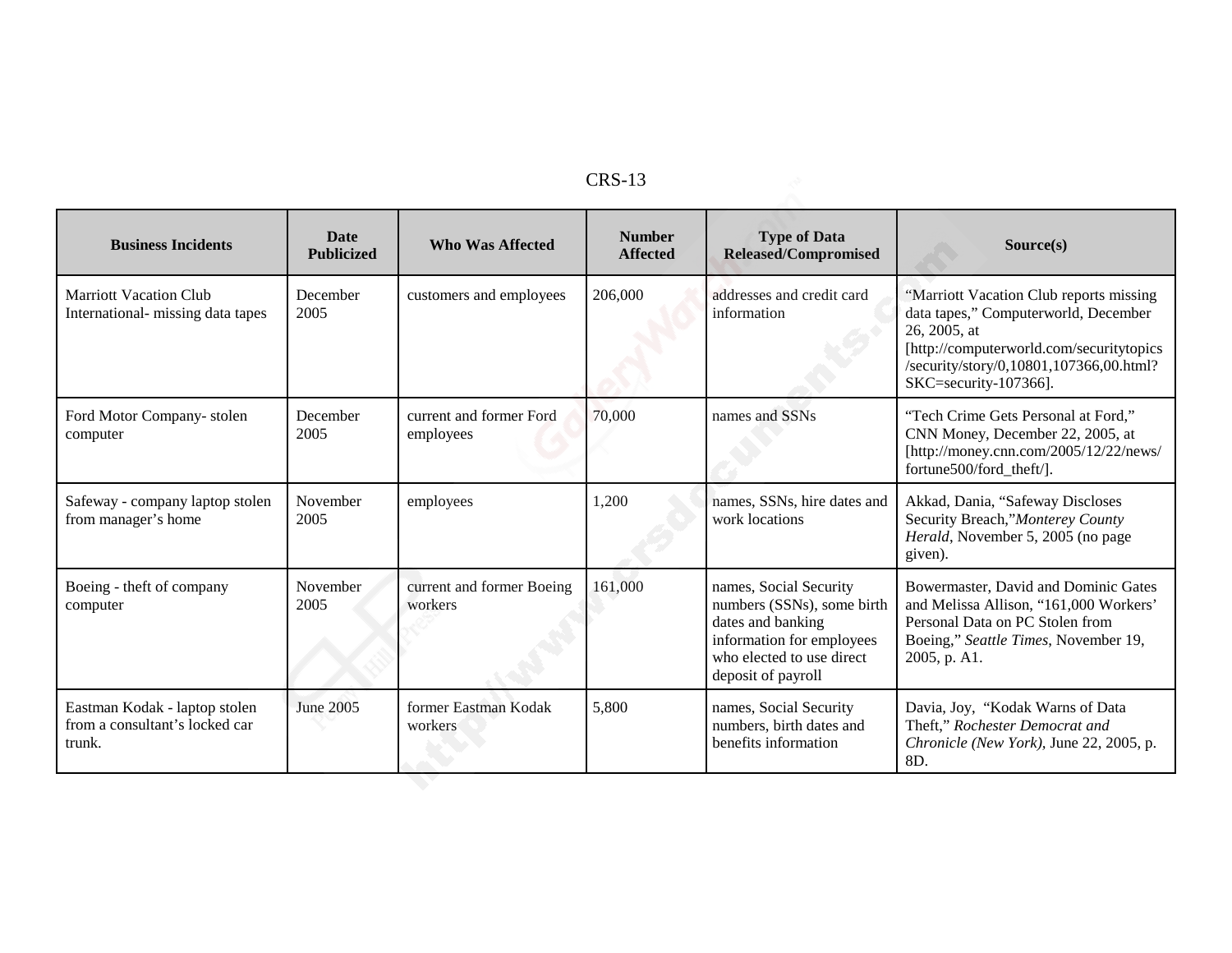| Business Incidents | Date Publicized | Who Was Affected | Number Affected | Type of Data Released/Compromised | Source(s) |
|---|---|---|---|---|---|
| Marriott Vacation Club International- missing data tapes | December 2005 | customers and employees | 206,000 | addresses and credit card information | "Marriott Vacation Club reports missing data tapes," Computerworld, December 26, 2005, at [http://computerworld.com/securitytopics/security/story/0,10801,107366,00.html?SKC=security-107366]. |
| Ford Motor Company- stolen computer | December 2005 | current and former Ford employees | 70,000 | names and SSNs | "Tech Crime Gets Personal at Ford," CNN Money, December 22, 2005, at [http://money.cnn.com/2005/12/22/news/fortune500/ford_theft/]. |
| Safeway - company laptop stolen from manager's home | November 2005 | employees | 1,200 | names, SSNs, hire dates and work locations | Akkad, Dania, "Safeway Discloses Security Breach,"*Monterey County Herald*, November 5, 2005 (no page given). |
| Boeing - theft of company computer | November 2005 | current and former Boeing workers | 161,000 | names, Social Security numbers (SSNs), some birth dates and banking information for employees who elected to use direct deposit of payroll | Bowermaster, David and Dominic Gates and Melissa Allison, "161,000 Workers' Personal Data on PC Stolen from Boeing," *Seattle Times*, November 19, 2005, p. A1. |
| Eastman Kodak - laptop stolen from a consultant's locked car trunk. | June 2005 | former Eastman Kodak workers | 5,800 | names, Social Security numbers, birth dates and benefits information | Davia, Joy, "Kodak Warns of Data Theft," *Rochester Democrat and Chronicle (New York)*, June 22, 2005, p. 8D. |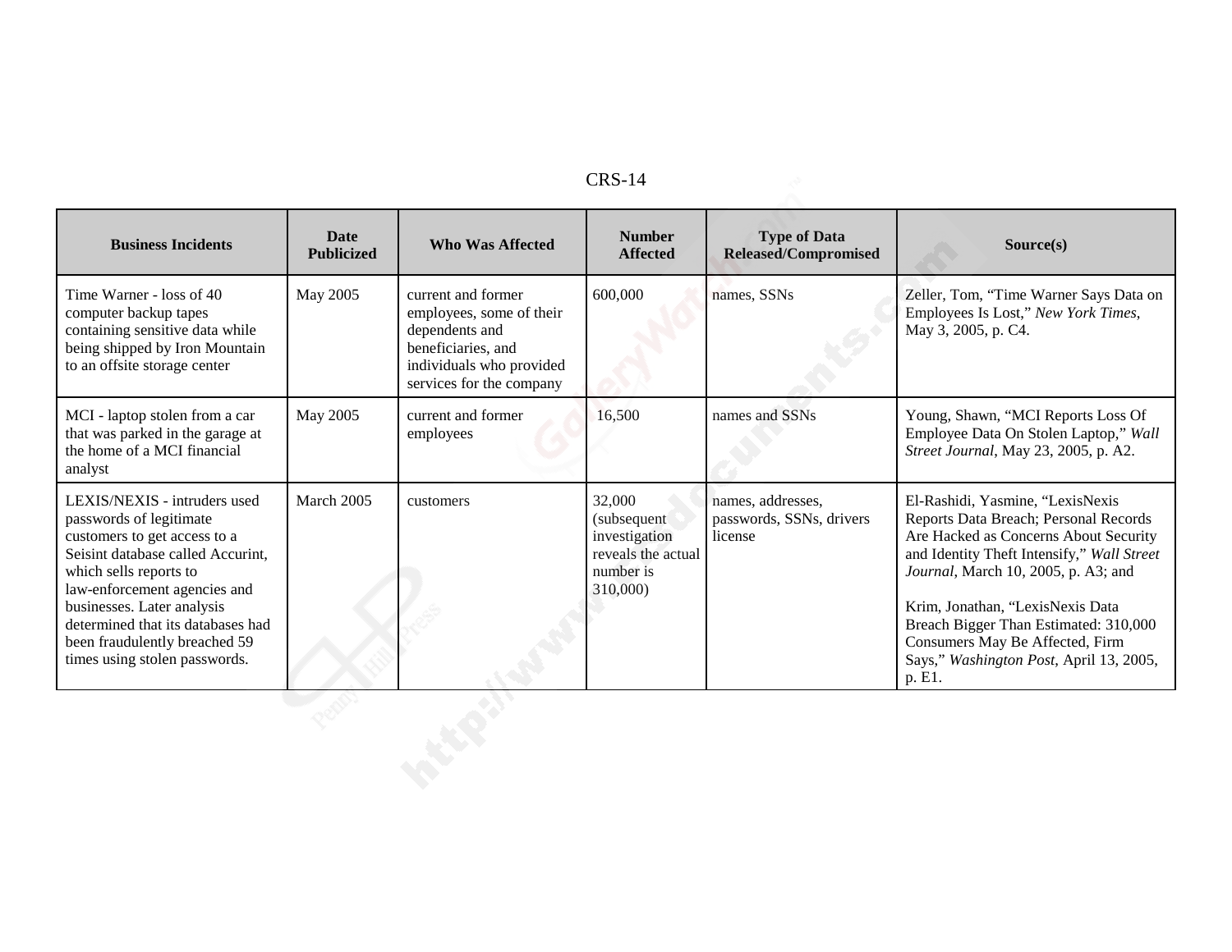| Business Incidents | Date Publicized | Who Was Affected | Number Affected | Type of Data Released/Compromised | Source(s) |
|---|---|---|---|---|---|
| Time Warner - loss of 40 computer backup tapes containing sensitive data while being shipped by Iron Mountain to an offsite storage center | May 2005 | current and former employees, some of their dependents and beneficiaries, and individuals who provided services for the company | 600,000 | names, SSNs | Zeller, Tom, "Time Warner Says Data on Employees Is Lost," *New York Times*, May 3, 2005, p. C4. |
| MCI - laptop stolen from a car that was parked in the garage at the home of a MCI financial analyst | May 2005 | current and former employees | 16,500 | names and SSNs | Young, Shawn, "MCI Reports Loss Of Employee Data On Stolen Laptop," *Wall Street Journal*, May 23, 2005, p. A2. |
| LEXIS/NEXIS - intruders used passwords of legitimate customers to get access to a Seisint database called Accurint, which sells reports to law-enforcement agencies and businesses. Later analysis determined that its databases had been fraudulently breached 59 times using stolen passwords. | March 2005 | customers | 32,000 (subsequent investigation reveals the actual number is 310,000) | names, addresses, passwords, SSNs, drivers license | El-Rashidi, Yasmine, "LexisNexis Reports Data Breach; Personal Records Are Hacked as Concerns About Security and Identity Theft Intensify," *Wall Street Journal*, March 10, 2005, p. A3; and<br><br>Krim, Jonathan, "LexisNexis Data Breach Bigger Than Estimated: 310,000 Consumers May Be Affected, Firm Says," *Washington Post*, April 13, 2005, p. E1. |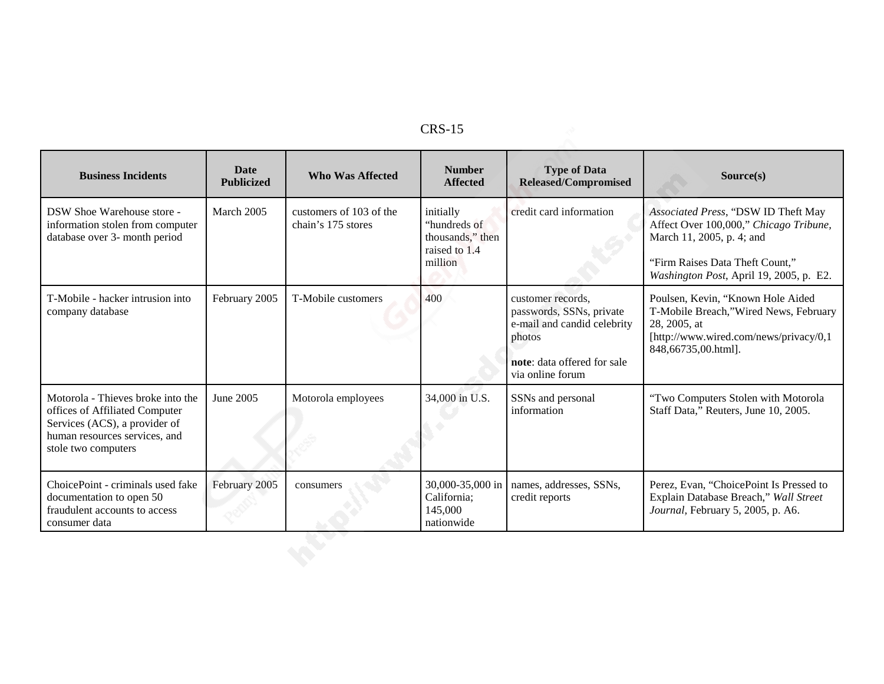| Business Incidents | Date Publicized | Who Was Affected | Number Affected | Type of Data Released/Compromised | Source(s) |
|---|---|---|---|---|---|
| DSW Shoe Warehouse store - information stolen from computer database over 3- month period | March 2005 | customers of 103 of the chain's 175 stores | initially "hundreds of thousands," then raised to 1.4 million | credit card information | *Associated Press*, "DSW ID Theft May Affect Over 100,000," *Chicago Tribune*, March 11, 2005, p. 4; and "Firm Raises Data Theft Count," *Washington Post*, April 19, 2005, p. E2. |
| T-Mobile - hacker intrusion into company database | February 2005 | T-Mobile customers | 400 | customer records, passwords, SSNs, private e-mail and candid celebrity photos **note**: data offered for sale via online forum | Poulsen, Kevin, "Known Hole Aided T-Mobile Breach,"Wired News, February 28, 2005, at [http://www.wired.com/news/privacy/0,1848,66735,00.html]. |
| Motorola - Thieves broke into the offices of Affiliated Computer Services (ACS), a provider of human resources services, and stole two computers | June 2005 | Motorola employees | 34,000 in U.S. | SSNs and personal information | "Two Computers Stolen with Motorola Staff Data," Reuters, June 10, 2005. |
| ChoicePoint - criminals used fake documentation to open 50 fraudulent accounts to access consumer data | February 2005 | consumers | 30,000-35,000 in California; 145,000 nationwide | names, addresses, SSNs, credit reports | Perez, Evan, "ChoicePoint Is Pressed to Explain Database Breach," *Wall Street Journal*, February 5, 2005, p. A6. |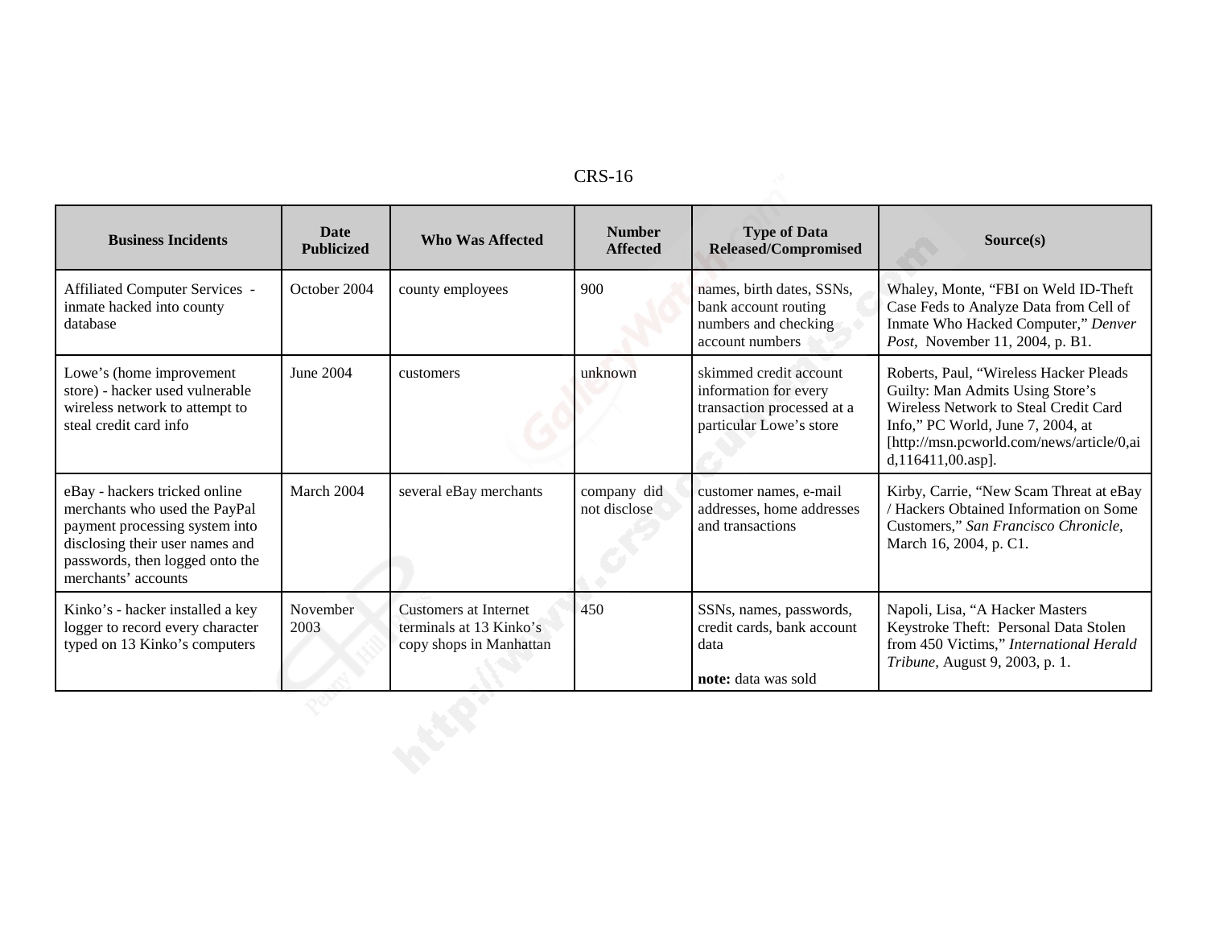| Business Incidents | Date Publicized | Who Was Affected | Number Affected | Type of Data Released/Compromised | Source(s) |
|---|---|---|---|---|---|
| Affiliated Computer Services - inmate hacked into county database | October 2004 | county employees | 900 | names, birth dates, SSNs, bank account routing numbers and checking account numbers | Whaley, Monte, "FBI on Weld ID-Theft Case Feds to Analyze Data from Cell of Inmate Who Hacked Computer," *Denver Post*, November 11, 2004, p. B1. |
| Lowe's (home improvement store) - hacker used vulnerable wireless network to attempt to steal credit card info | June 2004 | customers | unknown | skimmed credit account information for every transaction processed at a particular Lowe's store | Roberts, Paul, "Wireless Hacker Pleads Guilty: Man Admits Using Store's Wireless Network to Steal Credit Card Info," PC World, June 7, 2004, at [http://msn.pcworld.com/news/article/0,aid,116411,00.asp]. |
| eBay - hackers tricked online merchants who used the PayPal payment processing system into disclosing their user names and passwords, then logged onto the merchants' accounts | March 2004 | several eBay merchants | company did not disclose | customer names, e-mail addresses, home addresses and transactions | Kirby, Carrie, "New Scam Threat at eBay / Hackers Obtained Information on Some Customers," *San Francisco Chronicle*, March 16, 2004, p. C1. |
| Kinko's - hacker installed a key logger to record every character typed on 13 Kinko's computers | November 2003 | Customers at Internet terminals at 13 Kinko's copy shops in Manhattan | 450 | SSNs, names, passwords, credit cards, bank account data<br><br>**note:** data was sold | Napoli, Lisa, "A Hacker Masters Keystroke Theft: Personal Data Stolen from 450 Victims," *International Herald Tribune*, August 9, 2003, p. 1. |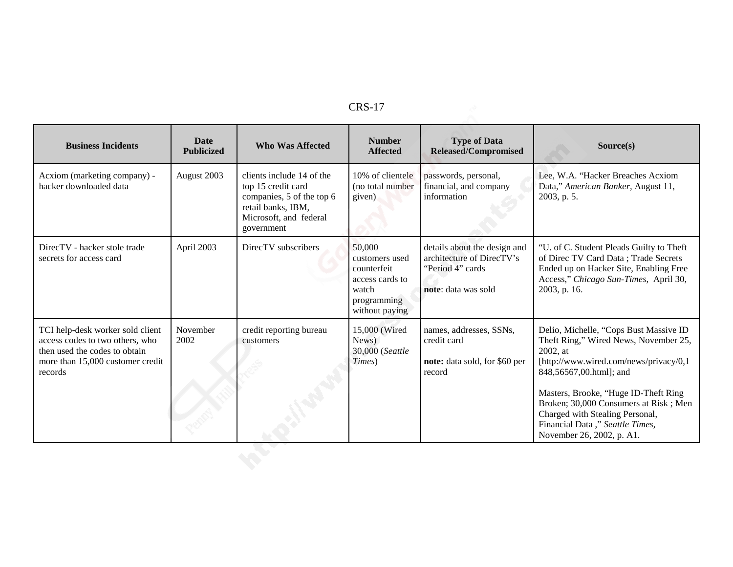| Business Incidents | Date Publicized | Who Was Affected | Number Affected | Type of Data Released/Compromised | Source(s) |
|---|---|---|---|---|---|
| Acxiom (marketing company) - hacker downloaded data | August 2003 | clients include 14 of the top 15 credit card companies, 5 of the top 6 retail banks, IBM, Microsoft, and federal government | 10% of clientele (no total number given) | passwords, personal, financial, and company information | Lee, W.A. "Hacker Breaches Acxiom Data," *American Banker*, August 11, 2003, p. 5. |
| DirecTV - hacker stole trade secrets for access card | April 2003 | DirecTV subscribers | 50,000 customers used counterfeit access cards to watch programming without paying | details about the design and architecture of DirecTV's "Period 4" cards<br><br>**note**: data was sold | "U. of C. Student Pleads Guilty to Theft of Direc TV Card Data ; Trade Secrets Ended up on Hacker Site, Enabling Free Access," *Chicago Sun-Times*, April 30, 2003, p. 16. |
| TCI help-desk worker sold client access codes to two others, who then used the codes to obtain more than 15,000 customer credit records | November 2002 | credit reporting bureau customers | 15,000 (Wired News)<br>30,000 (*Seattle Times*) | names, addresses, SSNs, credit card<br><br>**note:** data sold, for $60 per record | Delio, Michelle, "Cops Bust Massive ID Theft Ring," Wired News, November 25, 2002, at [http://www.wired.com/news/privacy/0,1848,56567,00.html]; and<br><br>Masters, Brooke, "Huge ID-Theft Ring Broken; 30,000 Consumers at Risk ; Men Charged with Stealing Personal, Financial Data ," *Seattle Times*, November 26, 2002, p. A1. |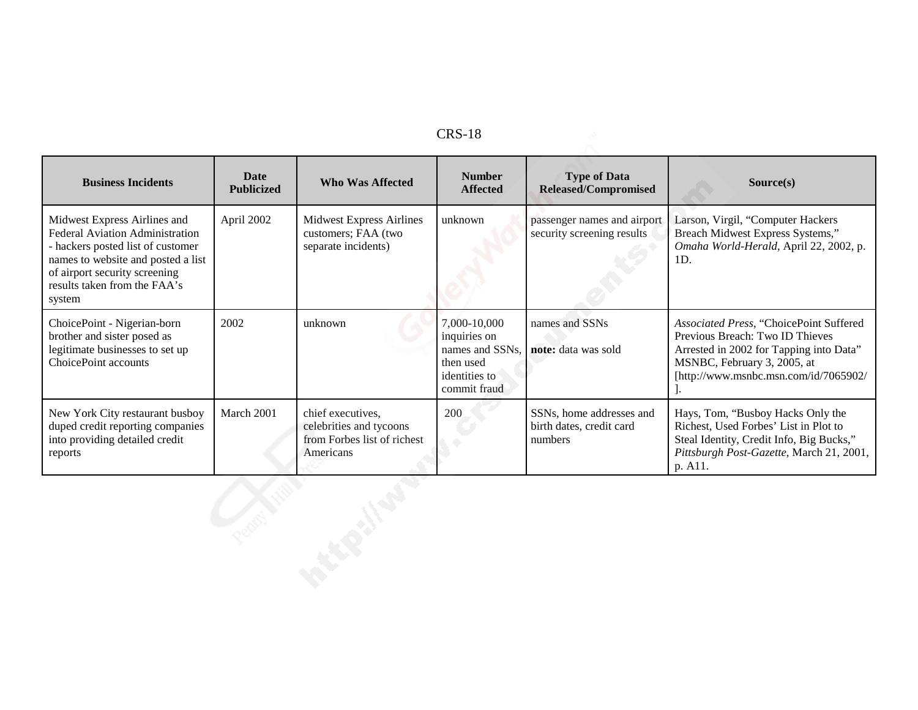| Business Incidents | Date Publicized | Who Was Affected | Number Affected | Type of Data Released/Compromised | Source(s) |
|---|---|---|---|---|---|
| Midwest Express Airlines and Federal Aviation Administration - hackers posted list of customer names to website and posted a list of airport security screening results taken from the FAA's system | April 2002 | Midwest Express Airlines customers; FAA (two separate incidents) | unknown | passenger names and airport security screening results | Larson, Virgil, "Computer Hackers Breach Midwest Express Systems," *Omaha World-Herald*, April 22, 2002, p. 1D. |
| ChoicePoint - Nigerian-born brother and sister posed as legitimate businesses to set up ChoicePoint accounts | 2002 | unknown | 7,000-10,000 inquiries on names and SSNs, then used identities to commit fraud | names and SSNs<br><br>**note:** data was sold | *Associated Press*, "ChoicePoint Suffered Previous Breach: Two ID Thieves Arrested in 2002 for Tapping into Data" MSNBC, February 3, 2005, at [http://www.msnbc.msn.com/id/7065902/]. |
| New York City restaurant busboy duped credit reporting companies into providing detailed credit reports | March 2001 | chief executives, celebrities and tycoons from Forbes list of richest Americans | 200 | SSNs, home addresses and birth dates, credit card numbers | Hays, Tom, "Busboy Hacks Only the Richest, Used Forbes' List in Plot to Steal Identity, Credit Info, Big Bucks," *Pittsburgh Post-Gazette*, March 21, 2001, p. A11. |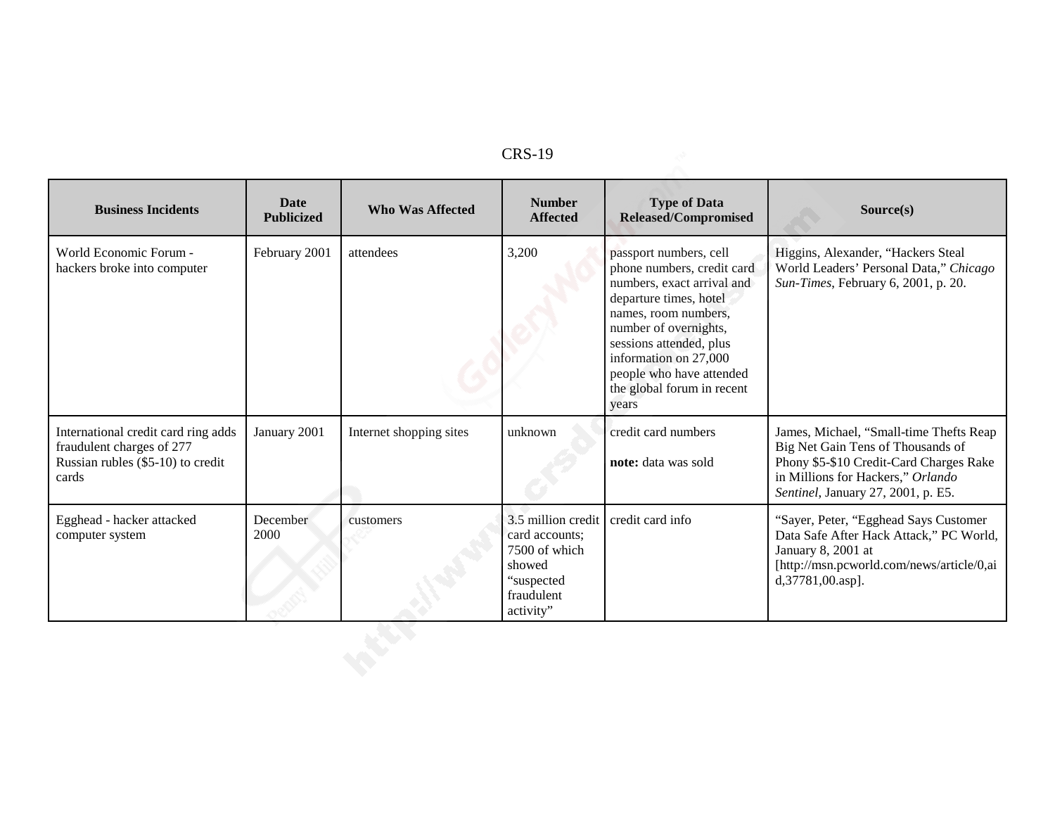| Business Incidents | Date Publicized | Who Was Affected | Number Affected | Type of Data Released/Compromised | Source(s) |
|---|---|---|---|---|---|
| World Economic Forum - hackers broke into computer | February 2001 | attendees | 3,200 | passport numbers, cell phone numbers, credit card numbers, exact arrival and departure times, hotel names, room numbers, number of overnights, sessions attended, plus information on 27,000 people who have attended the global forum in recent years | Higgins, Alexander, "Hackers Steal World Leaders' Personal Data," *Chicago Sun-Times*, February 6, 2001, p. 20. |
| International credit card ring adds fraudulent charges of 277 Russian rubles ($5-10) to credit cards | January 2001 | Internet shopping sites | unknown | credit card numbers<br><br>**note:** data was sold | James, Michael, "Small-time Thefts Reap Big Net Gain Tens of Thousands of Phony $5-$10 Credit-Card Charges Rake in Millions for Hackers," *Orlando Sentinel*, January 27, 2001, p. E5. |
| Egghead - hacker attacked computer system | December 2000 | customers | 3.5 million credit card accounts; 7500 of which showed "suspected fraudulent activity" | credit card info | "Sayer, Peter, "Egghead Says Customer Data Safe After Hack Attack," PC World, January 8, 2001 at [http://msn.pcworld.com/news/article/0,aid,37781,00.asp]. |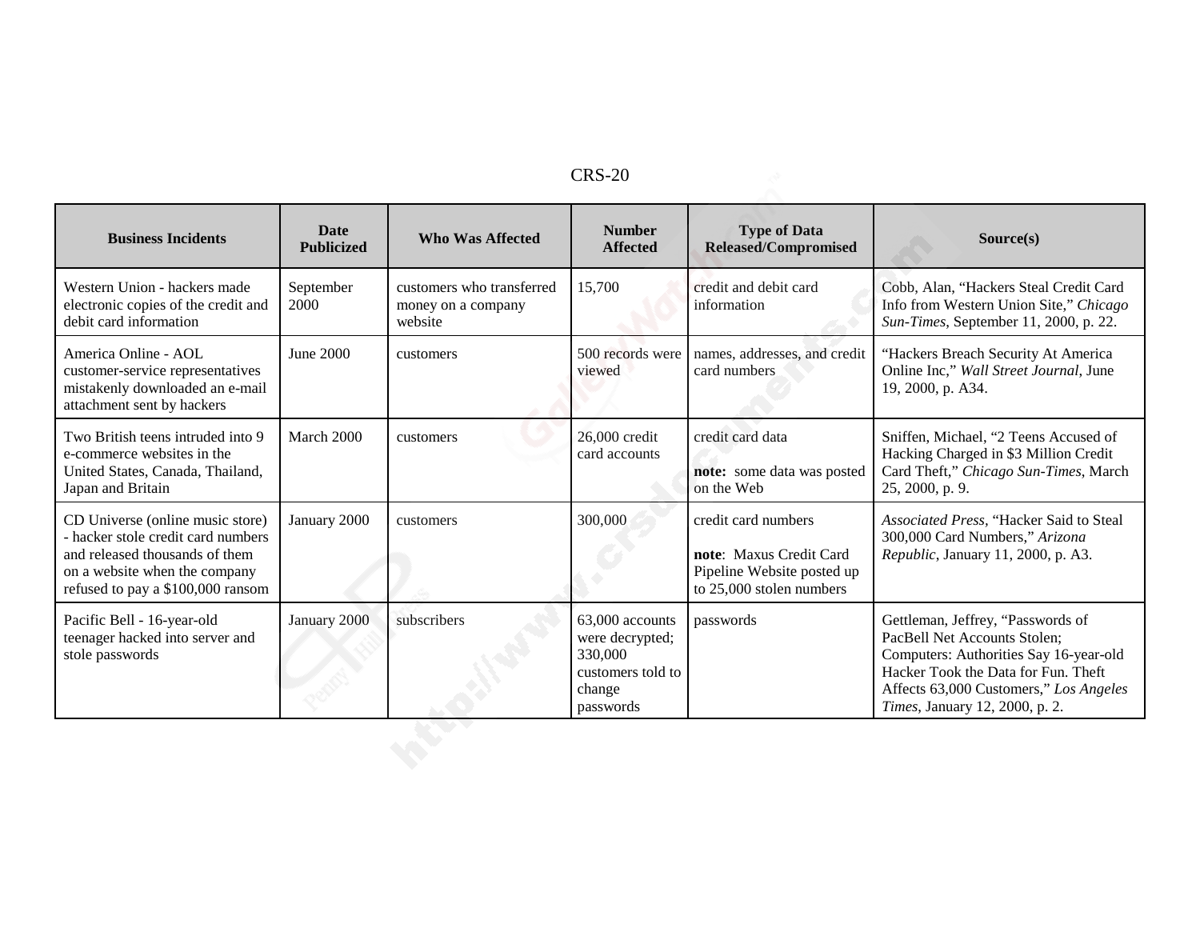| Business Incidents | Date Publicized | Who Was Affected | Number Affected | Type of Data Released/Compromised | Source(s) |
|---|---|---|---|---|---|
| Western Union - hackers made electronic copies of the credit and debit card information | September 2000 | customers who transferred money on a company website | 15,700 | credit and debit card information | Cobb, Alan, "Hackers Steal Credit Card Info from Western Union Site," *Chicago Sun-Times*, September 11, 2000, p. 22. |
| America Online - AOL customer-service representatives mistakenly downloaded an e-mail attachment sent by hackers | June 2000 | customers | 500 records were viewed | names, addresses, and credit card numbers | "Hackers Breach Security At America Online Inc," *Wall Street Journal*, June 19, 2000, p. A34. |
| Two British teens intruded into 9 e-commerce websites in the United States, Canada, Thailand, Japan and Britain | March 2000 | customers | 26,000 credit card accounts | credit card data<br><br>**note:** some data was posted on the Web | Sniffen, Michael, "2 Teens Accused of Hacking Charged in $3 Million Credit Card Theft," *Chicago Sun-Times*, March 25, 2000, p. 9. |
| CD Universe (online music store) - hacker stole credit card numbers and released thousands of them on a website when the company refused to pay a $100,000 ransom | January 2000 | customers | 300,000 | credit card numbers<br><br>**note**: Maxus Credit Card Pipeline Website posted up to 25,000 stolen numbers | *Associated Press*, "Hacker Said to Steal 300,000 Card Numbers," *Arizona Republic*, January 11, 2000, p. A3. |
| Pacific Bell - 16-year-old teenager hacked into server and stole passwords | January 2000 | subscribers | 63,000 accounts were decrypted; 330,000 customers told to change passwords | passwords | Gettleman, Jeffrey, "Passwords of PacBell Net Accounts Stolen; Computers: Authorities Say 16-year-old Hacker Took the Data for Fun. Theft Affects 63,000 Customers," *Los Angeles Times*, January 12, 2000, p. 2. |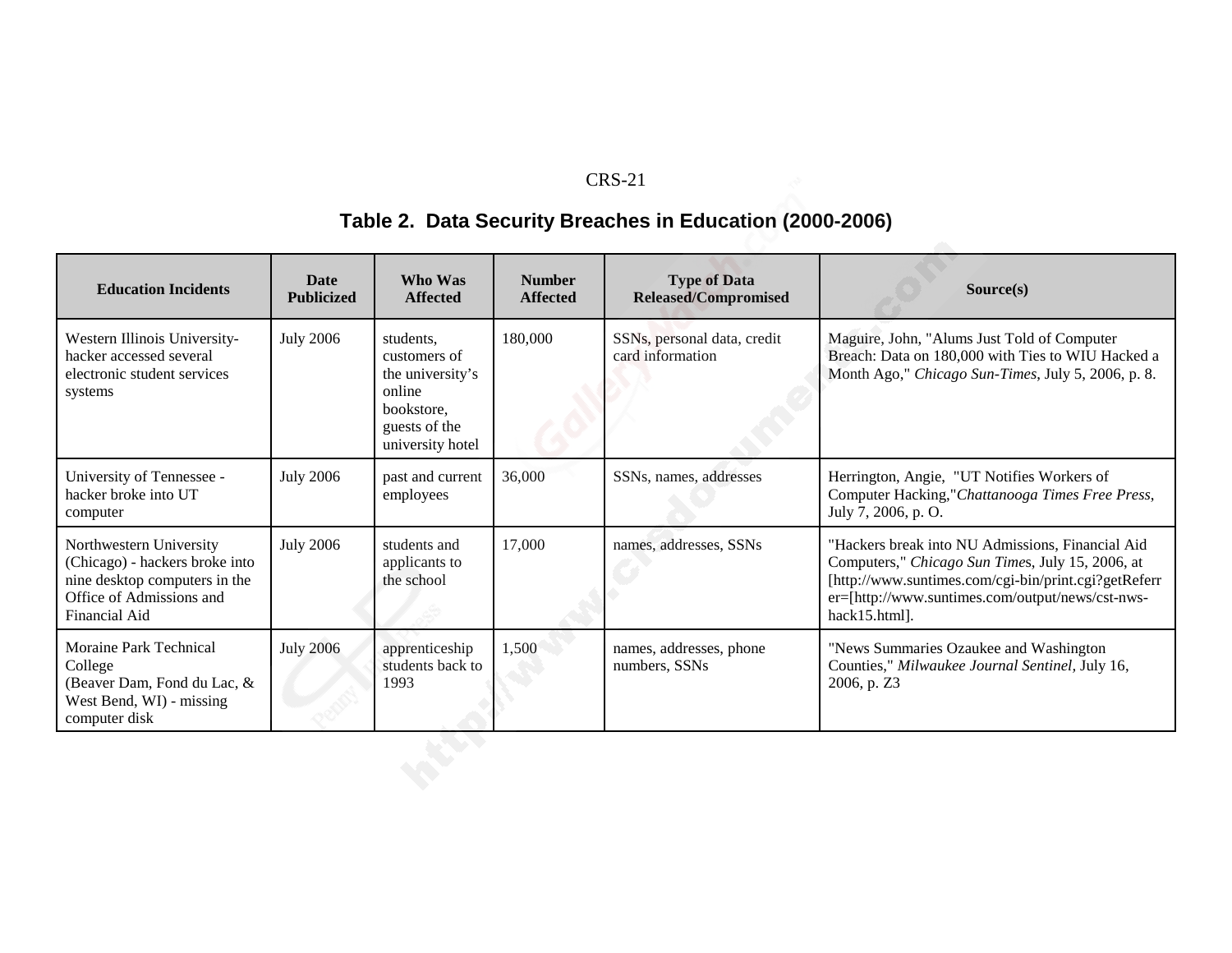**Table 2. Data Security Breaches in Education (2000-2006)**

| Education Incidents | Date Publicized | Who Was Affected | Number Affected | Type of Data Released/Compromised | Source(s) |
|---|---|---|---|---|---|
| Western Illinois University- hacker accessed several electronic student services systems | July 2006 | students, customers of the university's online bookstore, guests of the university hotel | 180,000 | SSNs, personal data, credit card information | Maguire, John, "Alums Just Told of Computer Breach: Data on 180,000 with Ties to WIU Hacked a Month Ago," *Chicago Sun-Times*, July 5, 2006, p. 8. |
| University of Tennessee - hacker broke into UT computer | July 2006 | past and current employees | 36,000 | SSNs, names, addresses | Herrington, Angie, "UT Notifies Workers of Computer Hacking,"*Chattanooga Times Free Press*, July 7, 2006, p. O. |
| Northwestern University (Chicago) - hackers broke into nine desktop computers in the Office of Admissions and Financial Aid | July 2006 | students and applicants to the school | 17,000 | names, addresses, SSNs | "Hackers break into NU Admissions, Financial Aid Computers," *Chicago Sun Times*, July 15, 2006, at [http://www.suntimes.com/cgi-bin/print.cgi?getReferrer=[http://www.suntimes.com/output/news/cst-nws-hack15.html]. |
| Moraine Park Technical College (Beaver Dam, Fond du Lac, & West Bend, WI) - missing computer disk | July 2006 | apprenticeship students back to 1993 | 1,500 | names, addresses, phone numbers, SSNs | "News Summaries Ozaukee and Washington Counties," *Milwaukee Journal Sentinel*, July 16, 2006, p. Z3 |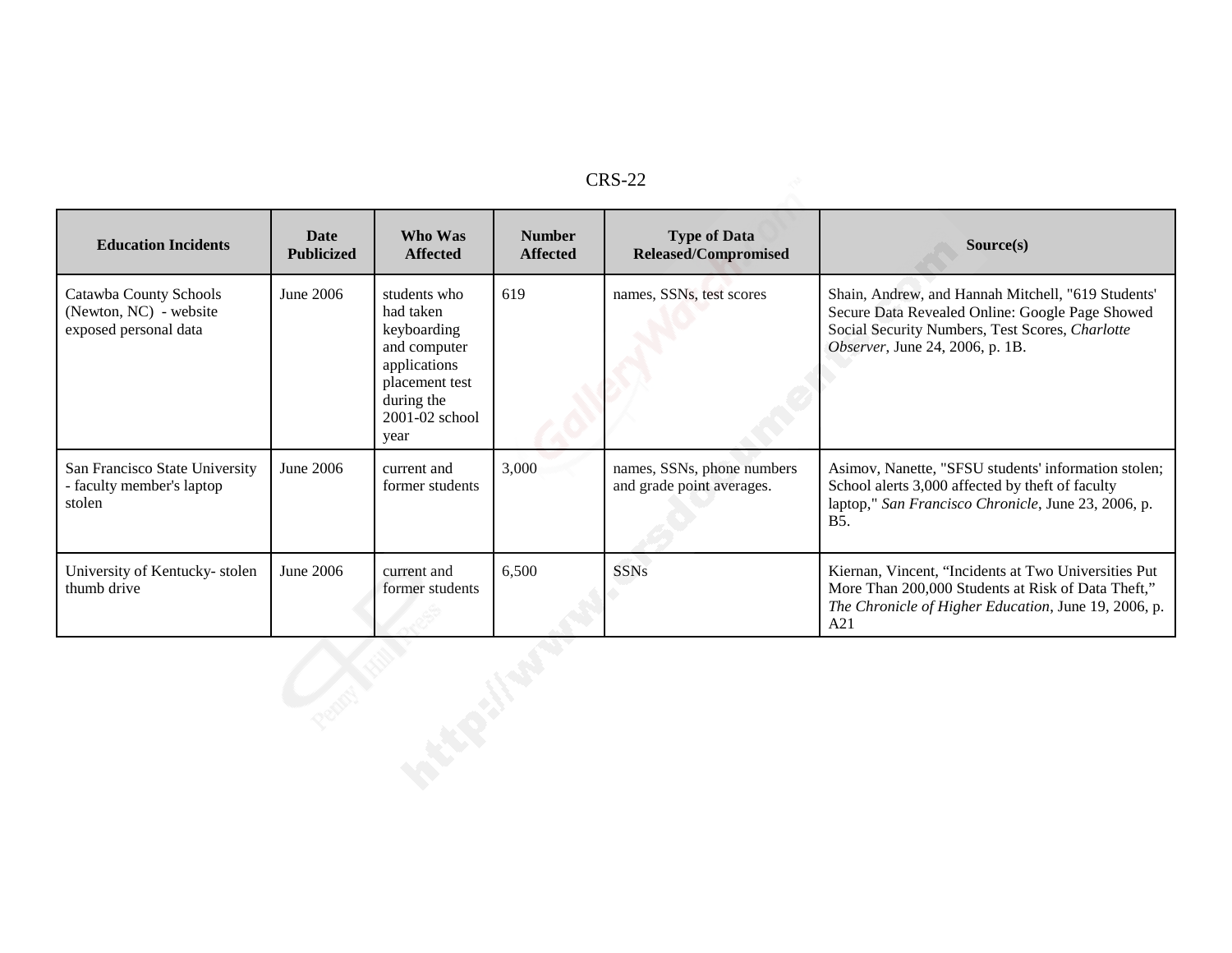| Education Incidents | Date Publicized | Who Was Affected | Number Affected | Type of Data Released/Compromised | Source(s) |
|---|---|---|---|---|---|
| Catawba County Schools (Newton, NC) - website exposed personal data | June 2006 | students who had taken keyboarding and computer applications placement test during the 2001-02 school year | 619 | names, SSNs, test scores | Shain, Andrew, and Hannah Mitchell, "619 Students' Secure Data Revealed Online: Google Page Showed Social Security Numbers, Test Scores, *Charlotte Observer*, June 24, 2006, p. 1B. |
| San Francisco State University - faculty member's laptop stolen | June 2006 | current and former students | 3,000 | names, SSNs, phone numbers and grade point averages. | Asimov, Nanette, "SFSU students' information stolen; School alerts 3,000 affected by theft of faculty laptop," *San Francisco Chronicle*, June 23, 2006, p. B5. |
| University of Kentucky- stolen thumb drive | June 2006 | current and former students | 6,500 | SSNs | Kiernan, Vincent, "Incidents at Two Universities Put More Than 200,000 Students at Risk of Data Theft," *The Chronicle of Higher Education*, June 19, 2006, p. A21 |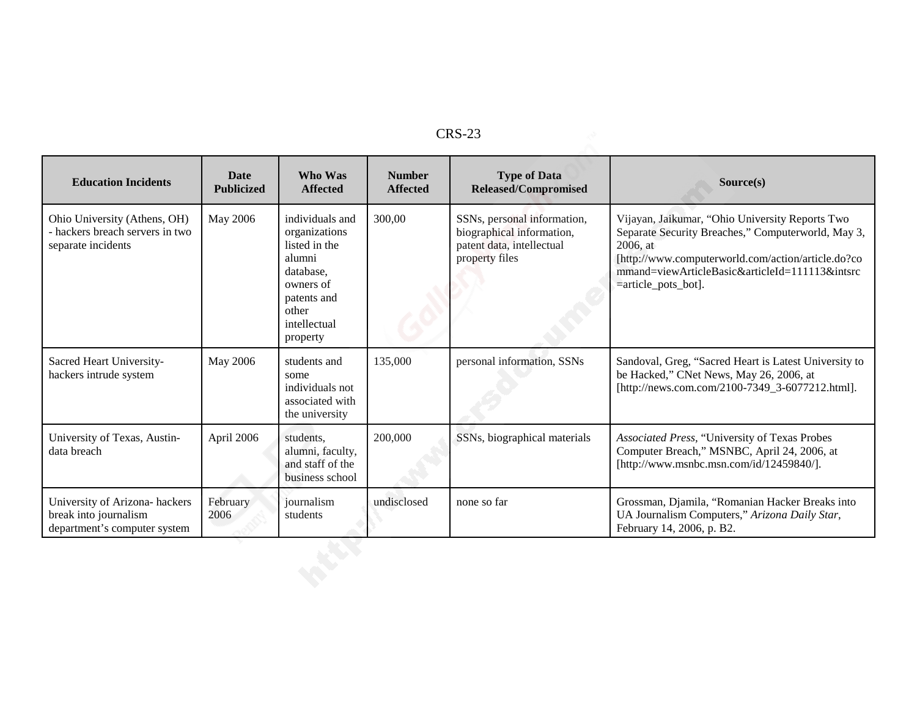| Education Incidents | Date Publicized | Who Was Affected | Number Affected | Type of Data Released/Compromised | Source(s) |
|---|---|---|---|---|---|
| Ohio University (Athens, OH) - hackers breach servers in two separate incidents | May 2006 | individuals and organizations listed in the alumni database, owners of patents and other intellectual property | 300,00 | SSNs, personal information, biographical information, patent data, intellectual property files | Vijayan, Jaikumar, "Ohio University Reports Two Separate Security Breaches," Computerworld, May 3, 2006, at [http://www.computerworld.com/action/article.do?command=viewArticleBasic&articleId=111113&intsrc=article_pots_bot]. |
| Sacred Heart University- hackers intrude system | May 2006 | students and some individuals not associated with the university | 135,000 | personal information, SSNs | Sandoval, Greg, "Sacred Heart is Latest University to be Hacked," CNet News, May 26, 2006, at [http://news.com.com/2100-7349_3-6077212.html]. |
| University of Texas, Austin- data breach | April 2006 | students, alumni, faculty, and staff of the business school | 200,000 | SSNs, biographical materials | *Associated Press*, "University of Texas Probes Computer Breach," MSNBC, April 24, 2006, at [http://www.msnbc.msn.com/id/12459840/]. |
| University of Arizona- hackers break into journalism department's computer system | February 2006 | journalism students | undisclosed | none so far | Grossman, Djamila, "Romanian Hacker Breaks into UA Journalism Computers," *Arizona Daily Star*, February 14, 2006, p. B2. |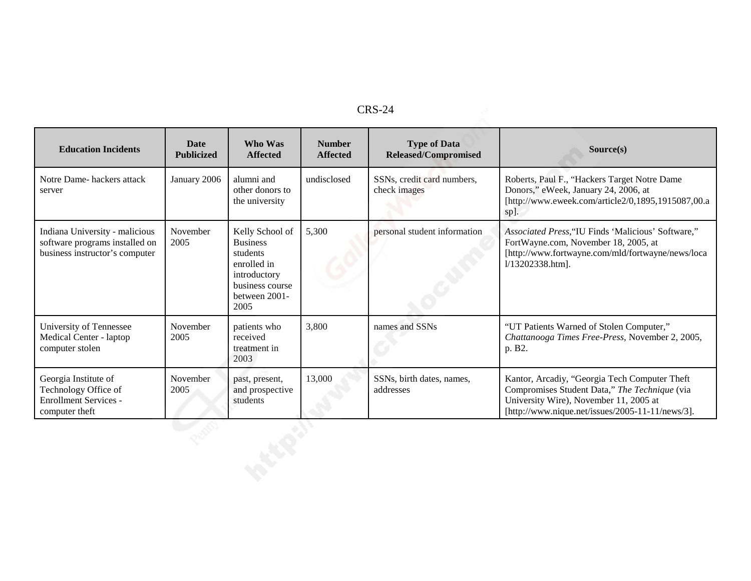| Education Incidents | Date Publicized | Who Was Affected | Number Affected | Type of Data Released/Compromised | Source(s) |
| --- | --- | --- | --- | --- | --- |
| Notre Dame- hackers attack server | January 2006 | alumni and other donors to the university | undisclosed | SSNs, credit card numbers, check images | Roberts, Paul F., "Hackers Target Notre Dame Donors," eWeek, January 24, 2006, at [http://www.eweek.com/article2/0,1895,1915087,00.asp]. |
| Indiana University - malicious software programs installed on business instructor's computer | November 2005 | Kelly School of Business students enrolled in introductory business course between 2001-2005 | 5,300 | personal student information | *Associated Press*,"IU Finds 'Malicious' Software," FortWayne.com, November 18, 2005, at [http://www.fortwayne.com/mld/fortwayne/news/local/13202338.htm]. |
| University of Tennessee Medical Center - laptop computer stolen | November 2005 | patients who received treatment in 2003 | 3,800 | names and SSNs | "UT Patients Warned of Stolen Computer," *Chattanooga Times Free-Press*, November 2, 2005, p. B2. |
| Georgia Institute of Technology Office of Enrollment Services - computer theft | November 2005 | past, present, and prospective students | 13,000 | SSNs, birth dates, names, addresses | Kantor, Arcadiy, "Georgia Tech Computer Theft Compromises Student Data," *The Technique* (via University Wire), November 11, 2005 at [http://www.nique.net/issues/2005-11-11/news/3]. |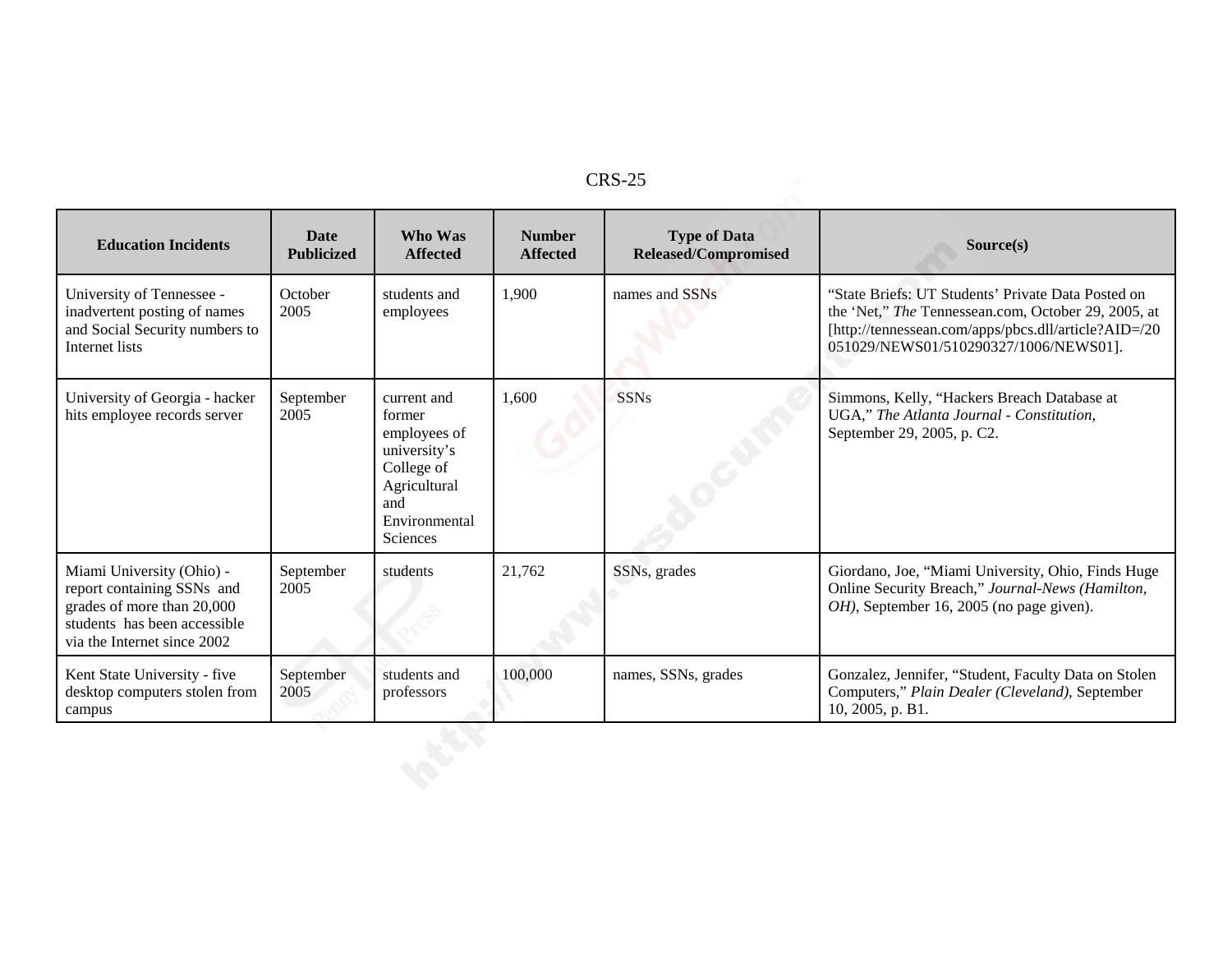| Education Incidents | Date Publicized | Who Was Affected | Number Affected | Type of Data Released/Compromised | Source(s) |
| --- | --- | --- | --- | --- | --- |
| University of Tennessee - inadvertent posting of names and Social Security numbers to Internet lists | October 2005 | students and employees | 1,900 | names and SSNs | "State Briefs: UT Students' Private Data Posted on the 'Net," *The* Tennessean.com, October 29, 2005, at [http://tennessean.com/apps/pbcs.dll/article?AID=/20051029/NEWS01/510290327/1006/NEWS01]. |
| University of Georgia - hacker hits employee records server | September 2005 | current and former employees of university's College of Agricultural and Environmental Sciences | 1,600 | SSNs | Simmons, Kelly, "Hackers Breach Database at UGA," *The Atlanta Journal - Constitution*, September 29, 2005, p. C2. |
| Miami University (Ohio) - report containing SSNs and grades of more than 20,000 students has been accessible via the Internet since 2002 | September 2005 | students | 21,762 | SSNs, grades | Giordano, Joe, "Miami University, Ohio, Finds Huge Online Security Breach," *Journal-News (Hamilton, OH)*, September 16, 2005 (no page given). |
| Kent State University - five desktop computers stolen from campus | September 2005 | students and professors | 100,000 | names, SSNs, grades | Gonzalez, Jennifer, "Student, Faculty Data on Stolen Computers," *Plain Dealer (Cleveland)*, September 10, 2005, p. B1. |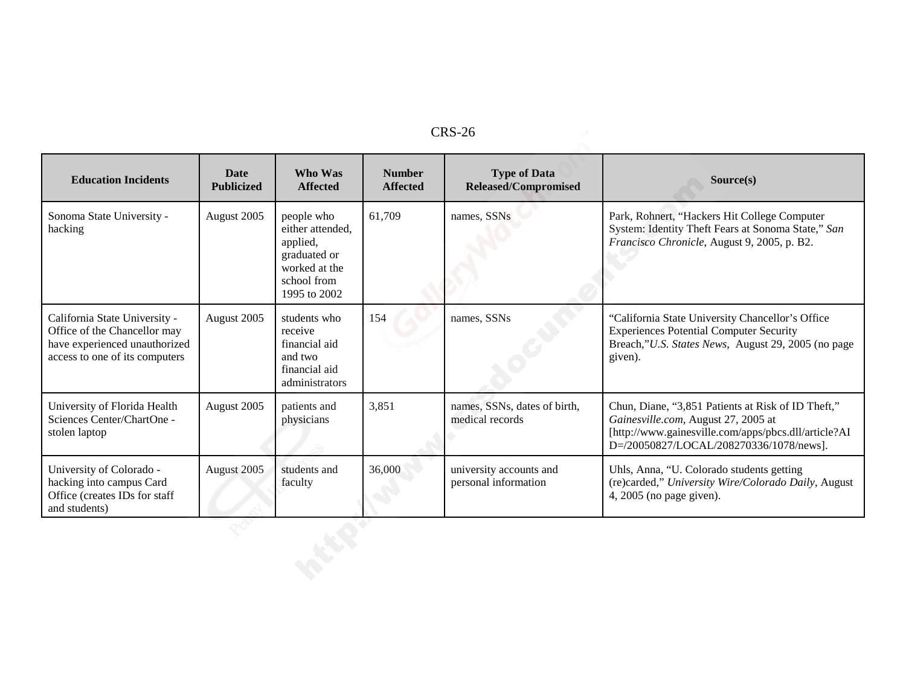| Education Incidents | Date Publicized | Who Was Affected | Number Affected | Type of Data Released/Compromised | Source(s) |
|---|---|---|---|---|---|
| Sonoma State University - hacking | August 2005 | people who either attended, applied, graduated or worked at the school from 1995 to 2002 | 61,709 | names, SSNs | Park, Rohnert, "Hackers Hit College Computer System: Identity Theft Fears at Sonoma State," *San Francisco Chronicle*, August 9, 2005, p. B2. |
| California State University - Office of the Chancellor may have experienced unauthorized access to one of its computers | August 2005 | students who receive financial aid and two financial aid administrators | 154 | names, SSNs | "California State University Chancellor's Office Experiences Potential Computer Security Breach,"*U.S. States News*, August 29, 2005 (no page given). |
| University of Florida Health Sciences Center/ChartOne - stolen laptop | August 2005 | patients and physicians | 3,851 | names, SSNs, dates of birth, medical records | Chun, Diane, "3,851 Patients at Risk of ID Theft," *Gainesville.com*, August 27, 2005 at [http://www.gainesville.com/apps/pbcs.dll/article?AID=/20050827/LOCAL/208270336/1078/news]. |
| University of Colorado - hacking into campus Card Office (creates IDs for staff and students) | August 2005 | students and faculty | 36,000 | university accounts and personal information | Uhls, Anna, "U. Colorado students getting (re)carded," *University Wire/Colorado Daily*, August 4, 2005 (no page given). |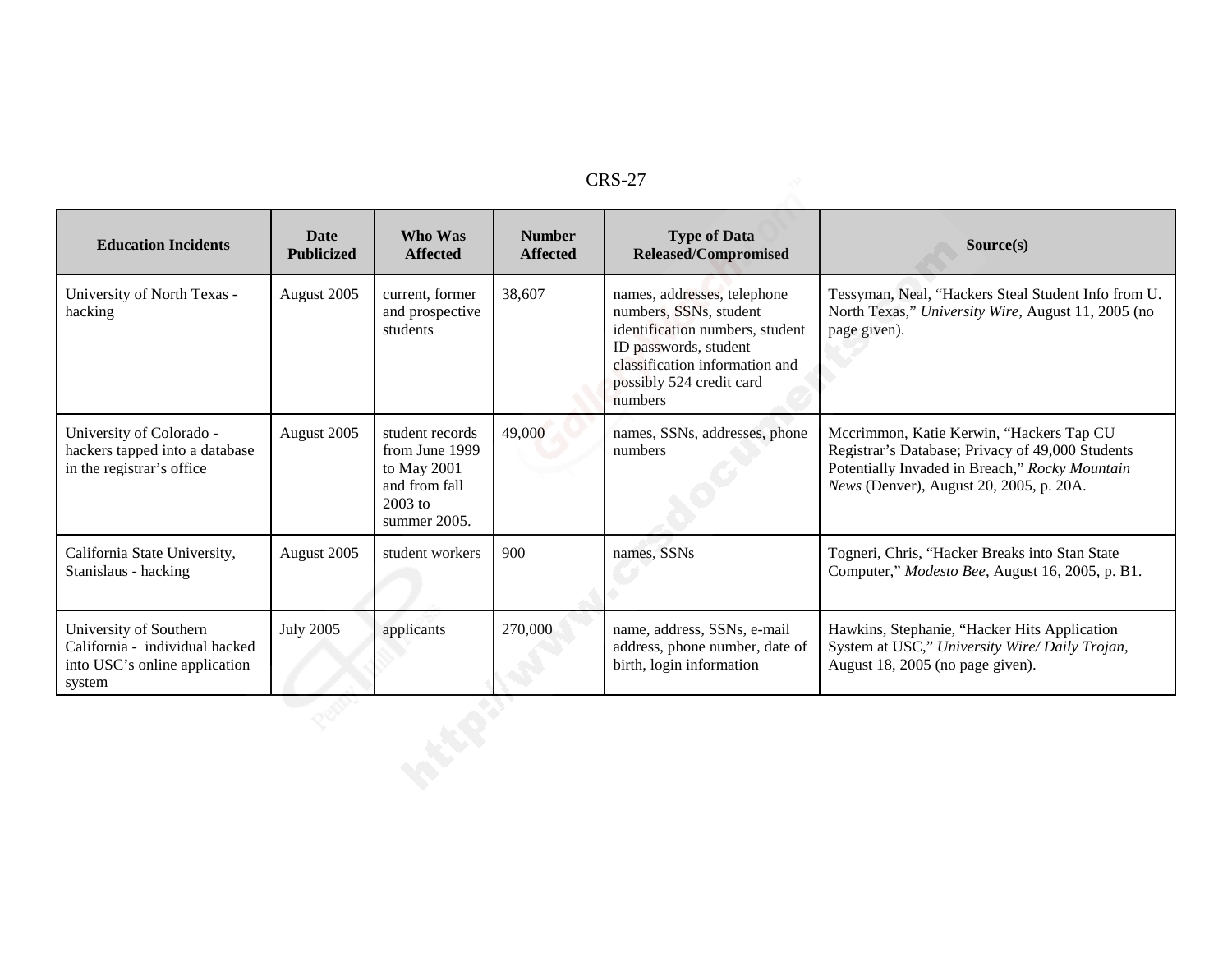| Education Incidents | Date Publicized | Who Was Affected | Number Affected | Type of Data Released/Compromised | Source(s) |
|---|---|---|---|---|---|
| University of North Texas - hacking | August 2005 | current, former and prospective students | 38,607 | names, addresses, telephone numbers, SSNs, student identification numbers, student ID passwords, student classification information and possibly 524 credit card numbers | Tessyman, Neal, "Hackers Steal Student Info from U. North Texas," *University Wire*, August 11, 2005 (no page given). |
| University of Colorado - hackers tapped into a database in the registrar's office | August 2005 | student records from June 1999 to May 2001 and from fall 2003 to summer 2005. | 49,000 | names, SSNs, addresses, phone numbers | Mccrimmon, Katie Kerwin, "Hackers Tap CU Registrar's Database; Privacy of 49,000 Students Potentially Invaded in Breach," *Rocky Mountain News* (Denver), August 20, 2005, p. 20A. |
| California State University, Stanislaus - hacking | August 2005 | student workers | 900 | names, SSNs | Togneri, Chris, "Hacker Breaks into Stan State Computer," *Modesto Bee*, August 16, 2005, p. B1. |
| University of Southern California - individual hacked into USC's online application system | July 2005 | applicants | 270,000 | name, address, SSNs, e-mail address, phone number, date of birth, login information | Hawkins, Stephanie, "Hacker Hits Application System at USC," *University Wire/ Daily Trojan*, August 18, 2005 (no page given). |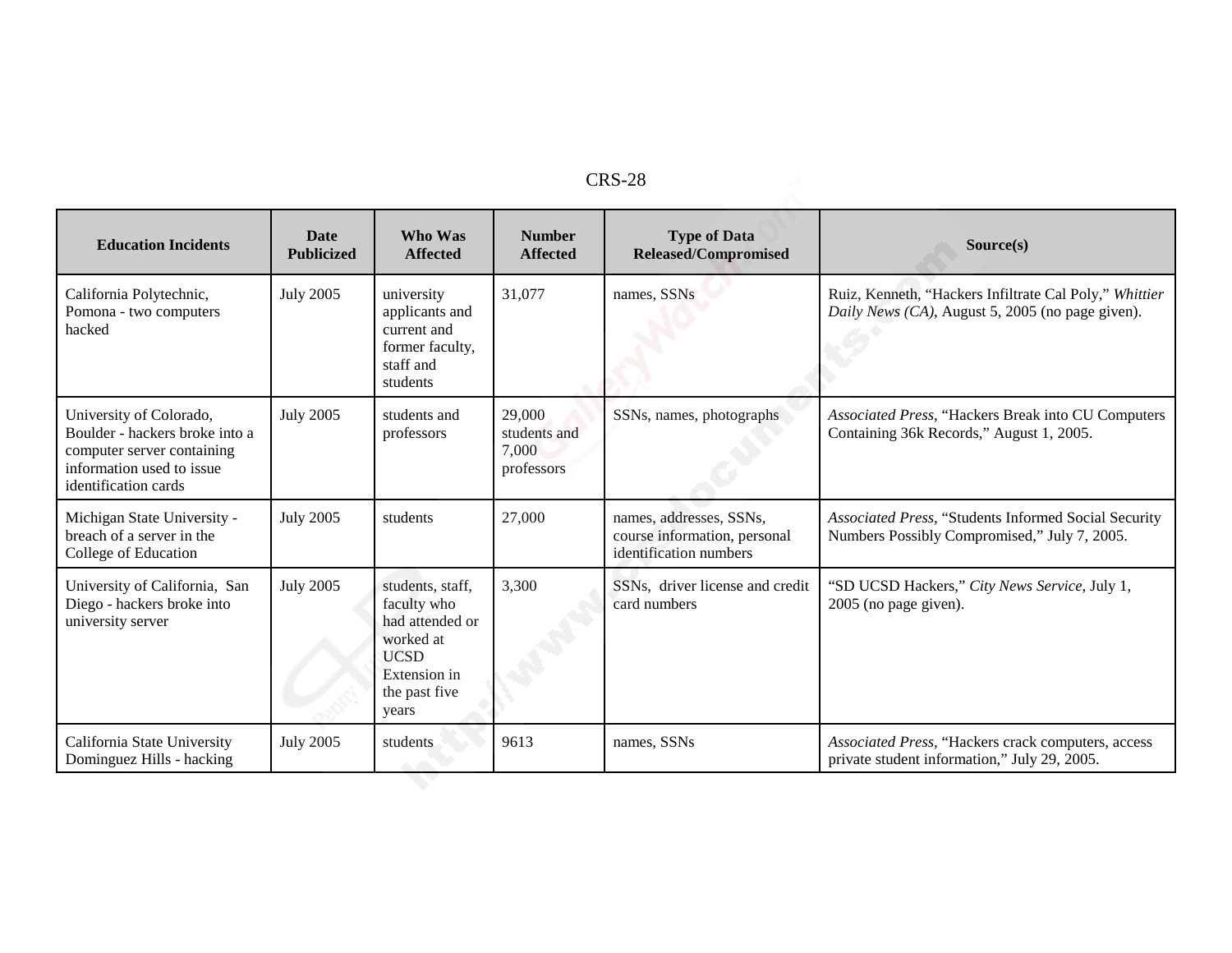| Education Incidents | Date Publicized | Who Was Affected | Number Affected | Type of Data Released/Compromised | Source(s) |
|---|---|---|---|---|---|
| California Polytechnic, Pomona - two computers hacked | July 2005 | university applicants and current and former faculty, staff and students | 31,077 | names, SSNs | Ruiz, Kenneth, "Hackers Infiltrate Cal Poly," *Whittier Daily News (CA)*, August 5, 2005 (no page given). |
| University of Colorado, Boulder - hackers broke into a computer server containing information used to issue identification cards | July 2005 | students and professors | 29,000 students and 7,000 professors | SSNs, names, photographs | *Associated Press*, "Hackers Break into CU Computers Containing 36k Records," August 1, 2005. |
| Michigan State University - breach of a server in the College of Education | July 2005 | students | 27,000 | names, addresses, SSNs, course information, personal identification numbers | *Associated Press*, "Students Informed Social Security Numbers Possibly Compromised," July 7, 2005. |
| University of California, San Diego - hackers broke into university server | July 2005 | students, staff, faculty who had attended or worked at UCSD Extension in the past five years | 3,300 | SSNs, driver license and credit card numbers | "SD UCSD Hackers," *City News Service*, July 1, 2005 (no page given). |
| California State University Dominguez Hills - hacking | July 2005 | students | 9613 | names, SSNs | *Associated Press*, "Hackers crack computers, access private student information," July 29, 2005. |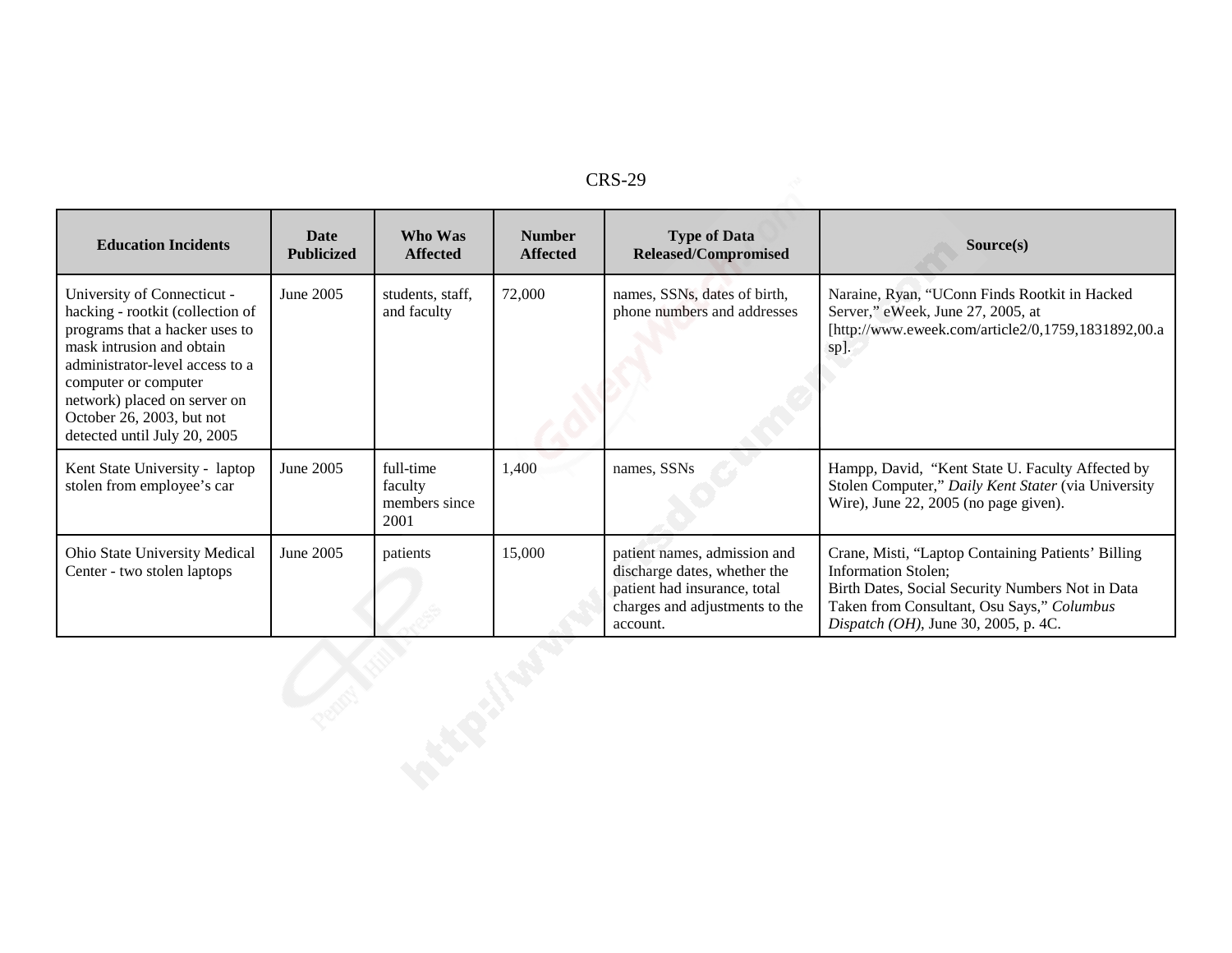| Education Incidents | Date Publicized | Who Was Affected | Number Affected | Type of Data Released/Compromised | Source(s) |
|---|---|---|---|---|---|
| University of Connecticut - hacking - rootkit (collection of programs that a hacker uses to mask intrusion and obtain administrator-level access to a computer or computer network) placed on server on October 26, 2003, but not detected until July 20, 2005 | June 2005 | students, staff, and faculty | 72,000 | names, SSNs, dates of birth, phone numbers and addresses | Naraine, Ryan, "UConn Finds Rootkit in Hacked Server," eWeek, June 27, 2005, at [http://www.eweek.com/article2/0,1759,1831892,00.asp]. |
| Kent State University - laptop stolen from employee's car | June 2005 | full-time faculty members since 2001 | 1,400 | names, SSNs | Hampp, David, "Kent State U. Faculty Affected by Stolen Computer," *Daily Kent Stater* (via University Wire), June 22, 2005 (no page given). |
| Ohio State University Medical Center - two stolen laptops | June 2005 | patients | 15,000 | patient names, admission and discharge dates, whether the patient had insurance, total charges and adjustments to the account. | Crane, Misti, "Laptop Containing Patients' Billing Information Stolen; Birth Dates, Social Security Numbers Not in Data Taken from Consultant, Osu Says," *Columbus Dispatch (OH)*, June 30, 2005, p. 4C. |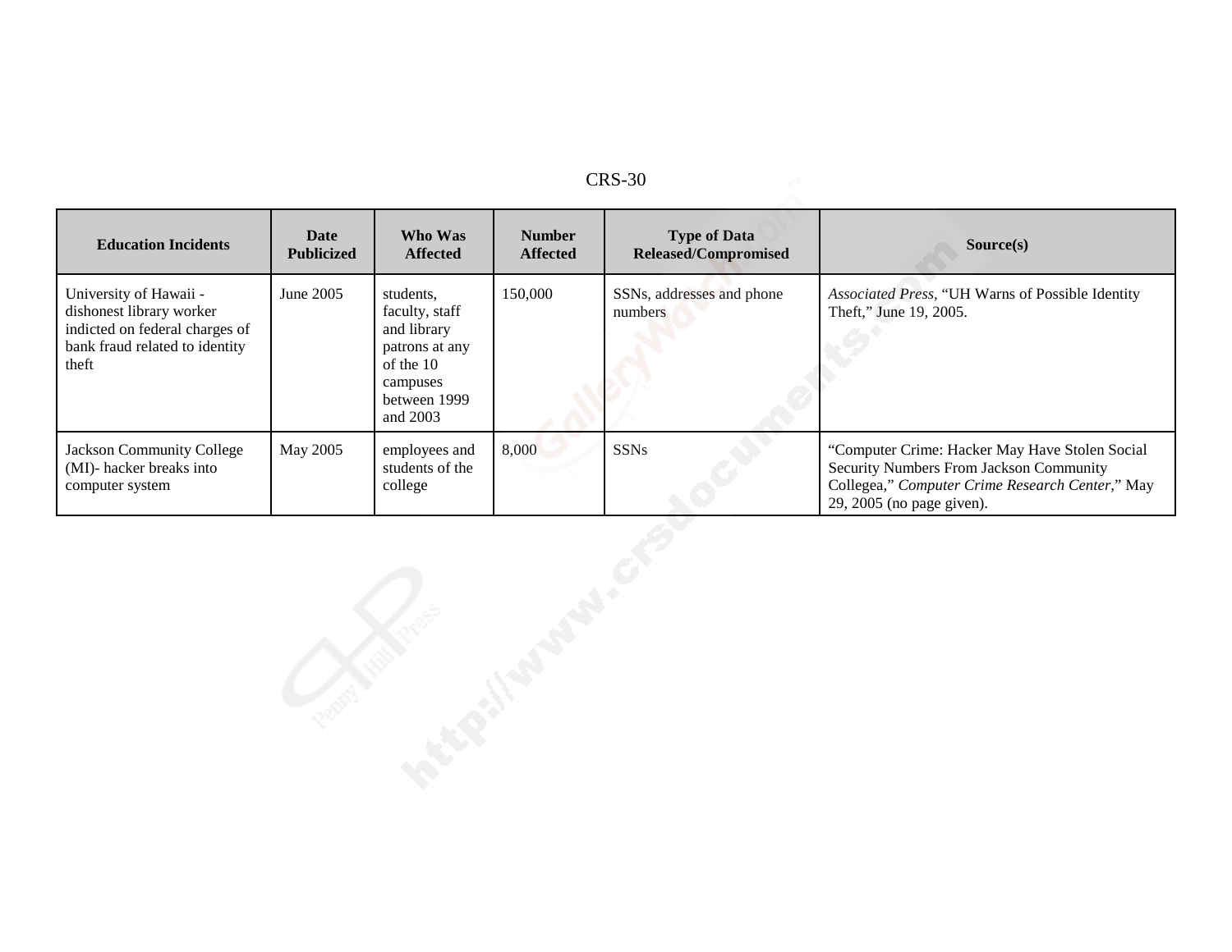| Education Incidents | Date Publicized | Who Was Affected | Number Affected | Type of Data Released/Compromised | Source(s) |
|---|---|---|---|---|---|
| University of Hawaii - dishonest library worker indicted on federal charges of bank fraud related to identity theft | June 2005 | students, faculty, staff and library patrons at any of the 10 campuses between 1999 and 2003 | 150,000 | SSNs, addresses and phone numbers | *Associated Press*, "UH Warns of Possible Identity Theft," June 19, 2005. |
| Jackson Community College (MI)- hacker breaks into computer system | May 2005 | employees and students of the college | 8,000 | SSNs | "Computer Crime: Hacker May Have Stolen Social Security Numbers From Jackson Community Collegea," *Computer Crime Research Center*," May 29, 2005 (no page given). |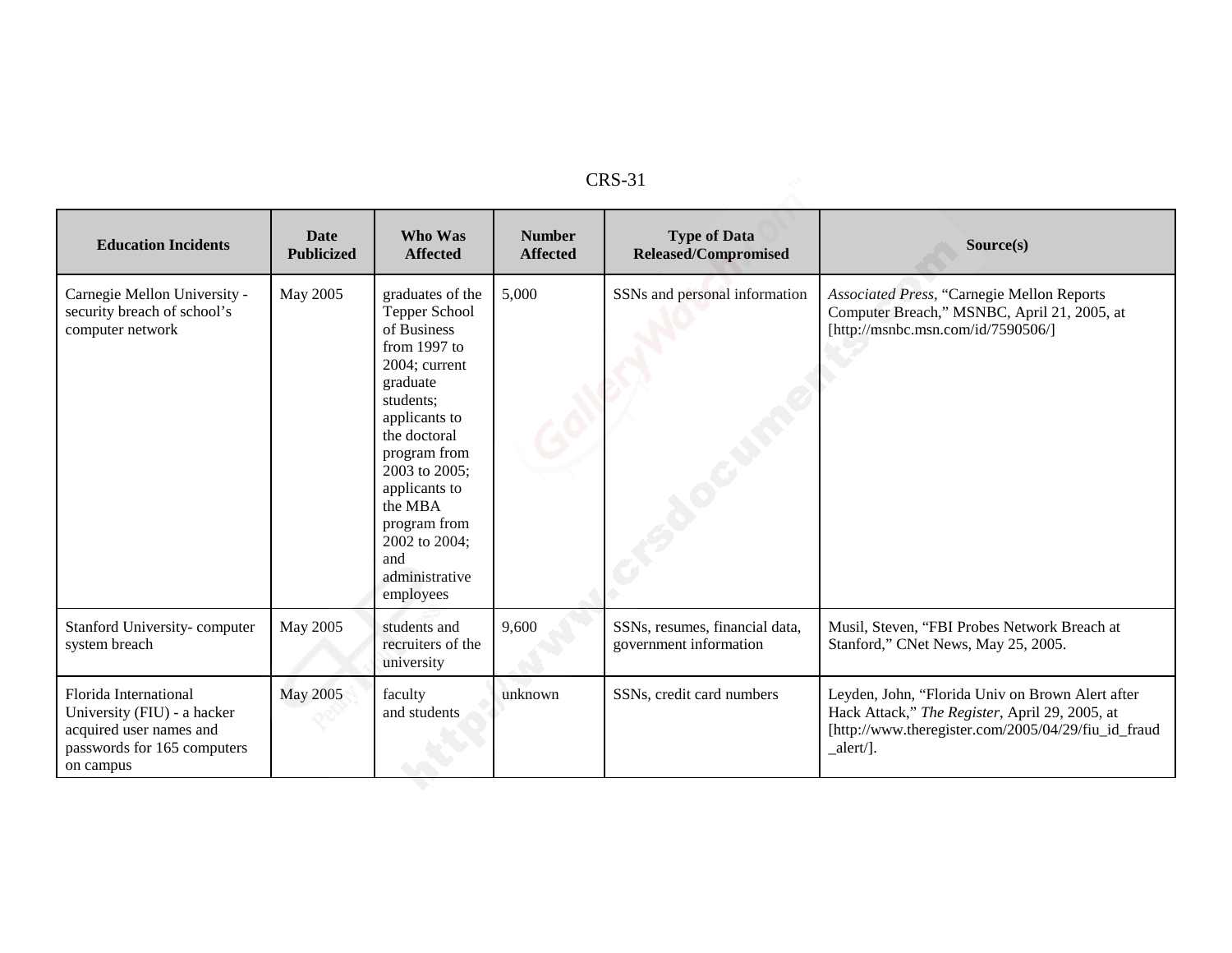| Education Incidents | Date Publicized | Who Was Affected | Number Affected | Type of Data Released/Compromised | Source(s) |
|---|---|---|---|---|---|
| Carnegie Mellon University - security breach of school's computer network | May 2005 | graduates of the Tepper School of Business from 1997 to 2004; current graduate students; applicants to the doctoral program from 2003 to 2005; applicants to the MBA program from 2002 to 2004; and administrative employees | 5,000 | SSNs and personal information | *Associated Press*, "Carnegie Mellon Reports Computer Breach," MSNBC, April 21, 2005, at [http://msnbc.msn.com/id/7590506/] |
| Stanford University- computer system breach | May 2005 | students and recruiters of the university | 9,600 | SSNs, resumes, financial data, government information | Musil, Steven, "FBI Probes Network Breach at Stanford," CNet News, May 25, 2005. |
| Florida International University (FIU) - a hacker acquired user names and passwords for 165 computers on campus | May 2005 | faculty and students | unknown | SSNs, credit card numbers | Leyden, John, "Florida Univ on Brown Alert after Hack Attack," *The Register*, April 29, 2005, at [http://www.theregister.com/2005/04/29/fiu_id_fraud_alert/]. |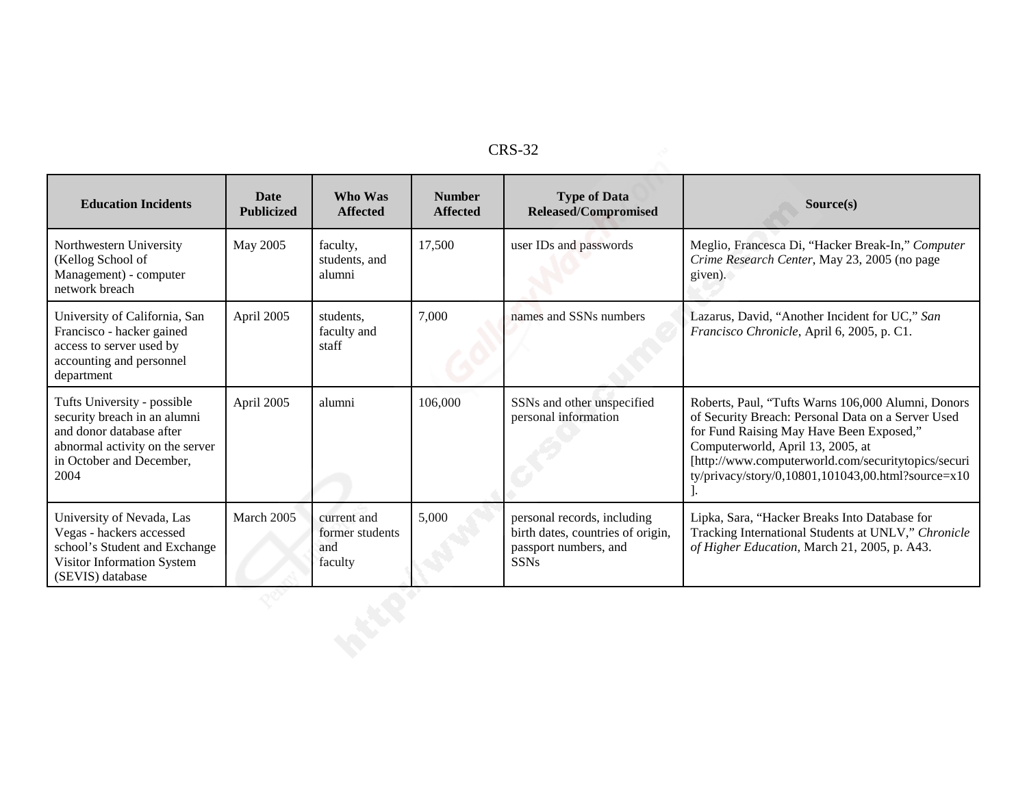| Education Incidents | Date Publicized | Who Was Affected | Number Affected | Type of Data Released/Compromised | Source(s) |
|---|---|---|---|---|---|
| Northwestern University (Kellog School of Management) - computer network breach | May 2005 | faculty, students, and alumni | 17,500 | user IDs and passwords | Meglio, Francesca Di, "Hacker Break-In," *Computer Crime Research Center*, May 23, 2005 (no page given). |
| University of California, San Francisco - hacker gained access to server used by accounting and personnel department | April 2005 | students, faculty and staff | 7,000 | names and SSNs numbers | Lazarus, David, "Another Incident for UC," *San Francisco Chronicle*, April 6, 2005, p. C1. |
| Tufts University - possible security breach in an alumni and donor database after abnormal activity on the server in October and December, 2004 | April 2005 | alumni | 106,000 | SSNs and other unspecified personal information | Roberts, Paul, "Tufts Warns 106,000 Alumni, Donors of Security Breach: Personal Data on a Server Used for Fund Raising May Have Been Exposed," Computerworld, April 13, 2005, at [http://www.computerworld.com/securitytopics/security/privacy/story/0,10801,101043,00.html?source=x10]. |
| University of Nevada, Las Vegas - hackers accessed school's Student and Exchange Visitor Information System (SEVIS) database | March 2005 | current and former students and faculty | 5,000 | personal records, including birth dates, countries of origin, passport numbers, and SSNs | Lipka, Sara, "Hacker Breaks Into Database for Tracking International Students at UNLV," *Chronicle of Higher Education*, March 21, 2005, p. A43. |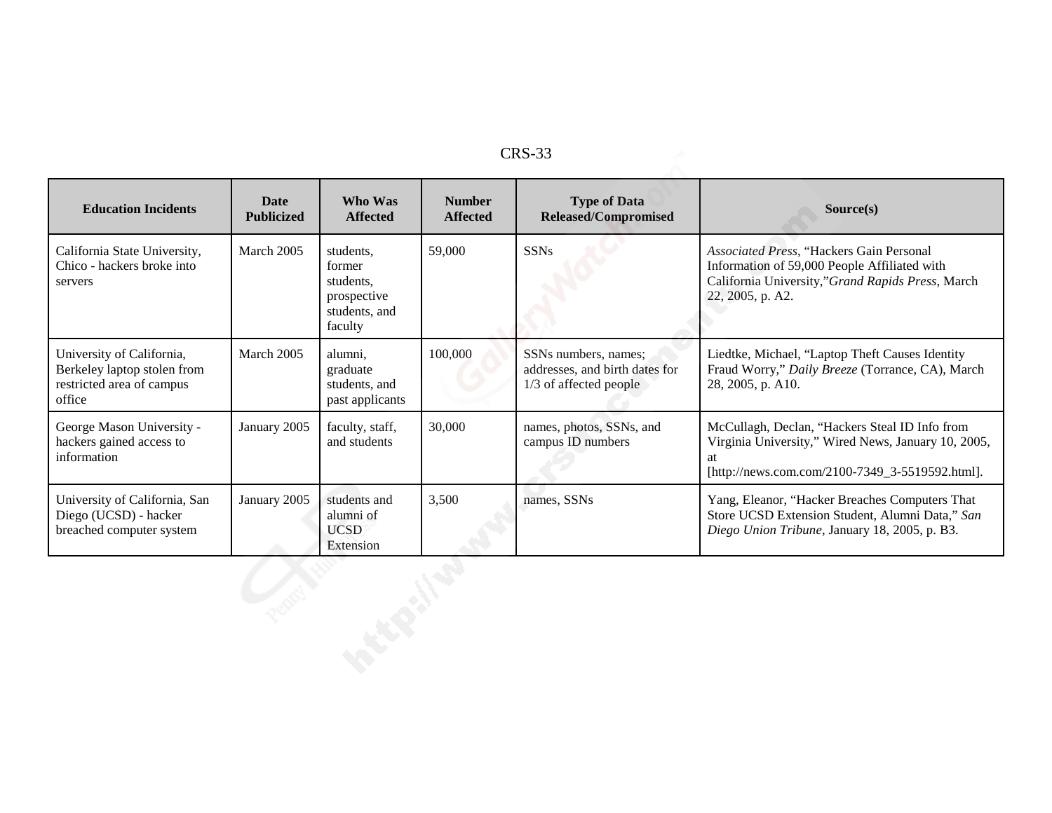| Education Incidents | Date Publicized | Who Was Affected | Number Affected | Type of Data Released/Compromised | Source(s) |
|---|---|---|---|---|---|
| California State University, Chico - hackers broke into servers | March 2005 | students, former students, prospective students, and faculty | 59,000 | SSNs | *Associated Press*, "Hackers Gain Personal Information of 59,000 People Affiliated with California University,"*Grand Rapids Press*, March 22, 2005, p. A2. |
| University of California, Berkeley laptop stolen from restricted area of campus office | March 2005 | alumni, graduate students, and past applicants | 100,000 | SSNs numbers, names; addresses, and birth dates for 1/3 of affected people | Liedtke, Michael, "Laptop Theft Causes Identity Fraud Worry," *Daily Breeze* (Torrance, CA), March 28, 2005, p. A10. |
| George Mason University - hackers gained access to information | January 2005 | faculty, staff, and students | 30,000 | names, photos, SSNs, and campus ID numbers | McCullagh, Declan, "Hackers Steal ID Info from Virginia University," Wired News, January 10, 2005, at [http://news.com.com/2100-7349_3-5519592.html]. |
| University of California, San Diego (UCSD) - hacker breached computer system | January 2005 | students and alumni of UCSD Extension | 3,500 | names, SSNs | Yang, Eleanor, "Hacker Breaches Computers That Store UCSD Extension Student, Alumni Data," *San Diego Union Tribune*, January 18, 2005, p. B3. |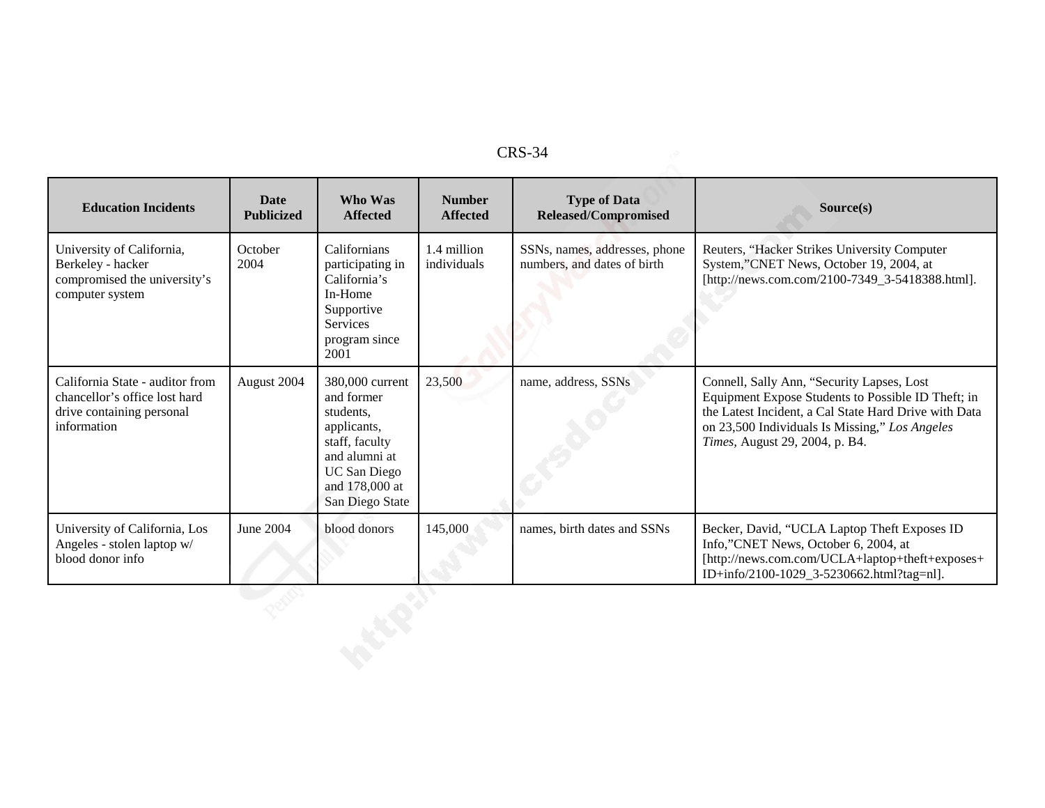| Education Incidents | Date Publicized | Who Was Affected | Number Affected | Type of Data Released/Compromised | Source(s) |
|---|---|---|---|---|---|
| University of California, Berkeley - hacker compromised the university's computer system | October 2004 | Californians participating in California's In-Home Supportive Services program since 2001 | 1.4 million individuals | SSNs, names, addresses, phone numbers, and dates of birth | Reuters, "Hacker Strikes University Computer System,"CNET News, October 19, 2004, at [http://news.com.com/2100-7349_3-5418388.html]. |
| California State - auditor from chancellor's office lost hard drive containing personal information | August 2004 | 380,000 current and former students, applicants, staff, faculty and alumni at UC San Diego and 178,000 at San Diego State | 23,500 | name, address, SSNs | Connell, Sally Ann, "Security Lapses, Lost Equipment Expose Students to Possible ID Theft; in the Latest Incident, a Cal State Hard Drive with Data on 23,500 Individuals Is Missing," *Los Angeles Times*, August 29, 2004, p. B4. |
| University of California, Los Angeles - stolen laptop w/ blood donor info | June 2004 | blood donors | 145,000 | names, birth dates and SSNs | Becker, David, "UCLA Laptop Theft Exposes ID Info,"CNET News, October 6, 2004, at [http://news.com.com/UCLA+laptop+theft+exposes+ID+info/2100-1029_3-5230662.html?tag=nl]. |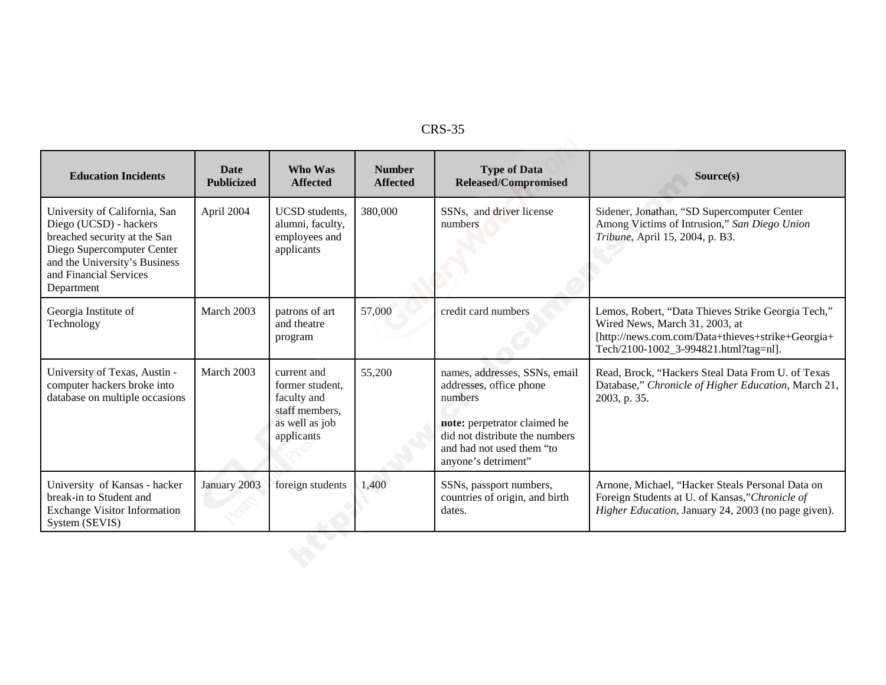| Education Incidents | Date Publicized | Who Was Affected | Number Affected | Type of Data Released/Compromised | Source(s) |
|---|---|---|---|---|---|
| University of California, San Diego (UCSD) - hackers breached security at the San Diego Supercomputer Center and the University's Business and Financial Services Department | April 2004 | UCSD students, alumni, faculty, employees and applicants | 380,000 | SSNs, and driver license numbers | Sidener, Jonathan, "SD Supercomputer Center Among Victims of Intrusion," *San Diego Union Tribune*, April 15, 2004, p. B3. |
| Georgia Institute of Technology | March 2003 | patrons of art and theatre program | 57,000 | credit card numbers | Lemos, Robert, "Data Thieves Strike Georgia Tech," Wired News, March 31, 2003, at [http://news.com.com/Data+thieves+strike+Georgia+Tech/2100-1002_3-994821.html?tag=nl]. |
| University of Texas, Austin - computer hackers broke into database on multiple occasions | March 2003 | current and former student, faculty and staff members, as well as job applicants | 55,200 | names, addresses, SSNs, email addresses, office phone numbers<br><br>**note:** perpetrator claimed he did not distribute the numbers and had not used them "to anyone's detriment" | Read, Brock, "Hackers Steal Data From U. of Texas Database," *Chronicle of Higher Education*, March 21, 2003, p. 35. |
| University of Kansas - hacker break-in to Student and Exchange Visitor Information System (SEVIS) | January 2003 | foreign students | 1,400 | SSNs, passport numbers, countries of origin, and birth dates. | Arnone, Michael, "Hacker Steals Personal Data on Foreign Students at U. of Kansas,"*Chronicle of Higher Education*, January 24, 2003 (no page given). |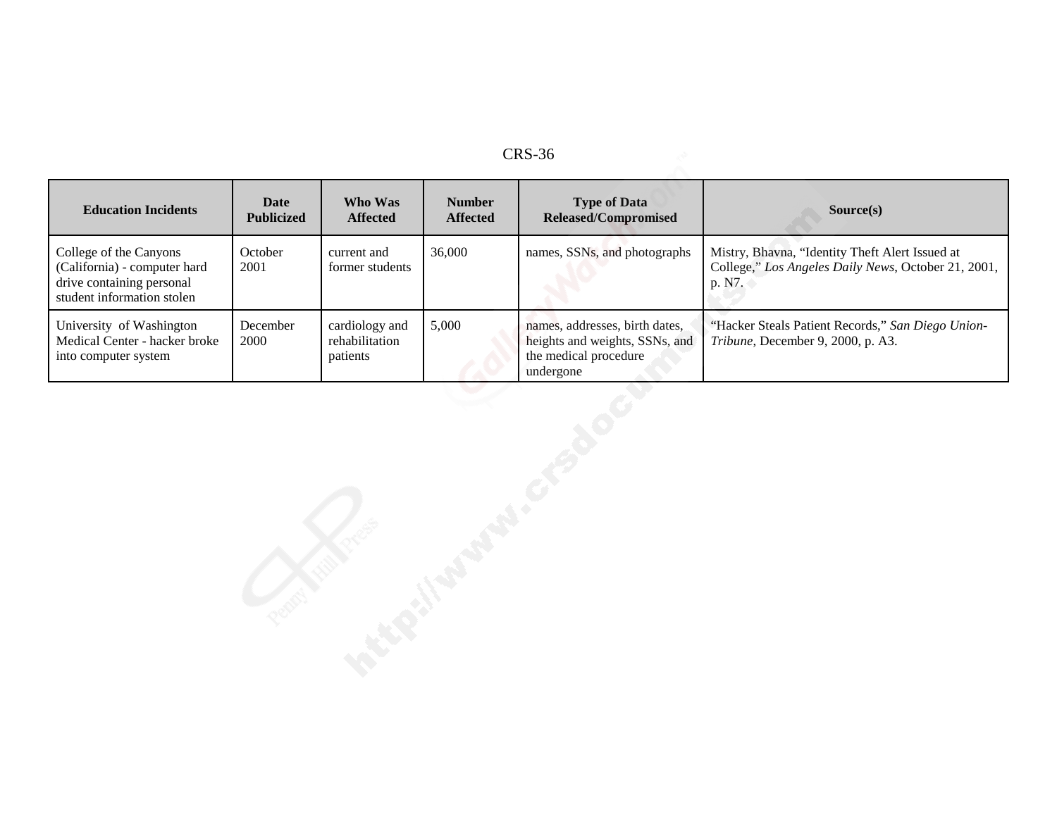| Education Incidents | Date Publicized | Who Was Affected | Number Affected | Type of Data Released/Compromised | Source(s) |
| --- | --- | --- | --- | --- | --- |
| College of the Canyons (California) - computer hard drive containing personal student information stolen | October 2001 | current and former students | 36,000 | names, SSNs, and photographs | Mistry, Bhavna, "Identity Theft Alert Issued at College," *Los Angeles Daily News*, October 21, 2001, p. N7. |
| University of Washington Medical Center - hacker broke into computer system | December 2000 | cardiology and rehabilitation patients | 5,000 | names, addresses, birth dates, heights and weights, SSNs, and the medical procedure undergone | "Hacker Steals Patient Records," *San Diego Union-Tribune*, December 9, 2000, p. A3. |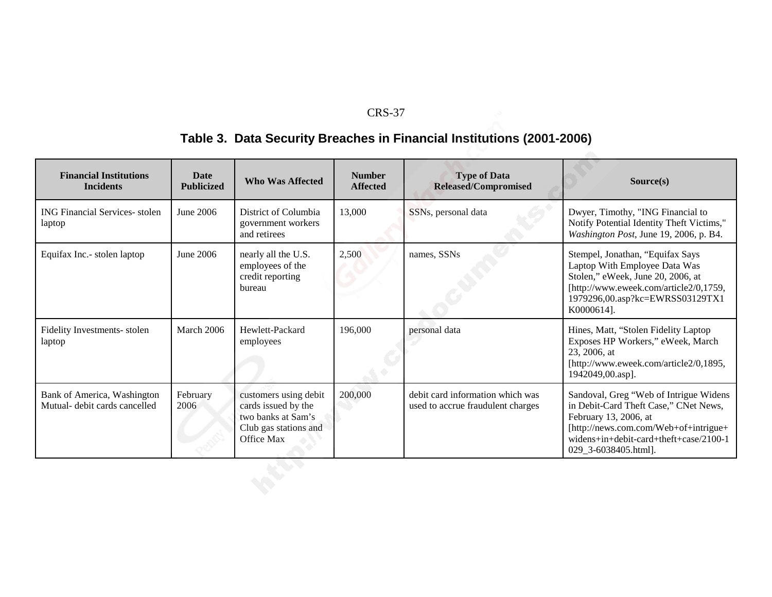## Table 3. Data Security Breaches in Financial Institutions (2001-2006)

| Financial Institutions Incidents | Date Publicized | Who Was Affected | Number Affected | Type of Data Released/Compromised | Source(s) |
|---|---|---|---|---|---|
| ING Financial Services- stolen laptop | June 2006 | District of Columbia government workers and retirees | 13,000 | SSNs, personal data | Dwyer, Timothy, "ING Financial to Notify Potential Identity Theft Victims," *Washington Post*, June 19, 2006, p. B4. |
| Equifax Inc.- stolen laptop | June 2006 | nearly all the U.S. employees of the credit reporting bureau | 2,500 | names, SSNs | Stempel, Jonathan, "Equifax Says Laptop With Employee Data Was Stolen," eWeek, June 20, 2006, at [http://www.eweek.com/article2/0,1759,1979296,00.asp?kc=EWRSS03129TX1K0000614]. |
| Fidelity Investments- stolen laptop | March 2006 | Hewlett-Packard employees | 196,000 | personal data | Hines, Matt, "Stolen Fidelity Laptop Exposes HP Workers," eWeek, March 23, 2006, at [http://www.eweek.com/article2/0,1895,1942049,00.asp]. |
| Bank of America, Washington Mutual- debit cards cancelled | February 2006 | customers using debit cards issued by the two banks at Sam's Club gas stations and Office Max | 200,000 | debit card information which was used to accrue fraudulent charges | Sandoval, Greg "Web of Intrigue Widens in Debit-Card Theft Case," CNet News, February 13, 2006, at [http://news.com.com/Web+of+intrigue+widens+in+debit-card+theft+case/2100-1029_3-6038405.html]. |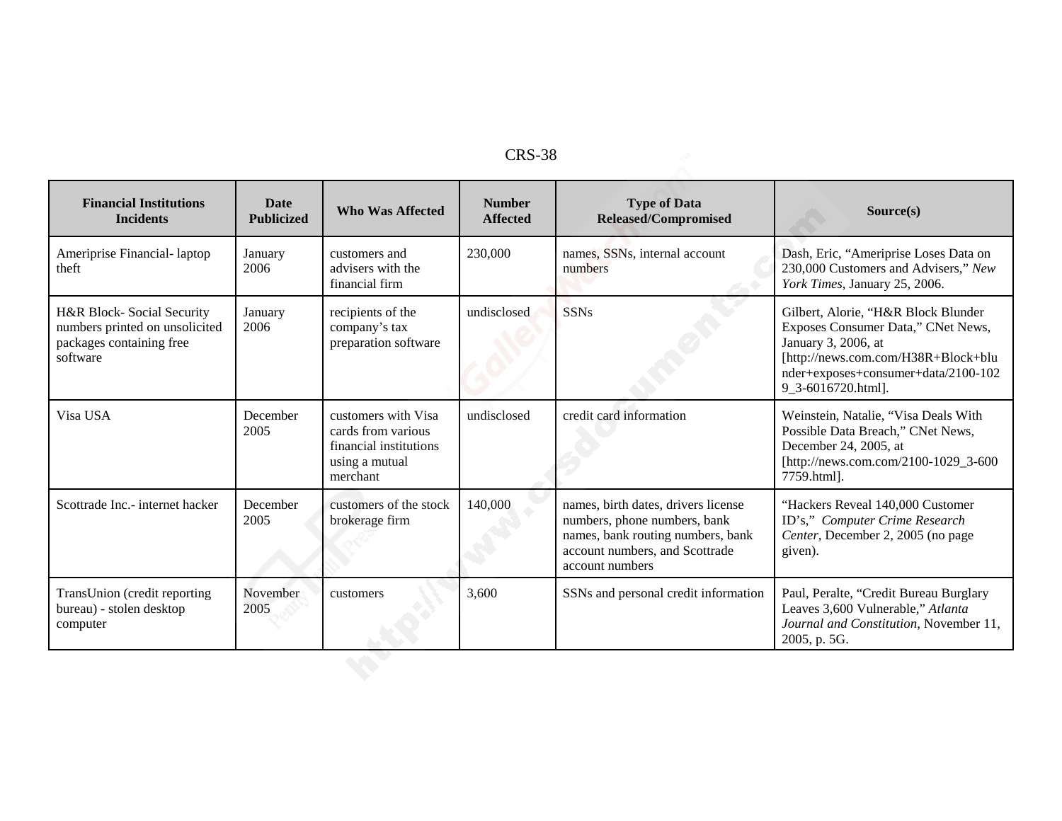| Financial Institutions Incidents | Date Publicized | Who Was Affected | Number Affected | Type of Data Released/Compromised | Source(s) |
|---|---|---|---|---|---|
| Ameriprise Financial- laptop theft | January 2006 | customers and advisers with the financial firm | 230,000 | names, SSNs, internal account numbers | Dash, Eric, "Ameriprise Loses Data on 230,000 Customers and Advisers," *New York Times*, January 25, 2006. |
| H&R Block- Social Security numbers printed on unsolicited packages containing free software | January 2006 | recipients of the company's tax preparation software | undisclosed | SSNs | Gilbert, Alorie, "H&R Block Blunder Exposes Consumer Data," CNet News, January 3, 2006, at [http://news.com.com/H38R+Block+blunder+exposes+consumer+data/2100-1029_3-6016720.html]. |
| Visa USA | December 2005 | customers with Visa cards from various financial institutions using a mutual merchant | undisclosed | credit card information | Weinstein, Natalie, "Visa Deals With Possible Data Breach," CNet News, December 24, 2005, at [http://news.com.com/2100-1029_3-6007759.html]. |
| Scottrade Inc.- internet hacker | December 2005 | customers of the stock brokerage firm | 140,000 | names, birth dates, drivers license numbers, phone numbers, bank names, bank routing numbers, bank account numbers, and Scottrade account numbers | "Hackers Reveal 140,000 Customer ID's," *Computer Crime Research Center*, December 2, 2005 (no page given). |
| TransUnion (credit reporting bureau) - stolen desktop computer | November 2005 | customers | 3,600 | SSNs and personal credit information | Paul, Peralte, "Credit Bureau Burglary Leaves 3,600 Vulnerable," *Atlanta Journal and Constitution*, November 11, 2005, p. 5G. |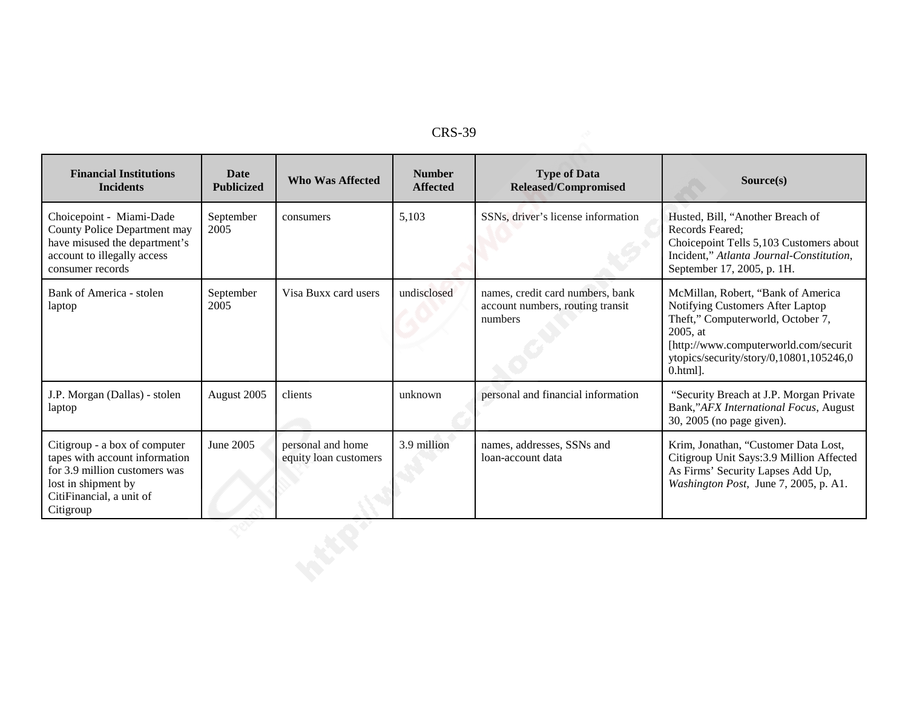| Financial Institutions Incidents | Date Publicized | Who Was Affected | Number Affected | Type of Data Released/Compromised | Source(s) |
|---|---|---|---|---|---|
| Choicepoint - Miami-Dade County Police Department may have misused the department's account to illegally access consumer records | September 2005 | consumers | 5,103 | SSNs, driver's license information | Husted, Bill, "Another Breach of Records Feared; Choicepoint Tells 5,103 Customers about Incident," *Atlanta Journal-Constitution*, September 17, 2005, p. 1H. |
| Bank of America - stolen laptop | September 2005 | Visa Buxx card users | undisclosed | names, credit card numbers, bank account numbers, routing transit numbers | McMillan, Robert, "Bank of America Notifying Customers After Laptop Theft," Computerworld, October 7, 2005, at [http://www.computerworld.com/securitytopics/security/story/0,10801,105246,00.html]. |
| J.P. Morgan (Dallas) - stolen laptop | August 2005 | clients | unknown | personal and financial information | "Security Breach at J.P. Morgan Private Bank,"*AFX International Focus*, August 30, 2005 (no page given). |
| Citigroup - a box of computer tapes with account information for 3.9 million customers was lost in shipment by CitiFinancial, a unit of Citigroup | June 2005 | personal and home equity loan customers | 3.9 million | names, addresses, SSNs and loan-account data | Krim, Jonathan, "Customer Data Lost, Citigroup Unit Says:3.9 Million Affected As Firms' Security Lapses Add Up, *Washington Post*, June 7, 2005, p. A1. |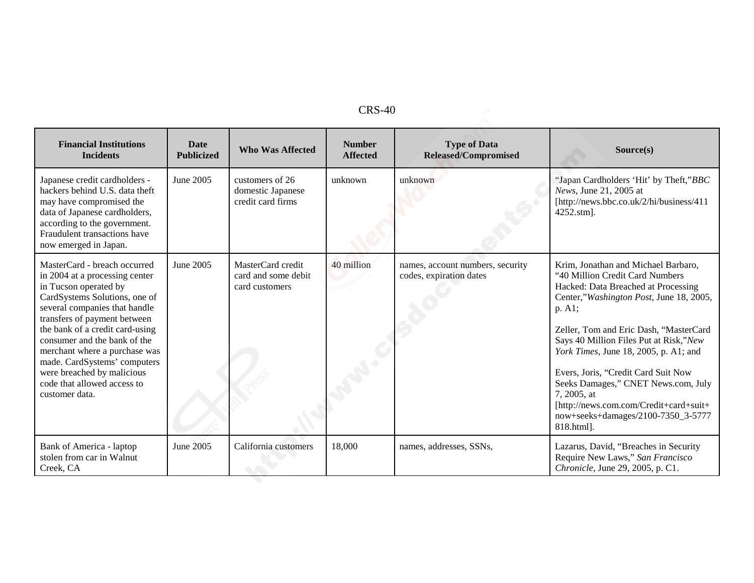| Financial Institutions Incidents | Date Publicized | Who Was Affected | Number Affected | Type of Data Released/Compromised | Source(s) |
|---|---|---|---|---|---|
| Japanese credit cardholders - hackers behind U.S. data theft may have compromised the data of Japanese cardholders, according to the government. Fraudulent transactions have now emerged in Japan. | June 2005 | customers of 26 domestic Japanese credit card firms | unknown | unknown | "Japan Cardholders 'Hit' by Theft," *BBC News*, June 21, 2005 at [http://news.bbc.co.uk/2/hi/business/4114252.stm]. |
| MasterCard - breach occurred in 2004 at a processing center in Tucson operated by CardSystems Solutions, one of several companies that handle transfers of payment between the bank of a credit card-using consumer and the bank of the merchant where a purchase was made. CardSystems' computers were breached by malicious code that allowed access to customer data. | June 2005 | MasterCard credit card and some debit card customers | 40 million | names, account numbers, security codes, expiration dates | Krim, Jonathan and Michael Barbaro, "40 Million Credit Card Numbers Hacked: Data Breached at Processing Center," *Washington Post*, June 18, 2005, p. A1; Zeller, Tom and Eric Dash, "MasterCard Says 40 Million Files Put at Risk," *New York Times*, June 18, 2005, p. A1; and Evers, Joris, "Credit Card Suit Now Seeks Damages," CNET News.com, July 7, 2005, at [http://news.com.com/Credit+card+suit+now+seeks+damages/2100-7350_3-5777818.html]. |
| Bank of America - laptop stolen from car in Walnut Creek, CA | June 2005 | California customers | 18,000 | names, addresses, SSNs, | Lazarus, David, "Breaches in Security Require New Laws," *San Francisco Chronicle*, June 29, 2005, p. C1. |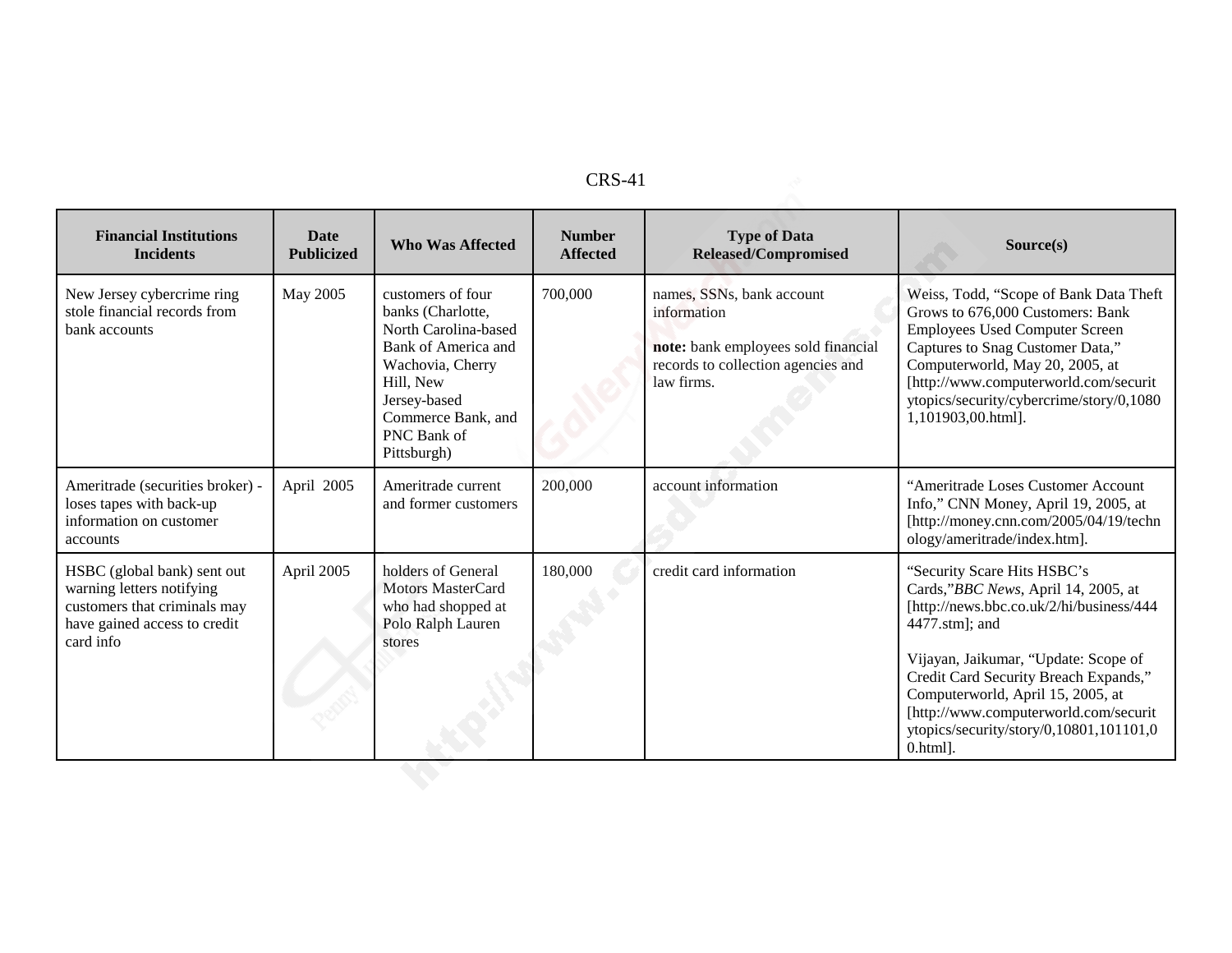| Financial Institutions Incidents | Date Publicized | Who Was Affected | Number Affected | Type of Data Released/Compromised | Source(s) |
|---|---|---|---|---|---|
| New Jersey cybercrime ring stole financial records from bank accounts | May 2005 | customers of four banks (Charlotte, North Carolina-based Bank of America and Wachovia, Cherry Hill, New Jersey-based Commerce Bank, and PNC Bank of Pittsburgh) | 700,000 | names, SSNs, bank account information<br><br>**note:** bank employees sold financial records to collection agencies and law firms. | Weiss, Todd, "Scope of Bank Data Theft Grows to 676,000 Customers: Bank Employees Used Computer Screen Captures to Snag Customer Data," Computerworld, May 20, 2005, at [http://www.computerworld.com/securitytopics/security/cybercrime/story/0,10801,101903,00.html]. |
| Ameritrade (securities broker) - loses tapes with back-up information on customer accounts | April 2005 | Ameritrade current and former customers | 200,000 | account information | "Ameritrade Loses Customer Account Info," CNN Money, April 19, 2005, at [http://money.cnn.com/2005/04/19/technology/ameritrade/index.htm]. |
| HSBC (global bank) sent out warning letters notifying customers that criminals may have gained access to credit card info | April 2005 | holders of General Motors MasterCard who had shopped at Polo Ralph Lauren stores | 180,000 | credit card information | "Security Scare Hits HSBC's Cards,"*BBC News*, April 14, 2005, at [http://news.bbc.co.uk/2/hi/business/4444477.stm]; and<br><br>Vijayan, Jaikumar, "Update: Scope of Credit Card Security Breach Expands," Computerworld, April 15, 2005, at [http://www.computerworld.com/securitytopics/security/story/0,10801,101101,00.html]. |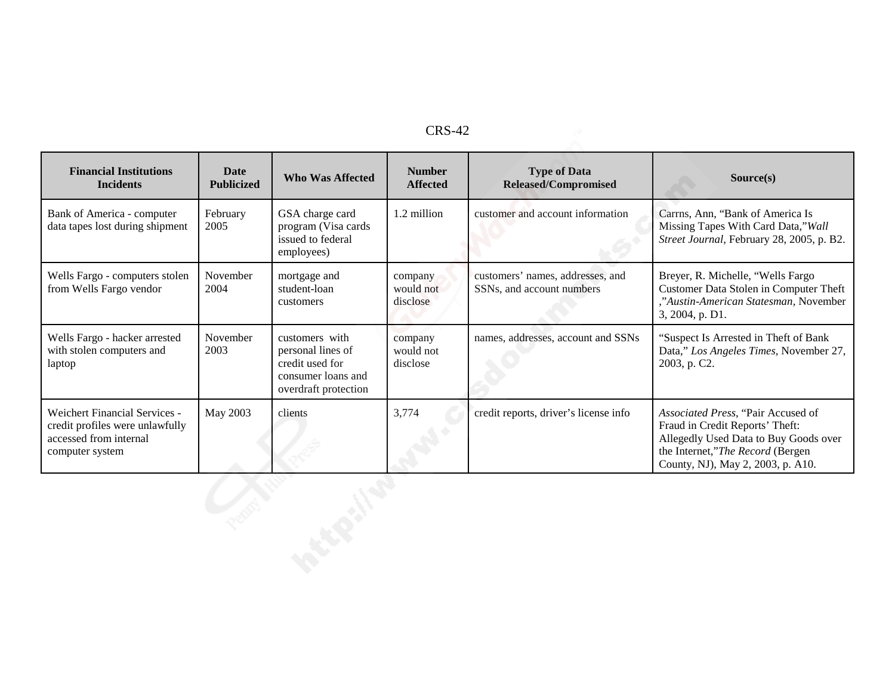| Financial Institutions Incidents | Date Publicized | Who Was Affected | Number Affected | Type of Data Released/Compromised | Source(s) |
|---|---|---|---|---|---|
| Bank of America - computer data tapes lost during shipment | February 2005 | GSA charge card program (Visa cards issued to federal employees) | 1.2 million | customer and account information | Carrns, Ann, "Bank of America Is Missing Tapes With Card Data,"*Wall Street Journal*, February 28, 2005, p. B2. |
| Wells Fargo - computers stolen from Wells Fargo vendor | November 2004 | mortgage and student-loan customers | company would not disclose | customers' names, addresses, and SSNs, and account numbers | Breyer, R. Michelle, "Wells Fargo Customer Data Stolen in Computer Theft ,"*Austin-American Statesman*, November 3, 2004, p. D1. |
| Wells Fargo - hacker arrested with stolen computers and laptop | November 2003 | customers with personal lines of credit used for consumer loans and overdraft protection | company would not disclose | names, addresses, account and SSNs | "Suspect Is Arrested in Theft of Bank Data," *Los Angeles Times*, November 27, 2003, p. C2. |
| Weichert Financial Services - credit profiles were unlawfully accessed from internal computer system | May 2003 | clients | 3,774 | credit reports, driver's license info | *Associated Press*, "Pair Accused of Fraud in Credit Reports' Theft: Allegedly Used Data to Buy Goods over the Internet,"*The Record* (Bergen County, NJ), May 2, 2003, p. A10. |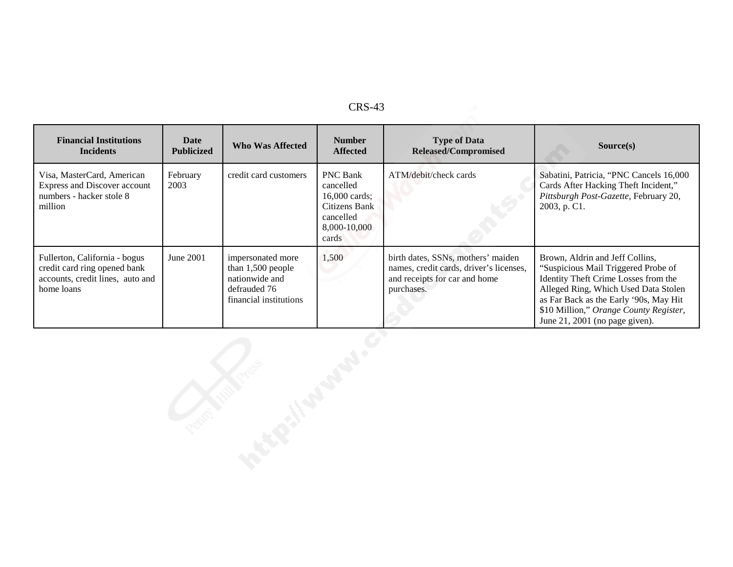| Financial Institutions Incidents | Date Publicized | Who Was Affected | Number Affected | Type of Data Released/Compromised | Source(s) |
|---|---|---|---|---|---|
| Visa, MasterCard, American Express and Discover account numbers - hacker stole 8 million | February 2003 | credit card customers | PNC Bank cancelled 16,000 cards; Citizens Bank cancelled 8,000-10,000 cards | ATM/debit/check cards | Sabatini, Patricia, "PNC Cancels 16,000 Cards After Hacking Theft Incident," *Pittsburgh Post-Gazette*, February 20, 2003, p. C1. |
| Fullerton, California - bogus credit card ring opened bank accounts, credit lines, auto and home loans | June 2001 | impersonated more than 1,500 people nationwide and defrauded 76 financial institutions | 1,500 | birth dates, SSNs, mothers' maiden names, credit cards, driver's licenses, and receipts for car and home purchases. | Brown, Aldrin and Jeff Collins, "Suspicious Mail Triggered Probe of Identity Theft Crime Losses from the Alleged Ring, Which Used Data Stolen as Far Back as the Early '90s, May Hit $10 Million," *Orange County Register*, June 21, 2001 (no page given). |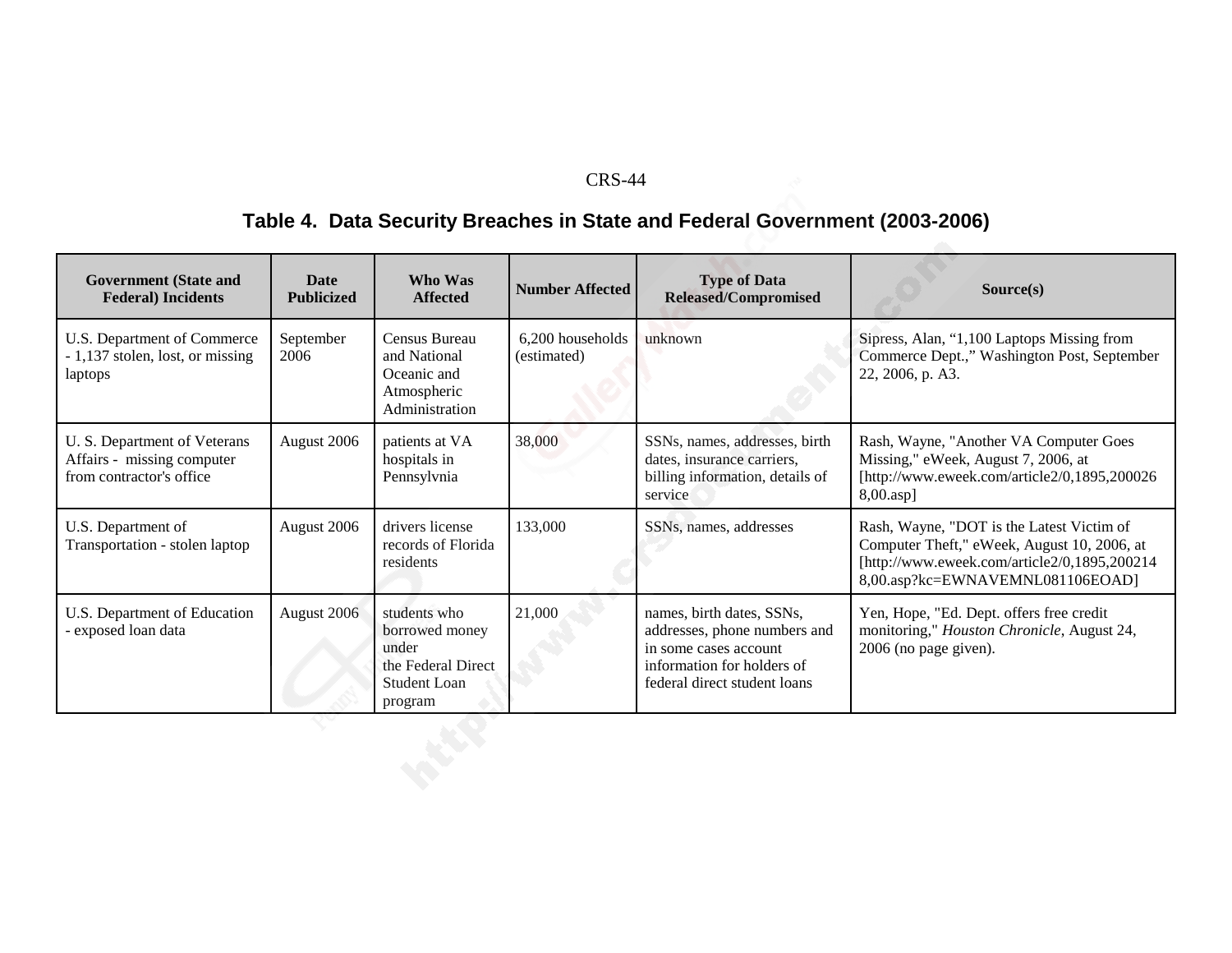## Table 4. Data Security Breaches in State and Federal Government (2003-2006)

| Government (State and Federal) Incidents | Date Publicized | Who Was Affected | Number Affected | Type of Data Released/Compromised | Source(s) |
|---|---|---|---|---|---|
| U.S. Department of Commerce - 1,137 stolen, lost, or missing laptops | September 2006 | Census Bureau and National Oceanic and Atmospheric Administration | 6,200 households (estimated) | unknown | Sipress, Alan, "1,100 Laptops Missing from Commerce Dept.," Washington Post, September 22, 2006, p. A3. |
| U. S. Department of Veterans Affairs - missing computer from contractor's office | August 2006 | patients at VA hospitals in Pennsylvnia | 38,000 | SSNs, names, addresses, birth dates, insurance carriers, billing information, details of service | Rash, Wayne, "Another VA Computer Goes Missing," eWeek, August 7, 2006, at [http://www.eweek.com/article2/0,1895,2000268,00.asp] |
| U.S. Department of Transportation - stolen laptop | August 2006 | drivers license records of Florida residents | 133,000 | SSNs, names, addresses | Rash, Wayne, "DOT is the Latest Victim of Computer Theft," eWeek, August 10, 2006, at [http://www.eweek.com/article2/0,1895,2002148,00.asp?kc=EWNAVEMNL081106EOAD] |
| U.S. Department of Education - exposed loan data | August 2006 | students who borrowed money under the Federal Direct Student Loan program | 21,000 | names, birth dates, SSNs, addresses, phone numbers and in some cases account information for holders of federal direct student loans | Yen, Hope, "Ed. Dept. offers free credit monitoring," *Houston Chronicle*, August 24, 2006 (no page given). |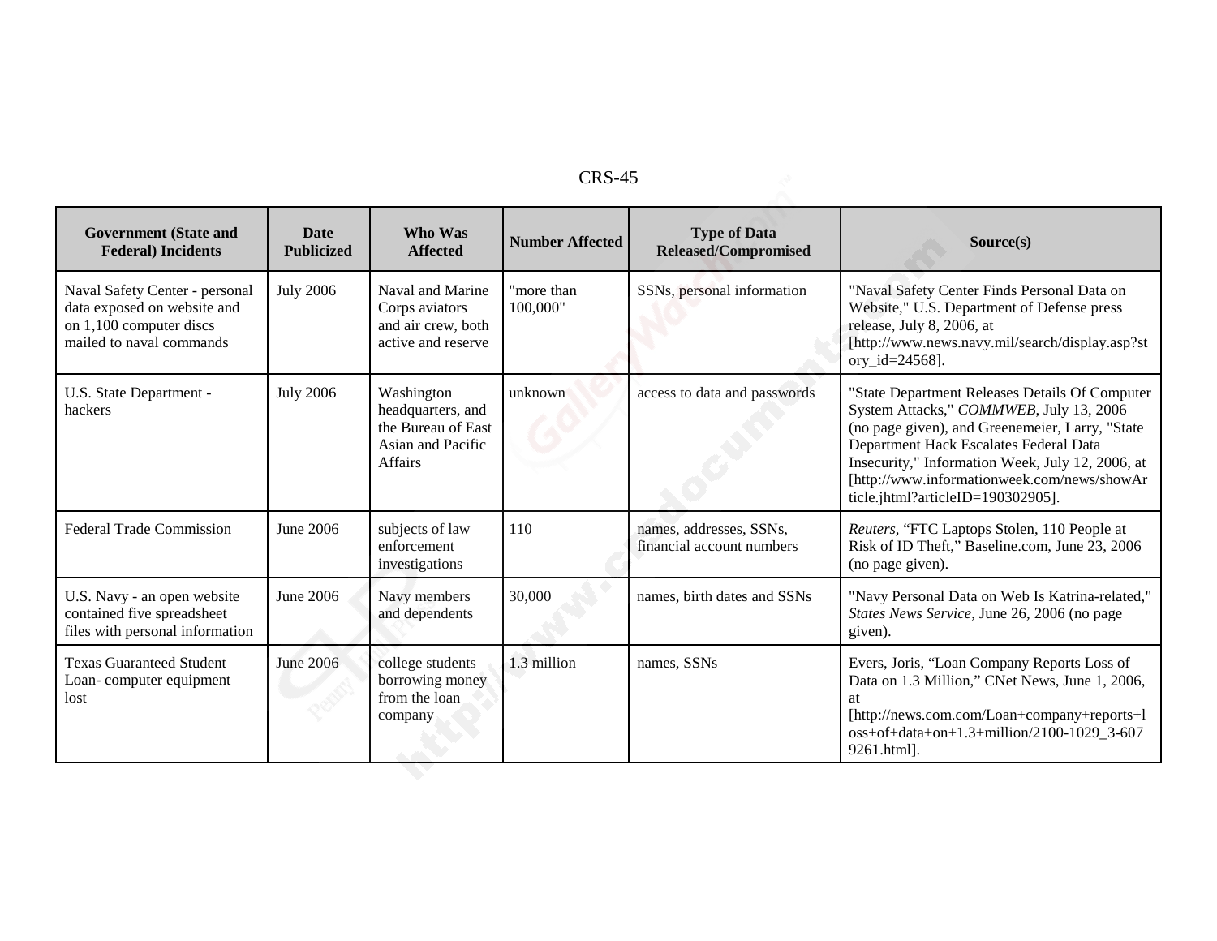| Government (State and Federal) Incidents | Date Publicized | Who Was Affected | Number Affected | Type of Data Released/Compromised | Source(s) |
|---|---|---|---|---|---|
| Naval Safety Center - personal data exposed on website and on 1,100 computer discs mailed to naval commands | July 2006 | Naval and Marine Corps aviators and air crew, both active and reserve | "more than 100,000" | SSNs, personal information | "Naval Safety Center Finds Personal Data on Website," U.S. Department of Defense press release, July 8, 2006, at [http://www.news.navy.mil/search/display.asp?story_id=24568]. |
| U.S. State Department - hackers | July 2006 | Washington headquarters, and the Bureau of East Asian and Pacific Affairs | unknown | access to data and passwords | "State Department Releases Details Of Computer System Attacks," *COMMWEB*, July 13, 2006 (no page given), and Greenemeier, Larry, "State Department Hack Escalates Federal Data Insecurity," Information Week, July 12, 2006, at [http://www.informationweek.com/news/showArticle.jhtml?articleID=190302905]. |
| Federal Trade Commission | June 2006 | subjects of law enforcement investigations | 110 | names, addresses, SSNs, financial account numbers | *Reuters*, "FTC Laptops Stolen, 110 People at Risk of ID Theft," Baseline.com, June 23, 2006 (no page given). |
| U.S. Navy - an open website contained five spreadsheet files with personal information | June 2006 | Navy members and dependents | 30,000 | names, birth dates and SSNs | "Navy Personal Data on Web Is Katrina-related," *States News Service*, June 26, 2006 (no page given). |
| Texas Guaranteed Student Loan- computer equipment lost | June 2006 | college students borrowing money from the loan company | 1.3 million | names, SSNs | Evers, Joris, "Loan Company Reports Loss of Data on 1.3 Million," CNet News, June 1, 2006, at [http://news.com.com/Loan+company+reports+loss+of+data+on+1.3+million/2100-1029_3-6079261.html]. |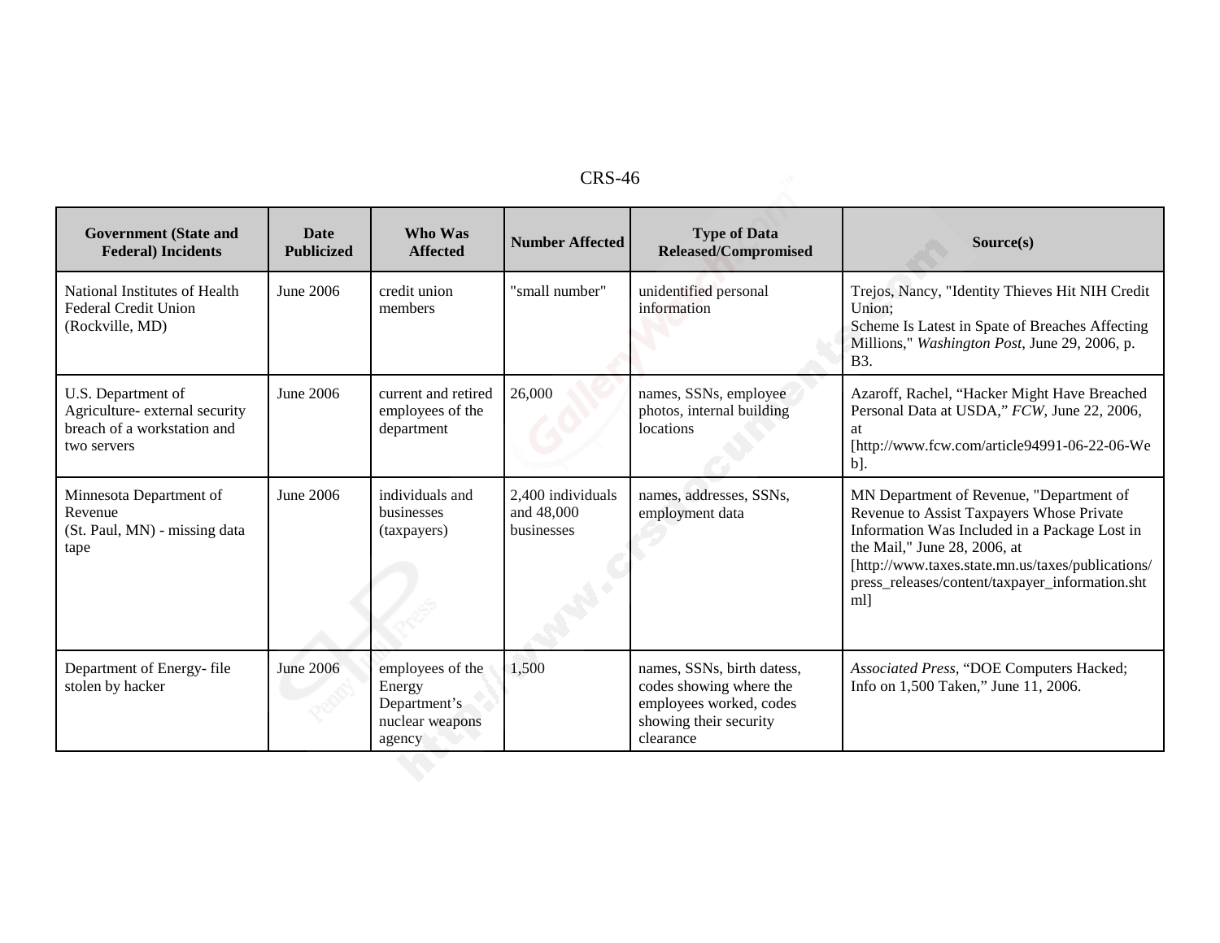| Government (State and Federal) Incidents | Date Publicized | Who Was Affected | Number Affected | Type of Data Released/Compromised | Source(s) |
| --- | --- | --- | --- | --- | --- |
| National Institutes of Health Federal Credit Union (Rockville, MD) | June 2006 | credit union members | "small number" | unidentified personal information | Trejos, Nancy, "Identity Thieves Hit NIH Credit Union; Scheme Is Latest in Spate of Breaches Affecting Millions," *Washington Post*, June 29, 2006, p. B3. |
| U.S. Department of Agriculture- external security breach of a workstation and two servers | June 2006 | current and retired employees of the department | 26,000 | names, SSNs, employee photos, internal building locations | Azaroff, Rachel, "Hacker Might Have Breached Personal Data at USDA," *FCW*, June 22, 2006, at [http://www.fcw.com/article94991-06-22-06-Web]. |
| Minnesota Department of Revenue (St. Paul, MN) - missing data tape | June 2006 | individuals and businesses (taxpayers) | 2,400 individuals and 48,000 businesses | names, addresses, SSNs, employment data | MN Department of Revenue, "Department of Revenue to Assist Taxpayers Whose Private Information Was Included in a Package Lost in the Mail," June 28, 2006, at [http://www.taxes.state.mn.us/taxes/publications/press_releases/content/taxpayer_information.shtml] |
| Department of Energy- file stolen by hacker | June 2006 | employees of the Energy Department's nuclear weapons agency | 1,500 | names, SSNs, birth datess, codes showing where the employees worked, codes showing their security clearance | *Associated Press*, "DOE Computers Hacked; Info on 1,500 Taken," June 11, 2006. |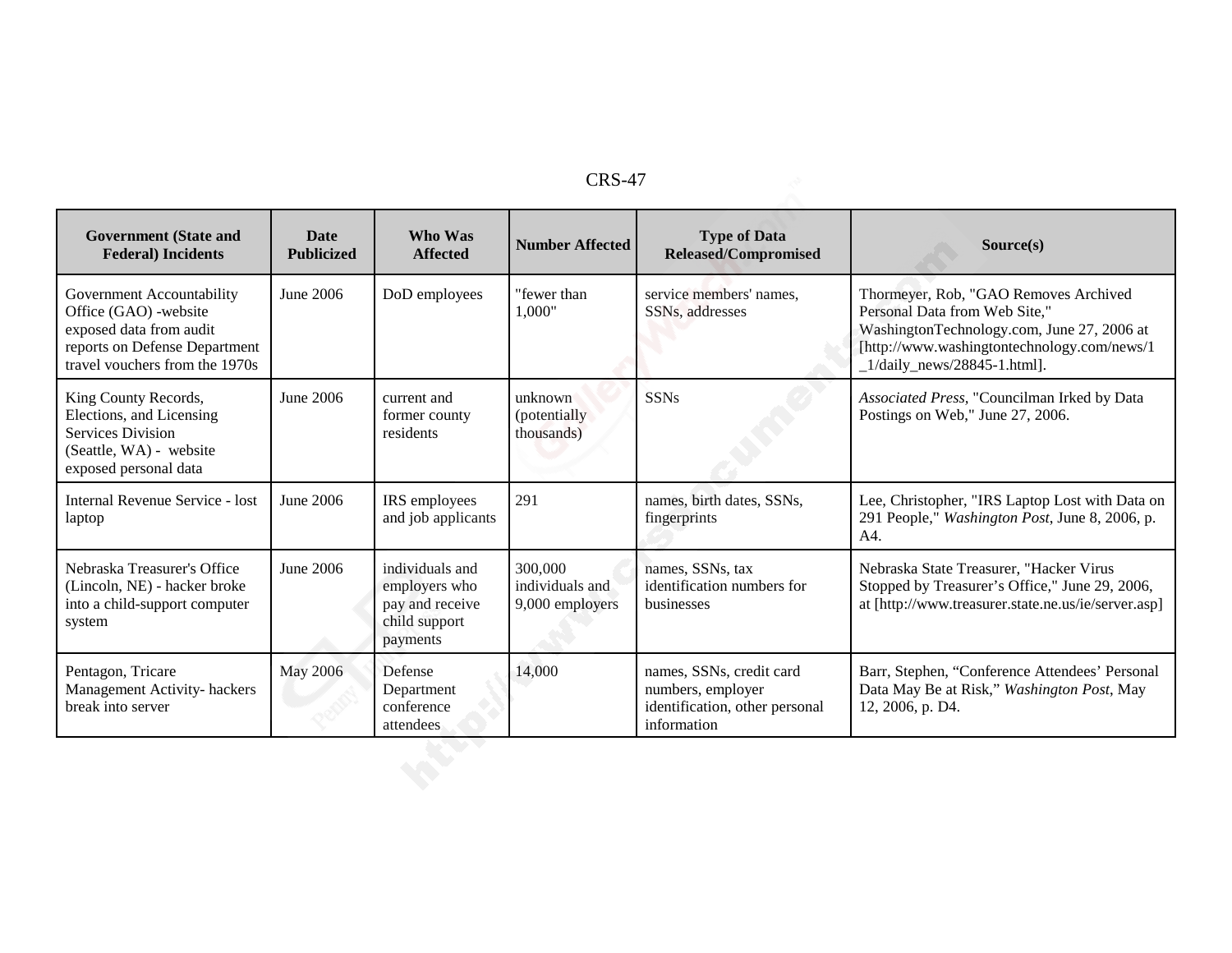| Government (State and Federal) Incidents | Date Publicized | Who Was Affected | Number Affected | Type of Data Released/Compromised | Source(s) |
|---|---|---|---|---|---|
| Government Accountability Office (GAO) -website exposed data from audit reports on Defense Department travel vouchers from the 1970s | June 2006 | DoD employees | "fewer than 1,000" | service members' names, SSNs, addresses | Thormeyer, Rob, "GAO Removes Archived Personal Data from Web Site," WashingtonTechnology.com, June 27, 2006 at [http://www.washingtontechnology.com/news/1_1/daily_news/28845-1.html]. |
| King County Records, Elections, and Licensing Services Division (Seattle, WA) - website exposed personal data | June 2006 | current and former county residents | unknown (potentially thousands) | SSNs | *Associated Press*, "Councilman Irked by Data Postings on Web," June 27, 2006. |
| Internal Revenue Service - lost laptop | June 2006 | IRS employees and job applicants | 291 | names, birth dates, SSNs, fingerprints | Lee, Christopher, "IRS Laptop Lost with Data on 291 People," *Washington Post*, June 8, 2006, p. A4. |
| Nebraska Treasurer's Office (Lincoln, NE) - hacker broke into a child-support computer system | June 2006 | individuals and employers who pay and receive child support payments | 300,000 individuals and 9,000 employers | names, SSNs, tax identification numbers for businesses | Nebraska State Treasurer, "Hacker Virus Stopped by Treasurer's Office," June 29, 2006, at [http://www.treasurer.state.ne.us/ie/server.asp] |
| Pentagon, Tricare Management Activity- hackers break into server | May 2006 | Defense Department conference attendees | 14,000 | names, SSNs, credit card numbers, employer identification, other personal information | Barr, Stephen, "Conference Attendees' Personal Data May Be at Risk," *Washington Post*, May 12, 2006, p. D4. |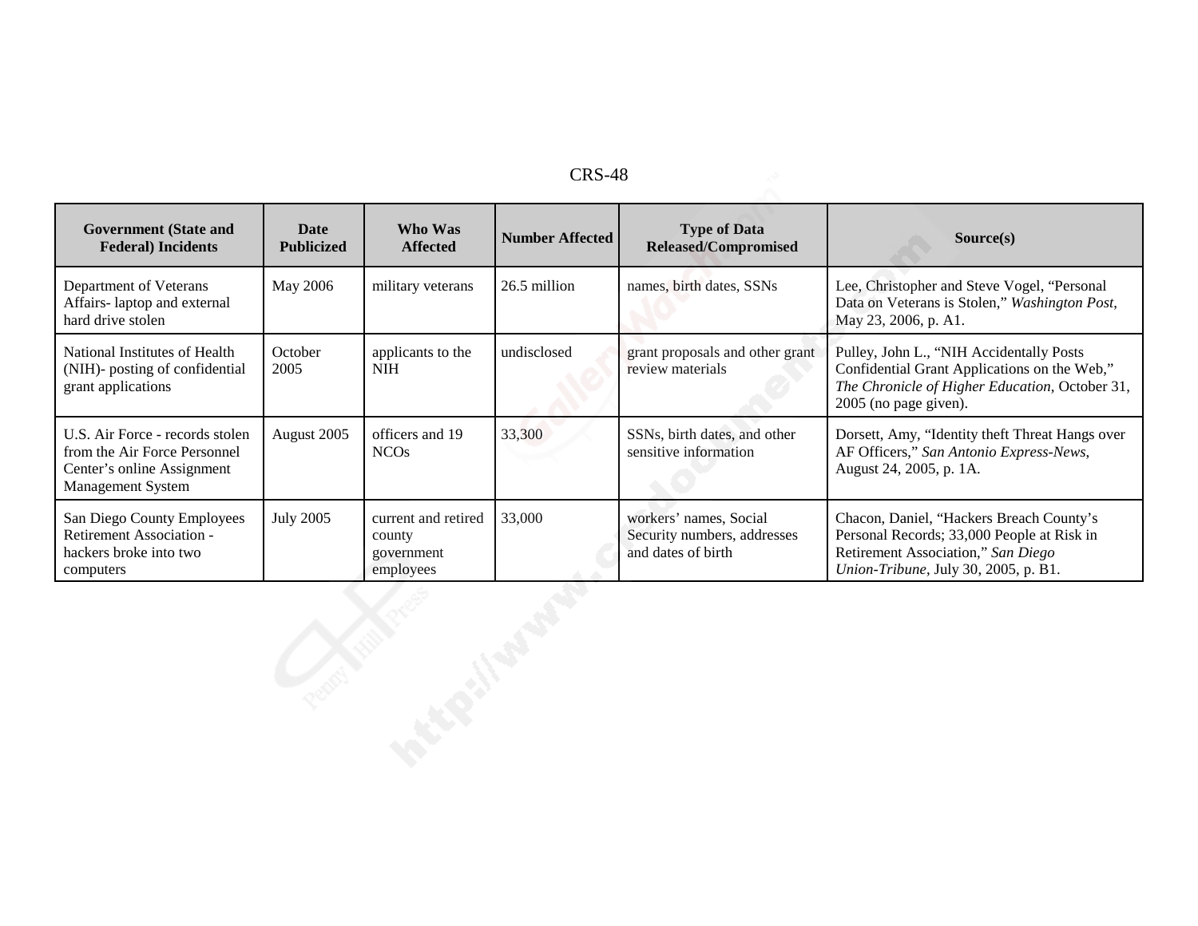| Government (State and Federal) Incidents | Date Publicized | Who Was Affected | Number Affected | Type of Data Released/Compromised | Source(s) |
|---|---|---|---|---|---|
| Department of Veterans Affairs- laptop and external hard drive stolen | May 2006 | military veterans | 26.5 million | names, birth dates, SSNs | Lee, Christopher and Steve Vogel, "Personal Data on Veterans is Stolen," *Washington Post*, May 23, 2006, p. A1. |
| National Institutes of Health (NIH)- posting of confidential grant applications | October 2005 | applicants to the NIH | undisclosed | grant proposals and other grant review materials | Pulley, John L., "NIH Accidentally Posts Confidential Grant Applications on the Web," *The Chronicle of Higher Education*, October 31, 2005 (no page given). |
| U.S. Air Force - records stolen from the Air Force Personnel Center's online Assignment Management System | August 2005 | officers and 19 NCOs | 33,300 | SSNs, birth dates, and other sensitive information | Dorsett, Amy, "Identity theft Threat Hangs over AF Officers," *San Antonio Express-News*, August 24, 2005, p. 1A. |
| San Diego County Employees Retirement Association - hackers broke into two computers | July 2005 | current and retired county government employees | 33,000 | workers' names, Social Security numbers, addresses and dates of birth | Chacon, Daniel, "Hackers Breach County's Personal Records; 33,000 People at Risk in Retirement Association," *San Diego Union-Tribune*, July 30, 2005, p. B1. |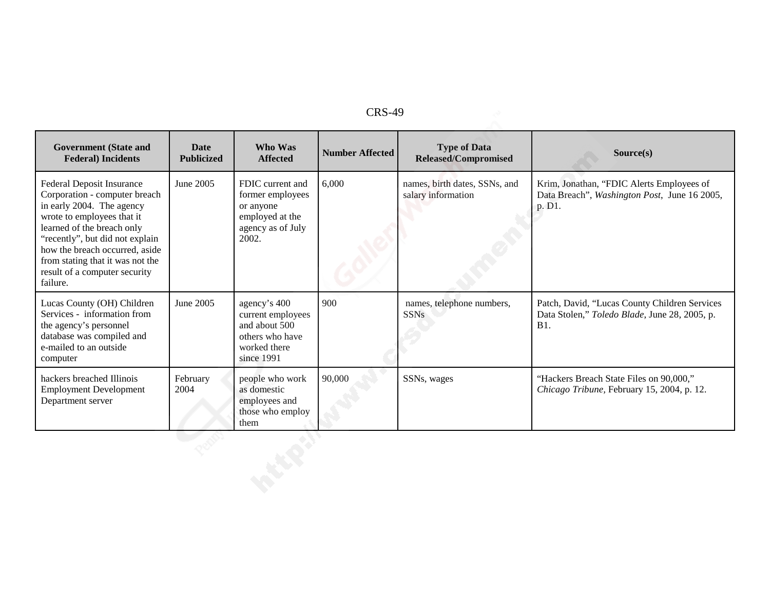| Government (State and Federal) Incidents | Date Publicized | Who Was Affected | Number Affected | Type of Data Released/Compromised | Source(s) |
|---|---|---|---|---|---|
| Federal Deposit Insurance Corporation - computer breach in early 2004. The agency wrote to employees that it learned of the breach only "recently", but did not explain how the breach occurred, aside from stating that it was not the result of a computer security failure. | June 2005 | FDIC current and former employees or anyone employed at the agency as of July 2002. | 6,000 | names, birth dates, SSNs, and salary information | Krim, Jonathan, "FDIC Alerts Employees of Data Breach", *Washington Post*, June 16 2005, p. D1. |
| Lucas County (OH) Children Services - information from the agency's personnel database was compiled and e-mailed to an outside computer | June 2005 | agency's 400 current employees and about 500 others who have worked there since 1991 | 900 | names, telephone numbers, SSNs | Patch, David, "Lucas County Children Services Data Stolen," *Toledo Blade*, June 28, 2005, p. B1. |
| hackers breached Illinois Employment Development Department server | February 2004 | people who work as domestic employees and those who employ them | 90,000 | SSNs, wages | "Hackers Breach State Files on 90,000," *Chicago Tribune*, February 15, 2004, p. 12. |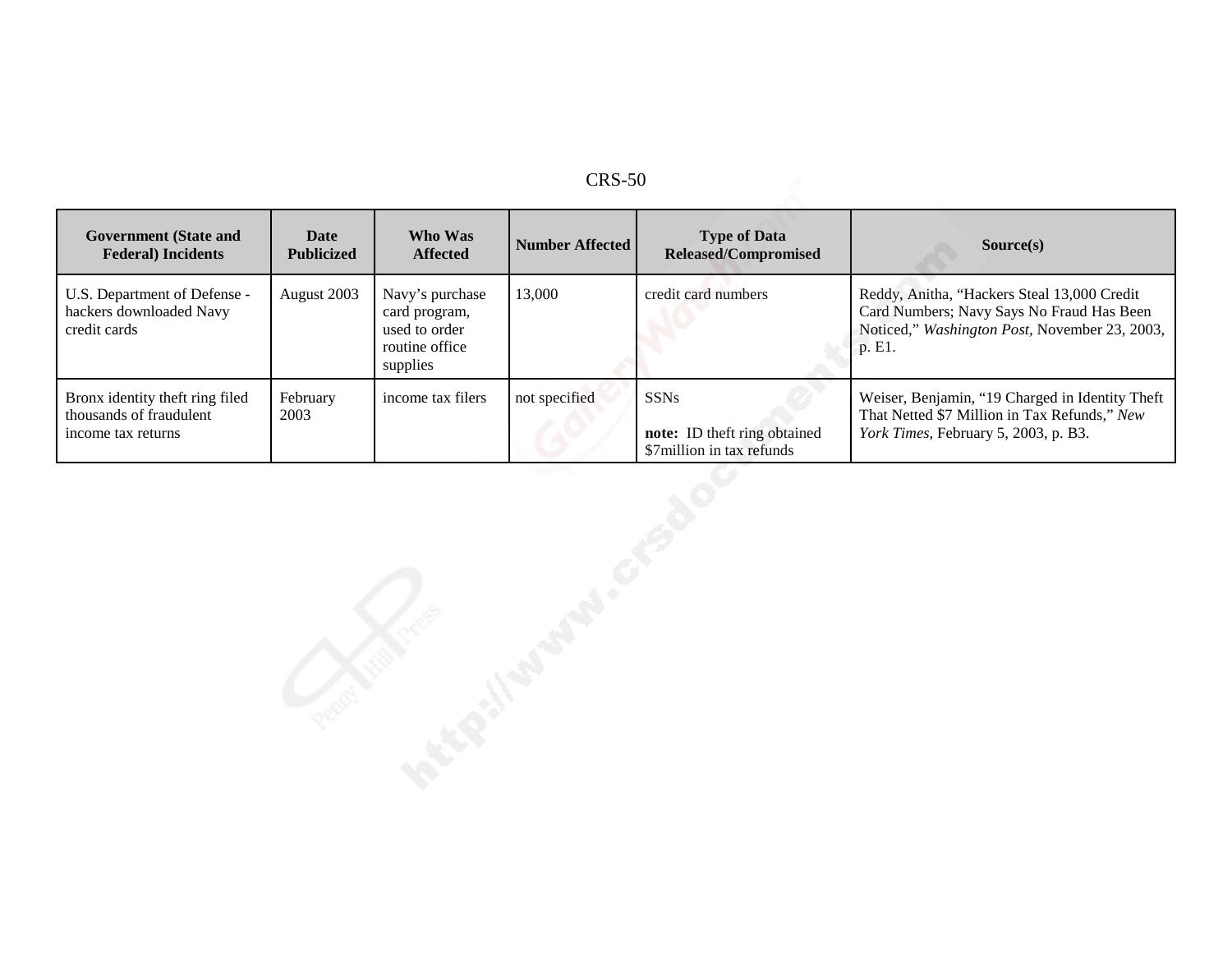| Government (State and Federal) Incidents | Date Publicized | Who Was Affected | Number Affected | Type of Data Released/Compromised | Source(s) |
|---|---|---|---|---|---|
| U.S. Department of Defense - hackers downloaded Navy credit cards | August 2003 | Navy's purchase card program, used to order routine office supplies | 13,000 | credit card numbers | Reddy, Anitha, "Hackers Steal 13,000 Credit Card Numbers; Navy Says No Fraud Has Been Noticed," *Washington Post*, November 23, 2003, p. E1. |
| Bronx identity theft ring filed thousands of fraudulent income tax returns | February 2003 | income tax filers | not specified | SSNs<br><br>**note:** ID theft ring obtained $7million in tax refunds | Weiser, Benjamin, "19 Charged in Identity Theft That Netted $7 Million in Tax Refunds," *New York Times*, February 5, 2003, p. B3. |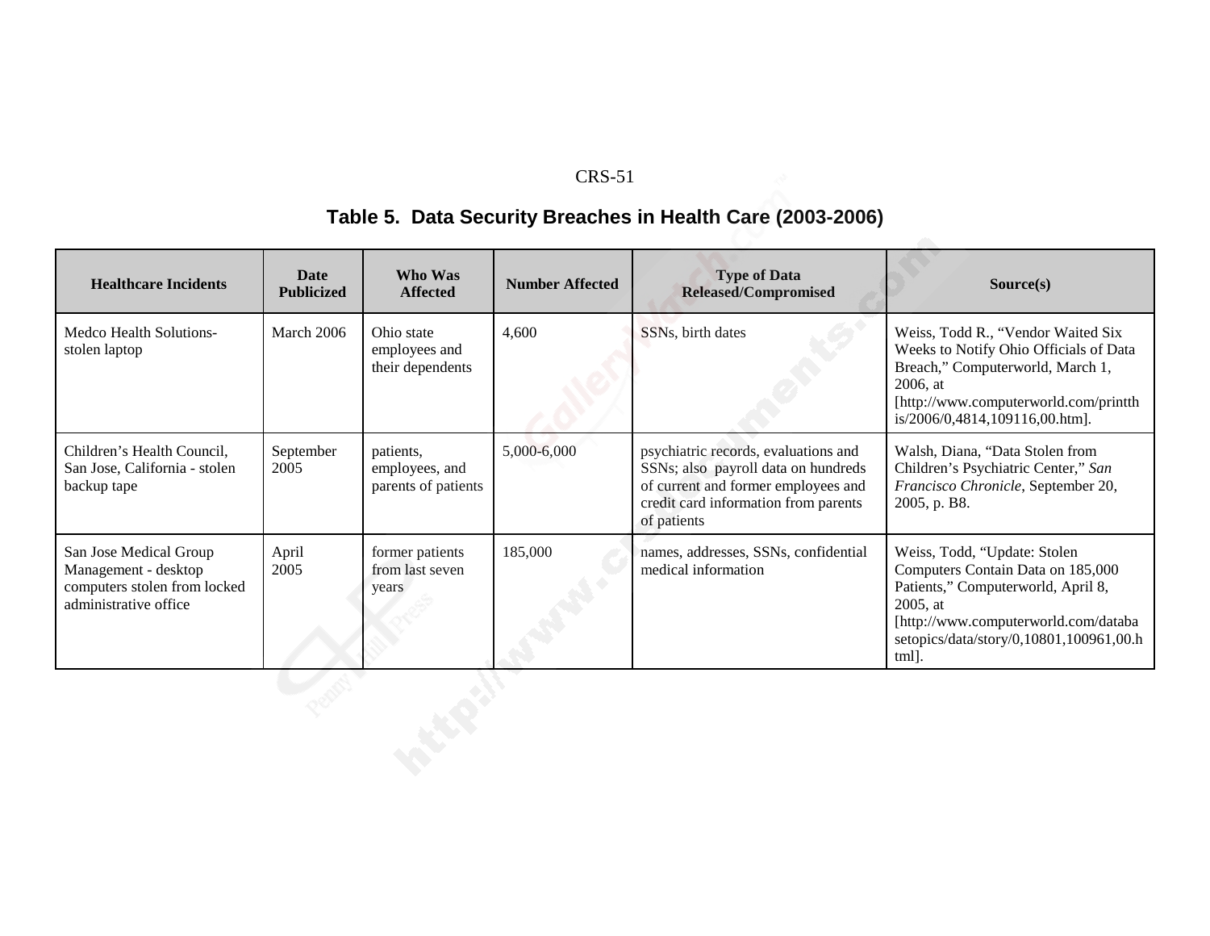## Table 5. Data Security Breaches in Health Care (2003-2006)

| Healthcare Incidents | Date Publicized | Who Was Affected | Number Affected | Type of Data Released/Compromised | Source(s) |
| --- | --- | --- | --- | --- | --- |
| Medco Health Solutions-stolen laptop | March 2006 | Ohio state employees and their dependents | 4,600 | SSNs, birth dates | Weiss, Todd R., "Vendor Waited Six Weeks to Notify Ohio Officials of Data Breach," Computerworld, March 1, 2006, at [http://www.computerworld.com/printthis/2006/0,4814,109116,00.htm]. |
| Children's Health Council, San Jose, California - stolen backup tape | September 2005 | patients, employees, and parents of patients | 5,000-6,000 | psychiatric records, evaluations and SSNs; also payroll data on hundreds of current and former employees and credit card information from parents of patients | Walsh, Diana, "Data Stolen from Children's Psychiatric Center," *San Francisco Chronicle*, September 20, 2005, p. B8. |
| San Jose Medical Group Management - desktop computers stolen from locked administrative office | April 2005 | former patients from last seven years | 185,000 | names, addresses, SSNs, confidential medical information | Weiss, Todd, "Update: Stolen Computers Contain Data on 185,000 Patients," Computerworld, April 8, 2005, at [http://www.computerworld.com/databasetopics/data/story/0,10801,100961,00.html]. |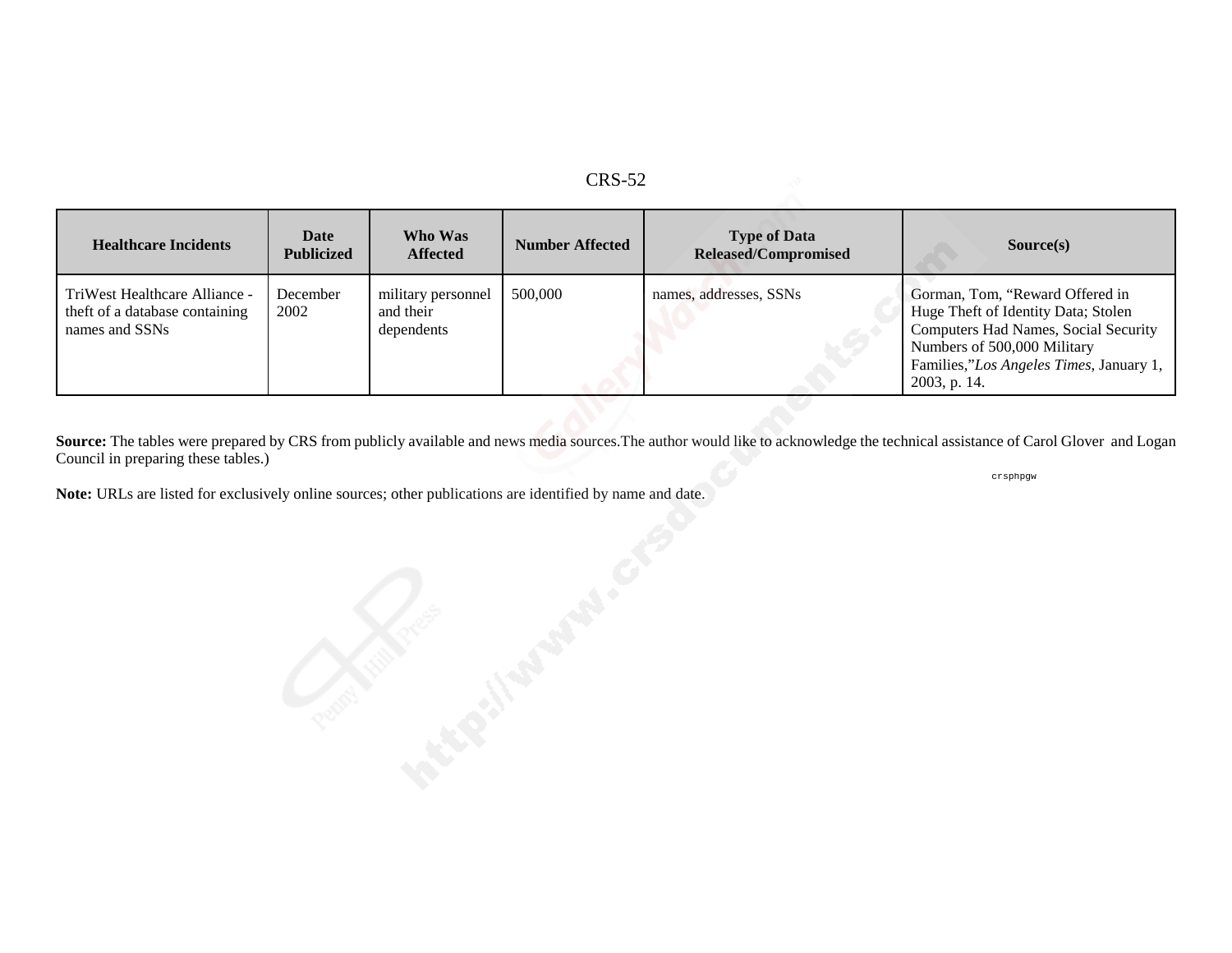| Healthcare Incidents | Date Publicized | Who Was Affected | Number Affected | Type of Data Released/Compromised | Source(s) |
|---|---|---|---|---|---|
| TriWest Healthcare Alliance - theft of a database containing names and SSNs | December 2002 | military personnel and their dependents | 500,000 | names, addresses, SSNs | Gorman, Tom, "Reward Offered in Huge Theft of Identity Data; Stolen Computers Had Names, Social Security Numbers of 500,000 Military Families,"*Los Angeles Times*, January 1, 2003, p. 14. |

**Source:** The tables were prepared by CRS from publicly available and news media sources.The author would like to acknowledge the technical assistance of Carol Glover and Logan Council in preparing these tables.)

**Note:** URLs are listed for exclusively online sources; other publications are identified by name and date.